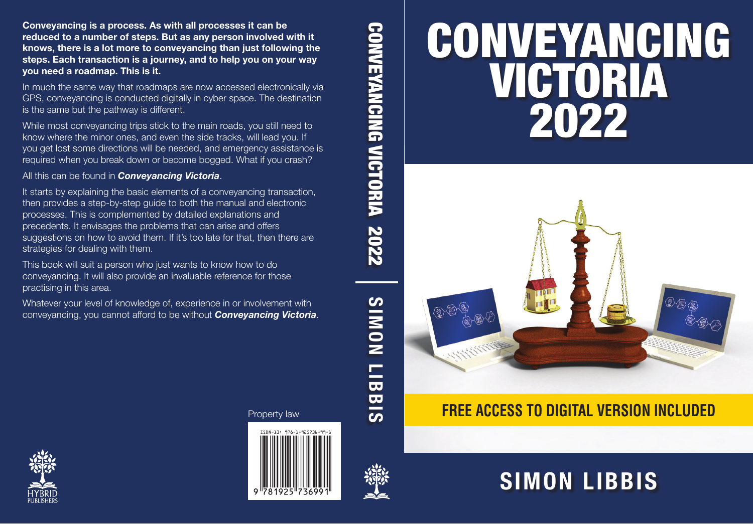# CONVEYANCING VICTORIA 2022

**FREE ACCESS TO DIGITAL VERSION INCLUDED**

## SIMON LIBBIS

**Conveyancing is a process. As with all processes it can be reduced to a number of steps. But as any person involved with it knows, there is a lot more to conveyancing than just following the steps. Each transaction is a journey, and to help you on your way you need a roadmap. This is it.**

In much the same way that roadmaps are now accessed electronically via GPS, conveyancing is conducted digitally in cyber space. The destination is the same but the pathway is different.

While most conveyancing trips stick to the main roads, you still need to know where the minor ones, and even the side tracks, will lead you. If you get lost some directions will be needed, and emergency assistance is required when you break down or become bogged. What if you crash?

All this can be found in ***Conveyancing Victoria***.

It starts by explaining the basic elements of a conveyancing transaction, then provides a step-by-step guide to both the manual and electronic processes. This is complemented by detailed explanations and precedents. It envisages the problems that can arise and offers suggestions on how to avoid them. If it's too late for that, then there are strategies for dealing with them.

This book will suit a person who just wants to know how to do conveyancing. It will also provide an invaluable reference for those practising in this area.

Whatever your level of knowledge of, experience in or involvement with conveyancing, you cannot afford to be without ***Conveyancing Victoria***.

Property law

ISBN-13: 978-1-925736-99-1

9 781925 736991

HYBRID PUBLISHERS

CONVEYANCING VICTORIA 2022 | SIMON LIBBIS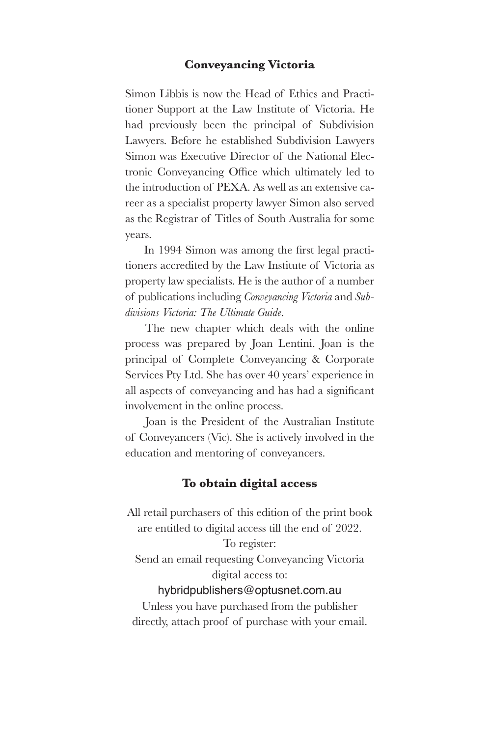## Conveyancing Victoria

Simon Libbis is now the Head of Ethics and Practitioner Support at the Law Institute of Victoria. He had previously been the principal of Subdivision Lawyers. Before he established Subdivision Lawyers Simon was Executive Director of the National Electronic Conveyancing Office which ultimately led to the introduction of PEXA. As well as an extensive career as a specialist property lawyer Simon also served as the Registrar of Titles of South Australia for some years.

In 1994 Simon was among the first legal practitioners accredited by the Law Institute of Victoria as property law specialists. He is the author of a number of publications including *Conveyancing Victoria* and *Subdivisions Victoria: The Ultimate Guide*.

The new chapter which deals with the online process was prepared by Joan Lentini. Joan is the principal of Complete Conveyancing & Corporate Services Pty Ltd. She has over 40 years' experience in all aspects of conveyancing and has had a significant involvement in the online process.

Joan is the President of the Australian Institute of Conveyancers (Vic). She is actively involved in the education and mentoring of conveyancers.

## To obtain digital access

All retail purchasers of this edition of the print book are entitled to digital access till the end of 2022.

To register:

Send an email requesting Conveyancing Victoria digital access to:

hybridpublishers@optusnet.com.au

Unless you have purchased from the publisher directly, attach proof of purchase with your email.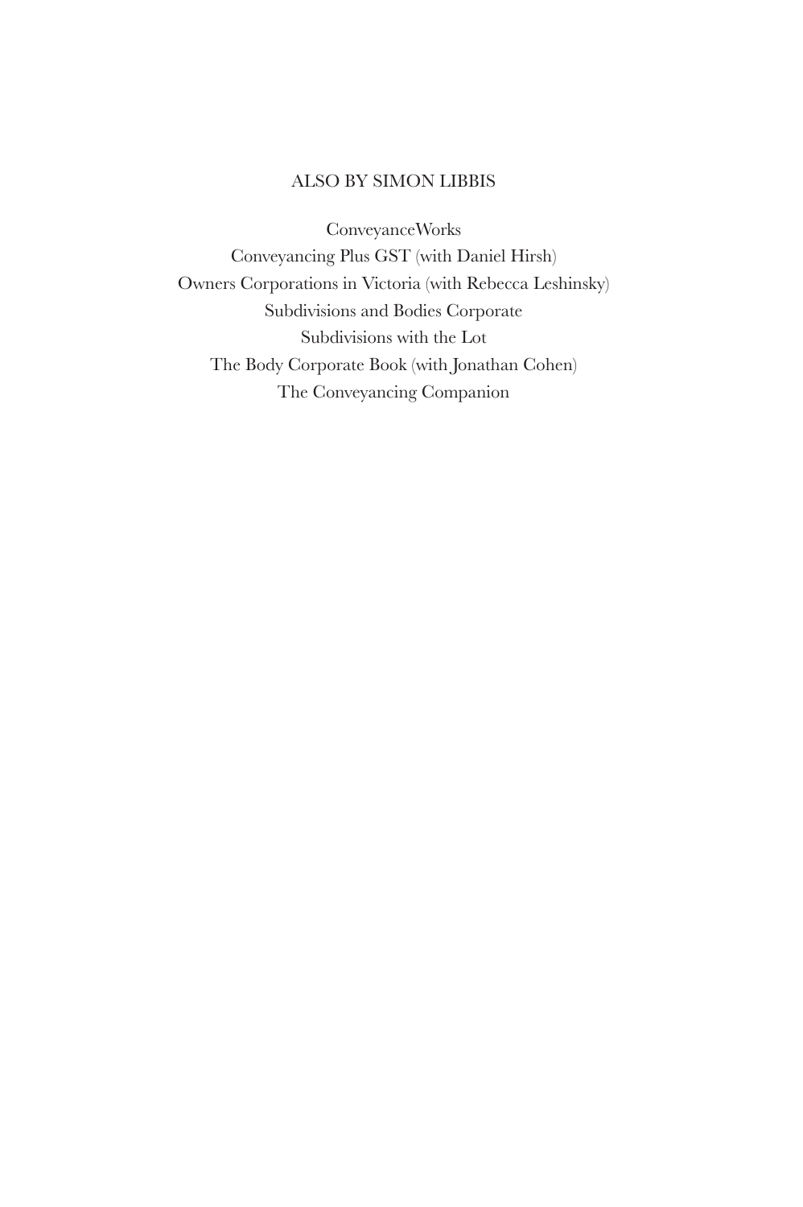ALSO BY SIMON LIBBIS

ConveyanceWorks

Conveyancing Plus GST (with Daniel Hirsh)

Owners Corporations in Victoria (with Rebecca Leshinsky)

Subdivisions and Bodies Corporate

Subdivisions with the Lot

The Body Corporate Book (with Jonathan Cohen)

The Conveyancing Companion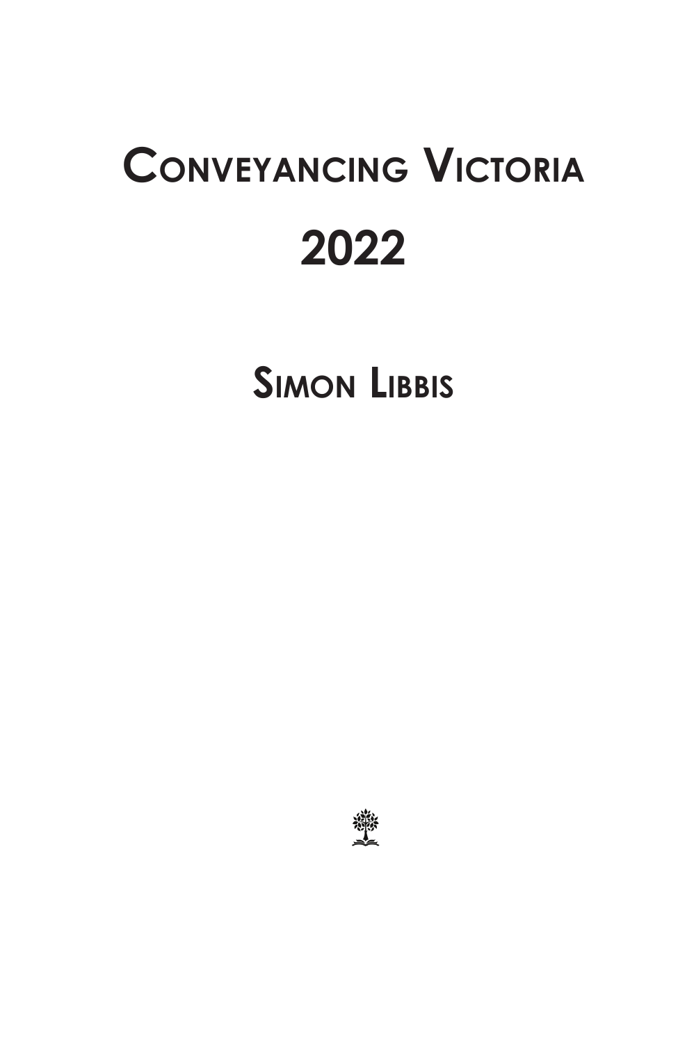# Conveyancing Victoria

# 2022

## Simon Libbis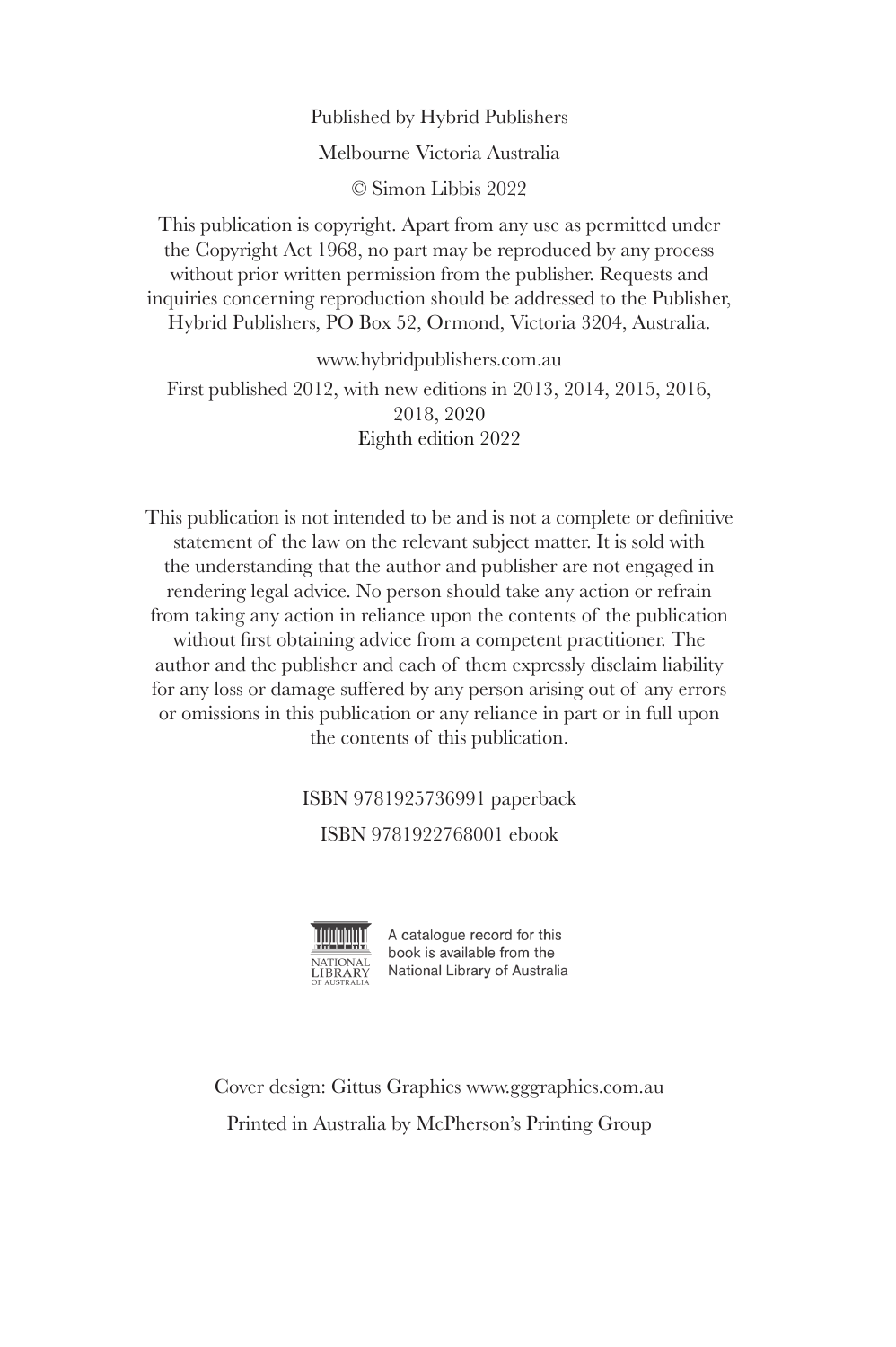Published by Hybrid Publishers

Melbourne Victoria Australia

© Simon Libbis 2022

This publication is copyright. Apart from any use as permitted under the Copyright Act 1968, no part may be reproduced by any process without prior written permission from the publisher. Requests and inquiries concerning reproduction should be addressed to the Publisher, Hybrid Publishers, PO Box 52, Ormond, Victoria 3204, Australia.

www.hybridpublishers.com.au

First published 2012, with new editions in 2013, 2014, 2015, 2016, 2018, 2020
Eighth edition 2022

This publication is not intended to be and is not a complete or definitive statement of the law on the relevant subject matter. It is sold with the understanding that the author and publisher are not engaged in rendering legal advice. No person should take any action or refrain from taking any action in reliance upon the contents of the publication without first obtaining advice from a competent practitioner. The author and the publisher and each of them expressly disclaim liability for any loss or damage suffered by any person arising out of any errors or omissions in this publication or any reliance in part or in full upon the contents of this publication.

ISBN 9781925736991 paperback

ISBN 9781922768001 ebook

NATIONAL LIBRARY OF AUSTRALIA

A catalogue record for this book is available from the National Library of Australia

Cover design: Gittus Graphics www.gggraphics.com.au

Printed in Australia by McPherson's Printing Group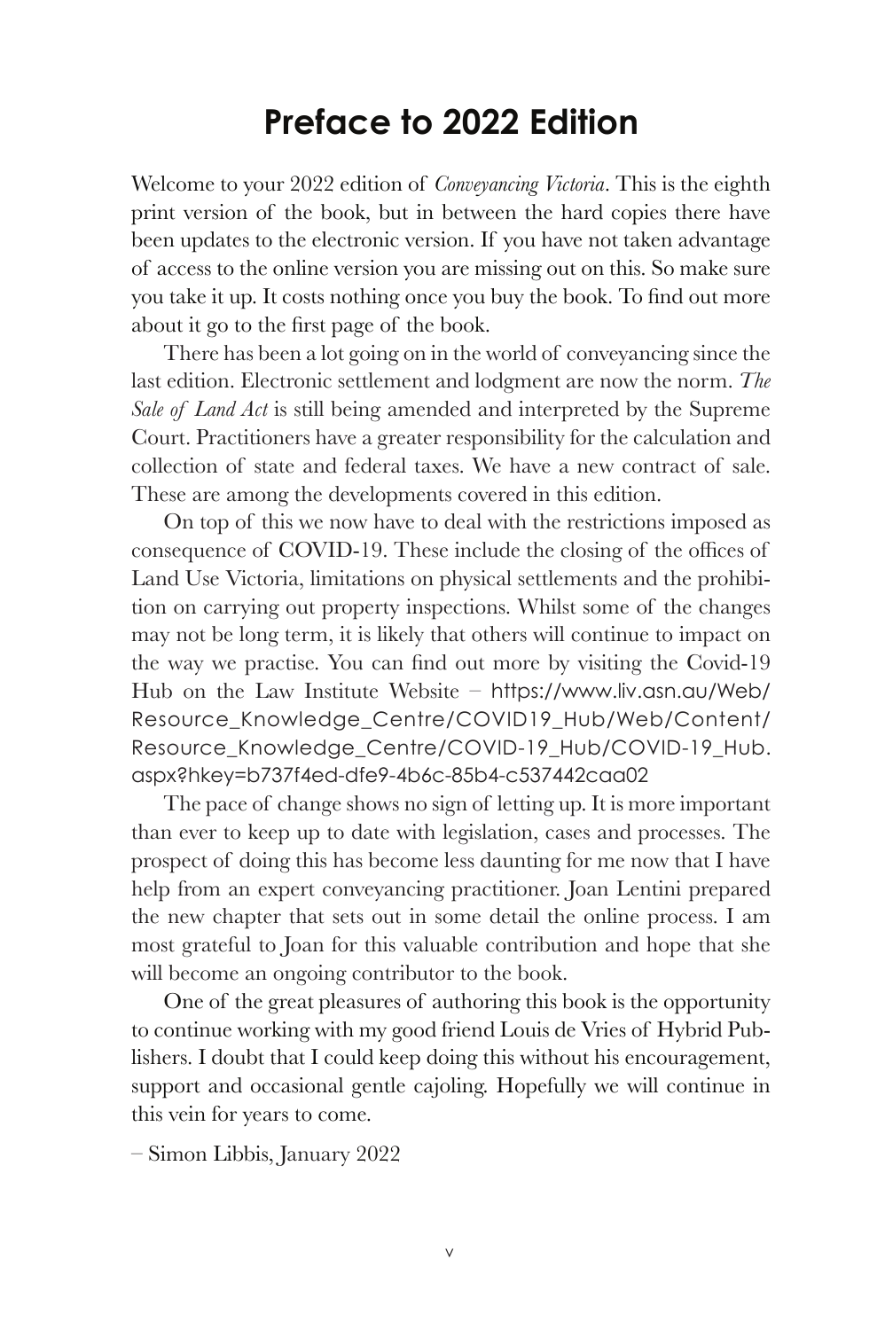# Preface to 2022 Edition

Welcome to your 2022 edition of *Conveyancing Victoria*. This is the eighth print version of the book, but in between the hard copies there have been updates to the electronic version. If you have not taken advantage of access to the online version you are missing out on this. So make sure you take it up. It costs nothing once you buy the book. To find out more about it go to the first page of the book.

There has been a lot going on in the world of conveyancing since the last edition. Electronic settlement and lodgment are now the norm. *The Sale of Land Act* is still being amended and interpreted by the Supreme Court. Practitioners have a greater responsibility for the calculation and collection of state and federal taxes. We have a new contract of sale. These are among the developments covered in this edition.

On top of this we now have to deal with the restrictions imposed as consequence of COVID-19. These include the closing of the offices of Land Use Victoria, limitations on physical settlements and the prohibition on carrying out property inspections. Whilst some of the changes may not be long term, it is likely that others will continue to impact on the way we practise. You can find out more by visiting the Covid-19 Hub on the Law Institute Website – https://www.liv.asn.au/Web/Resource_Knowledge_Centre/COVID19_Hub/Web/Content/Resource_Knowledge_Centre/COVID-19_Hub/COVID-19_Hub.aspx?hkey=b737f4ed-dfe9-4b6c-85b4-c537442caa02

The pace of change shows no sign of letting up. It is more important than ever to keep up to date with legislation, cases and processes. The prospect of doing this has become less daunting for me now that I have help from an expert conveyancing practitioner. Joan Lentini prepared the new chapter that sets out in some detail the online process. I am most grateful to Joan for this valuable contribution and hope that she will become an ongoing contributor to the book.

One of the great pleasures of authoring this book is the opportunity to continue working with my good friend Louis de Vries of Hybrid Publishers. I doubt that I could keep doing this without his encouragement, support and occasional gentle cajoling. Hopefully we will continue in this vein for years to come.

– Simon Libbis, January 2022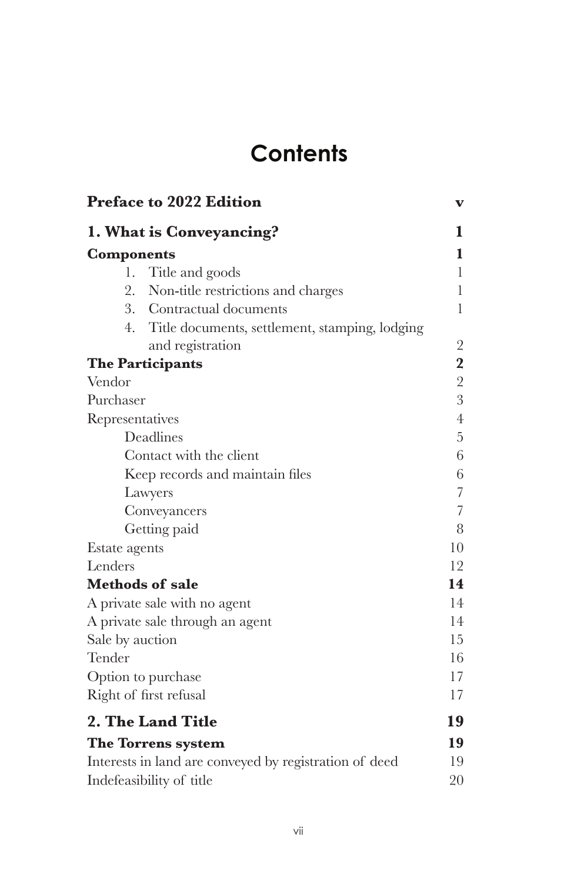# Contents

| | |
|---|---|
| **Preface to 2022 Edition** | **v** |
| **1. What is Conveyancing?** | **1** |
| **Components** | **1** |
| 1. Title and goods | 1 |
| 2. Non-title restrictions and charges | 1 |
| 3. Contractual documents | 1 |
| 4. Title documents, settlement, stamping, lodging and registration | 2 |
| **The Participants** | **2** |
| Vendor | 2 |
| Purchaser | 3 |
| Representatives | 4 |
| Deadlines | 5 |
| Contact with the client | 6 |
| Keep records and maintain files | 6 |
| Lawyers | 7 |
| Conveyancers | 7 |
| Getting paid | 8 |
| Estate agents | 10 |
| Lenders | 12 |
| **Methods of sale** | **14** |
| A private sale with no agent | 14 |
| A private sale through an agent | 14 |
| Sale by auction | 15 |
| Tender | 16 |
| Option to purchase | 17 |
| Right of first refusal | 17 |
| **2. The Land Title** | **19** |
| **The Torrens system** | **19** |
| Interests in land are conveyed by registration of deed | 19 |
| Indefeasibility of title | 20 |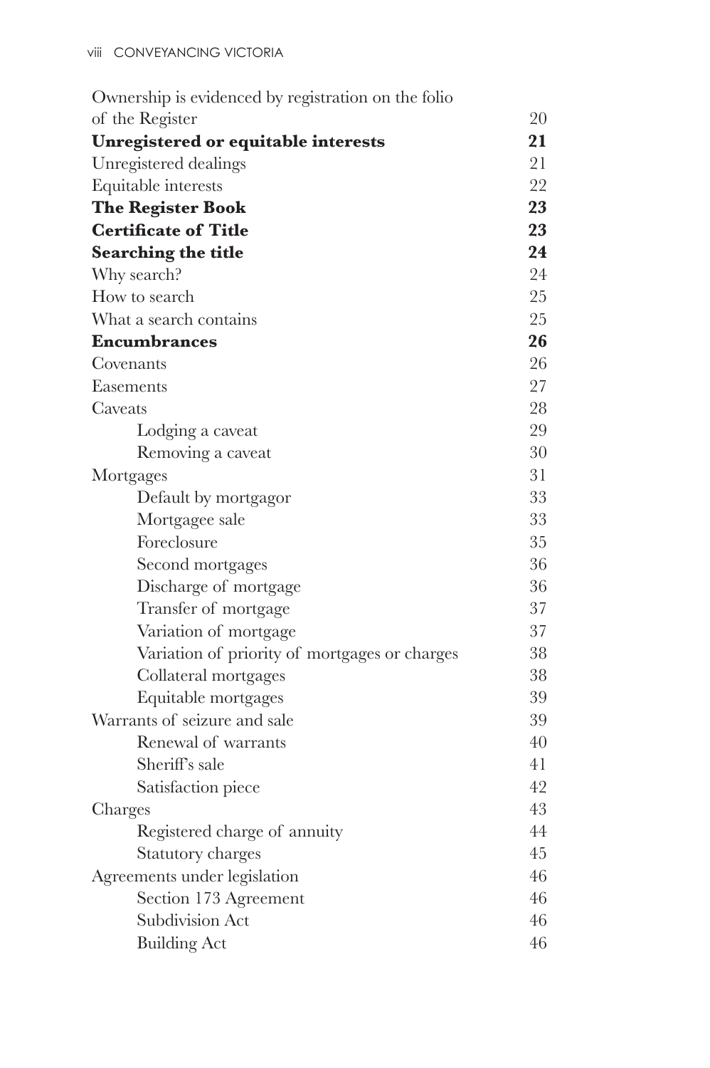| | |
|---|---|
| Ownership is evidenced by registration on the folio of the Register | 20 |
| **Unregistered or equitable interests** | **21** |
| Unregistered dealings | 21 |
| Equitable interests | 22 |
| **The Register Book** | **23** |
| **Certificate of Title** | **23** |
| **Searching the title** | **24** |
| Why search? | 24 |
| How to search | 25 |
| What a search contains | 25 |
| **Encumbrances** | **26** |
| Covenants | 26 |
| Easements | 27 |
| Caveats | 28 |
| &nbsp;&nbsp;&nbsp;&nbsp;Lodging a caveat | 29 |
| &nbsp;&nbsp;&nbsp;&nbsp;Removing a caveat | 30 |
| Mortgages | 31 |
| &nbsp;&nbsp;&nbsp;&nbsp;Default by mortgagor | 33 |
| &nbsp;&nbsp;&nbsp;&nbsp;Mortgagee sale | 33 |
| &nbsp;&nbsp;&nbsp;&nbsp;Foreclosure | 35 |
| &nbsp;&nbsp;&nbsp;&nbsp;Second mortgages | 36 |
| &nbsp;&nbsp;&nbsp;&nbsp;Discharge of mortgage | 36 |
| &nbsp;&nbsp;&nbsp;&nbsp;Transfer of mortgage | 37 |
| &nbsp;&nbsp;&nbsp;&nbsp;Variation of mortgage | 37 |
| &nbsp;&nbsp;&nbsp;&nbsp;Variation of priority of mortgages or charges | 38 |
| &nbsp;&nbsp;&nbsp;&nbsp;Collateral mortgages | 38 |
| &nbsp;&nbsp;&nbsp;&nbsp;Equitable mortgages | 39 |
| Warrants of seizure and sale | 39 |
| &nbsp;&nbsp;&nbsp;&nbsp;Renewal of warrants | 40 |
| &nbsp;&nbsp;&nbsp;&nbsp;Sheriff's sale | 41 |
| &nbsp;&nbsp;&nbsp;&nbsp;Satisfaction piece | 42 |
| Charges | 43 |
| &nbsp;&nbsp;&nbsp;&nbsp;Registered charge of annuity | 44 |
| &nbsp;&nbsp;&nbsp;&nbsp;Statutory charges | 45 |
| Agreements under legislation | 46 |
| &nbsp;&nbsp;&nbsp;&nbsp;Section 173 Agreement | 46 |
| &nbsp;&nbsp;&nbsp;&nbsp;Subdivision Act | 46 |
| &nbsp;&nbsp;&nbsp;&nbsp;Building Act | 46 |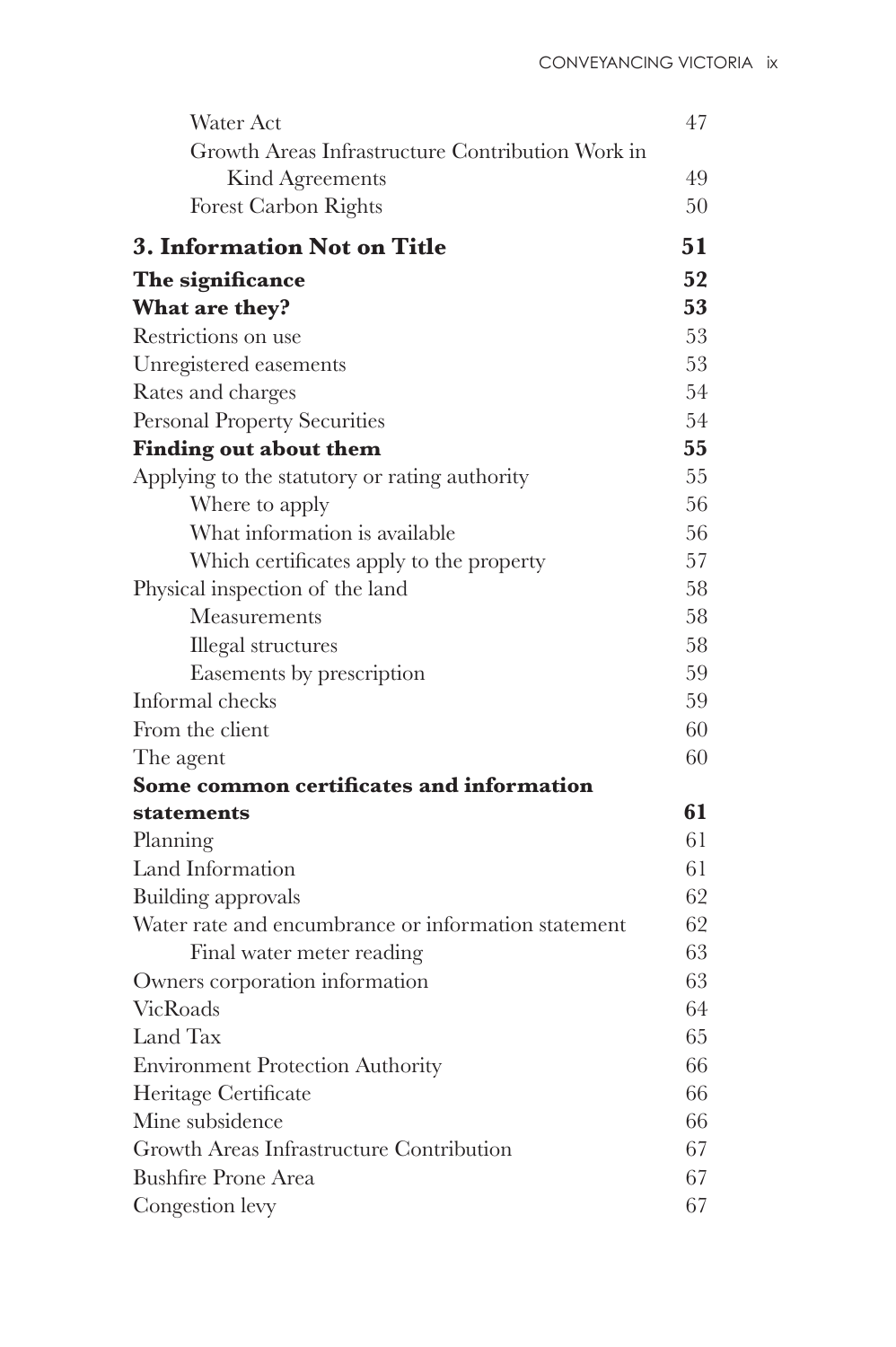Water Act 47

Growth Areas Infrastructure Contribution Work in Kind Agreements 49

Forest Carbon Rights 50

**3. Information Not on Title** **51**

**The significance** **52**

**What are they?** **53**

Restrictions on use 53

Unregistered easements 53

Rates and charges 54

Personal Property Securities 54

**Finding out about them** **55**

Applying to the statutory or rating authority 55

Where to apply 56

What information is available 56

Which certificates apply to the property 57

Physical inspection of the land 58

Measurements 58

Illegal structures 58

Easements by prescription 59

Informal checks 59

From the client 60

The agent 60

**Some common certificates and information statements** **61**

Planning 61

Land Information 61

Building approvals 62

Water rate and encumbrance or information statement 62

Final water meter reading 63

Owners corporation information 63

VicRoads 64

Land Tax 65

Environment Protection Authority 66

Heritage Certificate 66

Mine subsidence 66

Growth Areas Infrastructure Contribution 67

Bushfire Prone Area 67

Congestion levy 67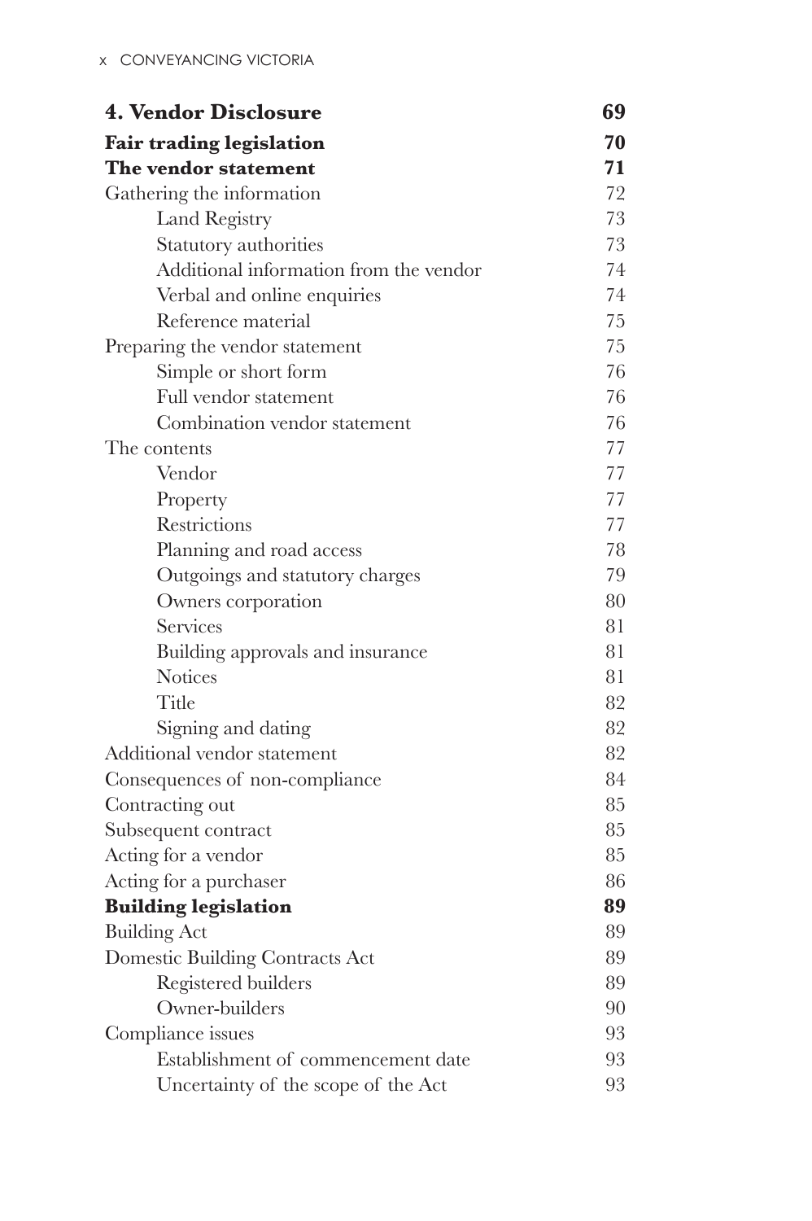| | |
|---|---|
| **4. Vendor Disclosure** | **69** |
| **Fair trading legislation** | **70** |
| **The vendor statement** | **71** |
| Gathering the information | 72 |
| &nbsp;&nbsp;&nbsp;&nbsp;Land Registry | 73 |
| &nbsp;&nbsp;&nbsp;&nbsp;Statutory authorities | 73 |
| &nbsp;&nbsp;&nbsp;&nbsp;Additional information from the vendor | 74 |
| &nbsp;&nbsp;&nbsp;&nbsp;Verbal and online enquiries | 74 |
| &nbsp;&nbsp;&nbsp;&nbsp;Reference material | 75 |
| Preparing the vendor statement | 75 |
| &nbsp;&nbsp;&nbsp;&nbsp;Simple or short form | 76 |
| &nbsp;&nbsp;&nbsp;&nbsp;Full vendor statement | 76 |
| &nbsp;&nbsp;&nbsp;&nbsp;Combination vendor statement | 76 |
| The contents | 77 |
| &nbsp;&nbsp;&nbsp;&nbsp;Vendor | 77 |
| &nbsp;&nbsp;&nbsp;&nbsp;Property | 77 |
| &nbsp;&nbsp;&nbsp;&nbsp;Restrictions | 77 |
| &nbsp;&nbsp;&nbsp;&nbsp;Planning and road access | 78 |
| &nbsp;&nbsp;&nbsp;&nbsp;Outgoings and statutory charges | 79 |
| &nbsp;&nbsp;&nbsp;&nbsp;Owners corporation | 80 |
| &nbsp;&nbsp;&nbsp;&nbsp;Services | 81 |
| &nbsp;&nbsp;&nbsp;&nbsp;Building approvals and insurance | 81 |
| &nbsp;&nbsp;&nbsp;&nbsp;Notices | 81 |
| &nbsp;&nbsp;&nbsp;&nbsp;Title | 82 |
| &nbsp;&nbsp;&nbsp;&nbsp;Signing and dating | 82 |
| Additional vendor statement | 82 |
| Consequences of non-compliance | 84 |
| Contracting out | 85 |
| Subsequent contract | 85 |
| Acting for a vendor | 85 |
| Acting for a purchaser | 86 |
| **Building legislation** | **89** |
| Building Act | 89 |
| Domestic Building Contracts Act | 89 |
| &nbsp;&nbsp;&nbsp;&nbsp;Registered builders | 89 |
| &nbsp;&nbsp;&nbsp;&nbsp;Owner-builders | 90 |
| Compliance issues | 93 |
| &nbsp;&nbsp;&nbsp;&nbsp;Establishment of commencement date | 93 |
| &nbsp;&nbsp;&nbsp;&nbsp;Uncertainty of the scope of the Act | 93 |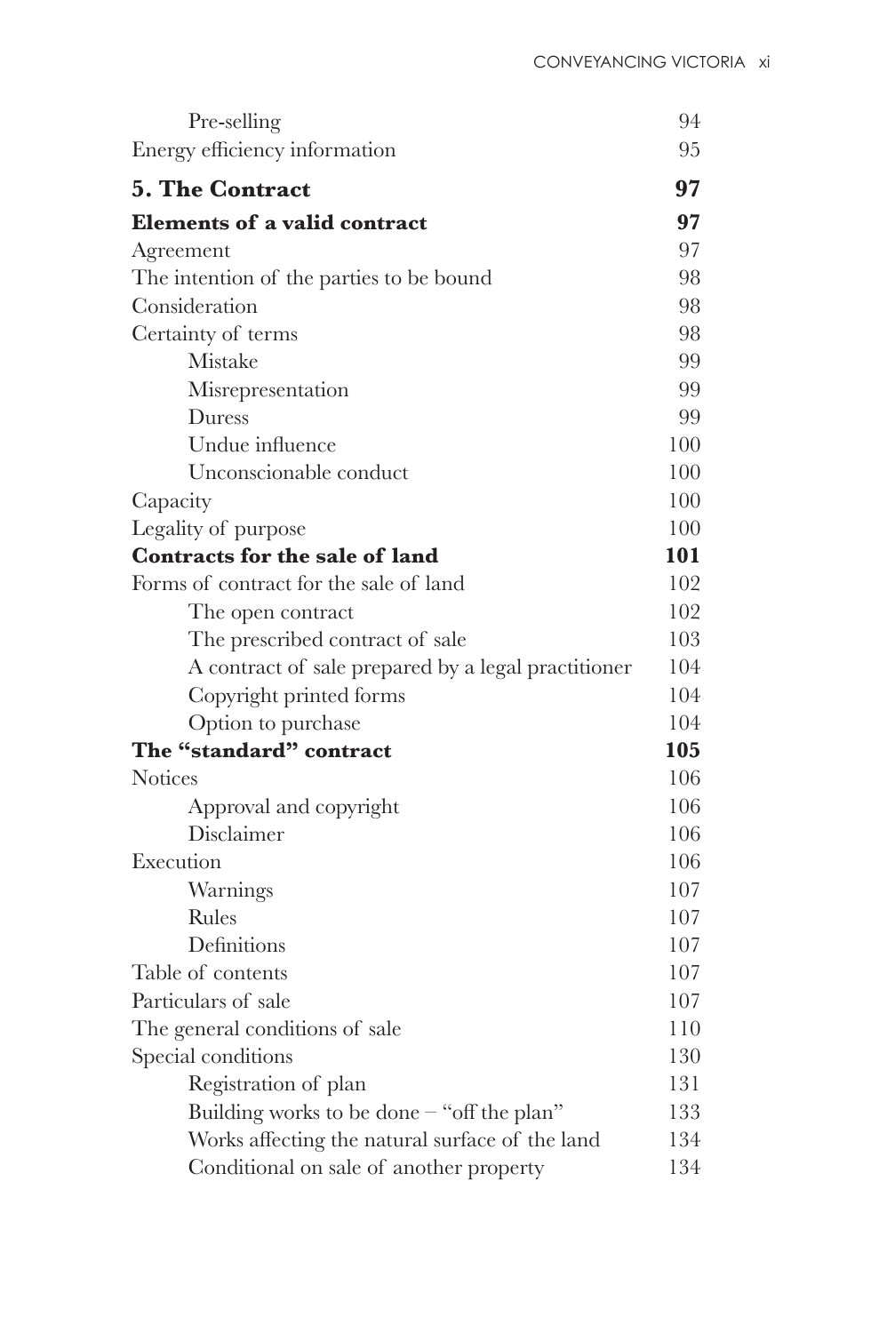| | |
|---|---|
| &nbsp;&nbsp;&nbsp;&nbsp;Pre-selling | 94 |
| Energy efficiency information | 95 |
| **5. The Contract** | **97** |
| **Elements of a valid contract** | **97** |
| Agreement | 97 |
| The intention of the parties to be bound | 98 |
| Consideration | 98 |
| Certainty of terms | 98 |
| &nbsp;&nbsp;&nbsp;&nbsp;Mistake | 99 |
| &nbsp;&nbsp;&nbsp;&nbsp;Misrepresentation | 99 |
| &nbsp;&nbsp;&nbsp;&nbsp;Duress | 99 |
| &nbsp;&nbsp;&nbsp;&nbsp;Undue influence | 100 |
| &nbsp;&nbsp;&nbsp;&nbsp;Unconscionable conduct | 100 |
| Capacity | 100 |
| Legality of purpose | 100 |
| **Contracts for the sale of land** | **101** |
| Forms of contract for the sale of land | 102 |
| &nbsp;&nbsp;&nbsp;&nbsp;The open contract | 102 |
| &nbsp;&nbsp;&nbsp;&nbsp;The prescribed contract of sale | 103 |
| &nbsp;&nbsp;&nbsp;&nbsp;A contract of sale prepared by a legal practitioner | 104 |
| &nbsp;&nbsp;&nbsp;&nbsp;Copyright printed forms | 104 |
| &nbsp;&nbsp;&nbsp;&nbsp;Option to purchase | 104 |
| **The "standard" contract** | **105** |
| Notices | 106 |
| &nbsp;&nbsp;&nbsp;&nbsp;Approval and copyright | 106 |
| &nbsp;&nbsp;&nbsp;&nbsp;Disclaimer | 106 |
| Execution | 106 |
| &nbsp;&nbsp;&nbsp;&nbsp;Warnings | 107 |
| &nbsp;&nbsp;&nbsp;&nbsp;Rules | 107 |
| &nbsp;&nbsp;&nbsp;&nbsp;Definitions | 107 |
| Table of contents | 107 |
| Particulars of sale | 107 |
| The general conditions of sale | 110 |
| Special conditions | 130 |
| &nbsp;&nbsp;&nbsp;&nbsp;Registration of plan | 131 |
| &nbsp;&nbsp;&nbsp;&nbsp;Building works to be done – "off the plan" | 133 |
| &nbsp;&nbsp;&nbsp;&nbsp;Works affecting the natural surface of the land | 134 |
| &nbsp;&nbsp;&nbsp;&nbsp;Conditional on sale of another property | 134 |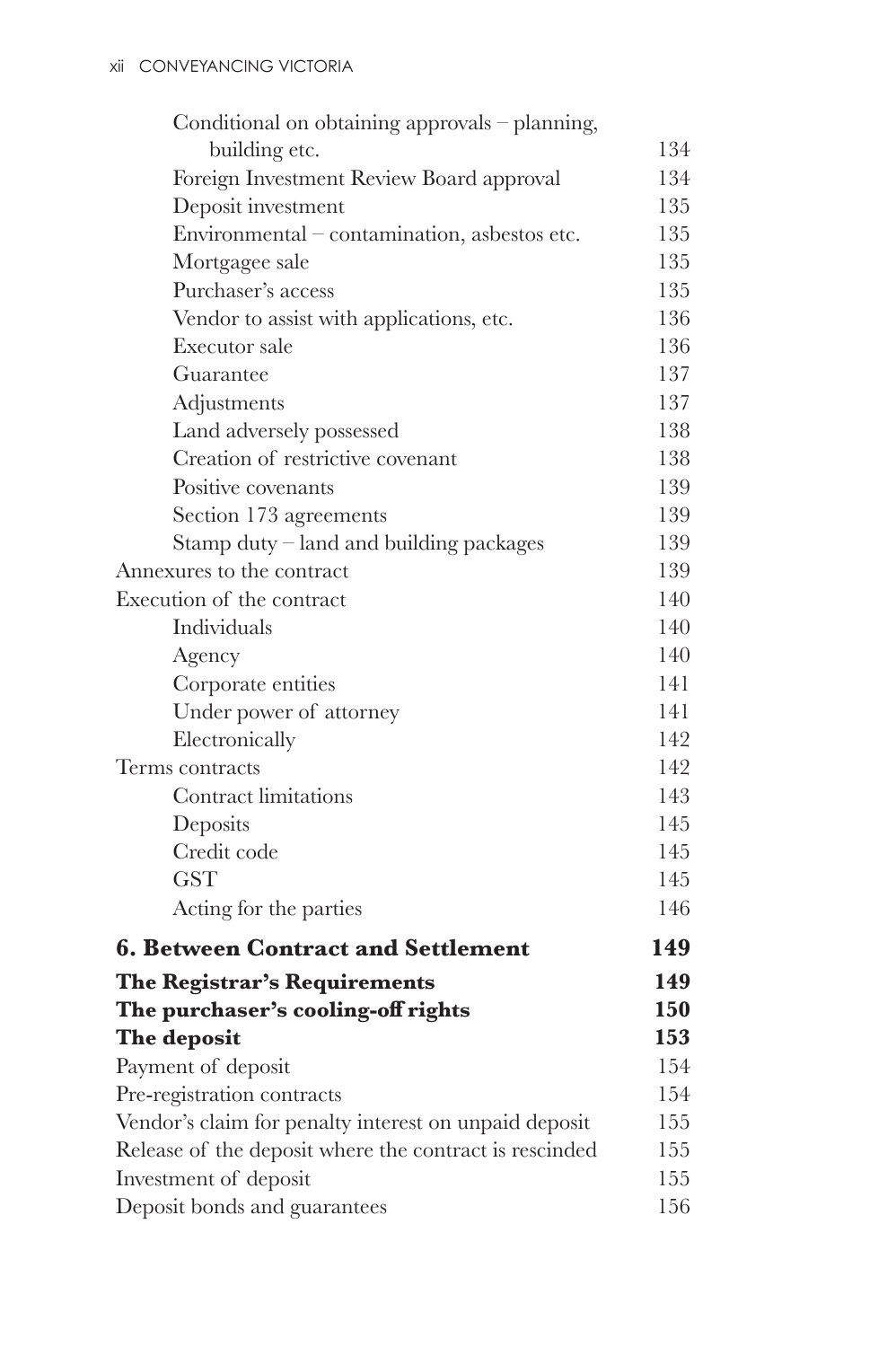Conditional on obtaining approvals – planning, building etc. 134
Foreign Investment Review Board approval 134
Deposit investment 135
Environmental – contamination, asbestos etc. 135
Mortgagee sale 135
Purchaser's access 135
Vendor to assist with applications, etc. 136
Executor sale 136
Guarantee 137
Adjustments 137
Land adversely possessed 138
Creation of restrictive covenant 138
Positive covenants 139
Section 173 agreements 139
Stamp duty – land and building packages 139

Annexures to the contract 139

Execution of the contract 140
Individuals 140
Agency 140
Corporate entities 141
Under power of attorney 141
Electronically 142

Terms contracts 142
Contract limitations 143
Deposits 145
Credit code 145
GST 145
Acting for the parties 146

**6. Between Contract and Settlement 149**

**The Registrar's Requirements 149**

**The purchaser's cooling-off rights 150**

**The deposit 153**

Payment of deposit 154
Pre-registration contracts 154
Vendor's claim for penalty interest on unpaid deposit 155
Release of the deposit where the contract is rescinded 155
Investment of deposit 155
Deposit bonds and guarantees 156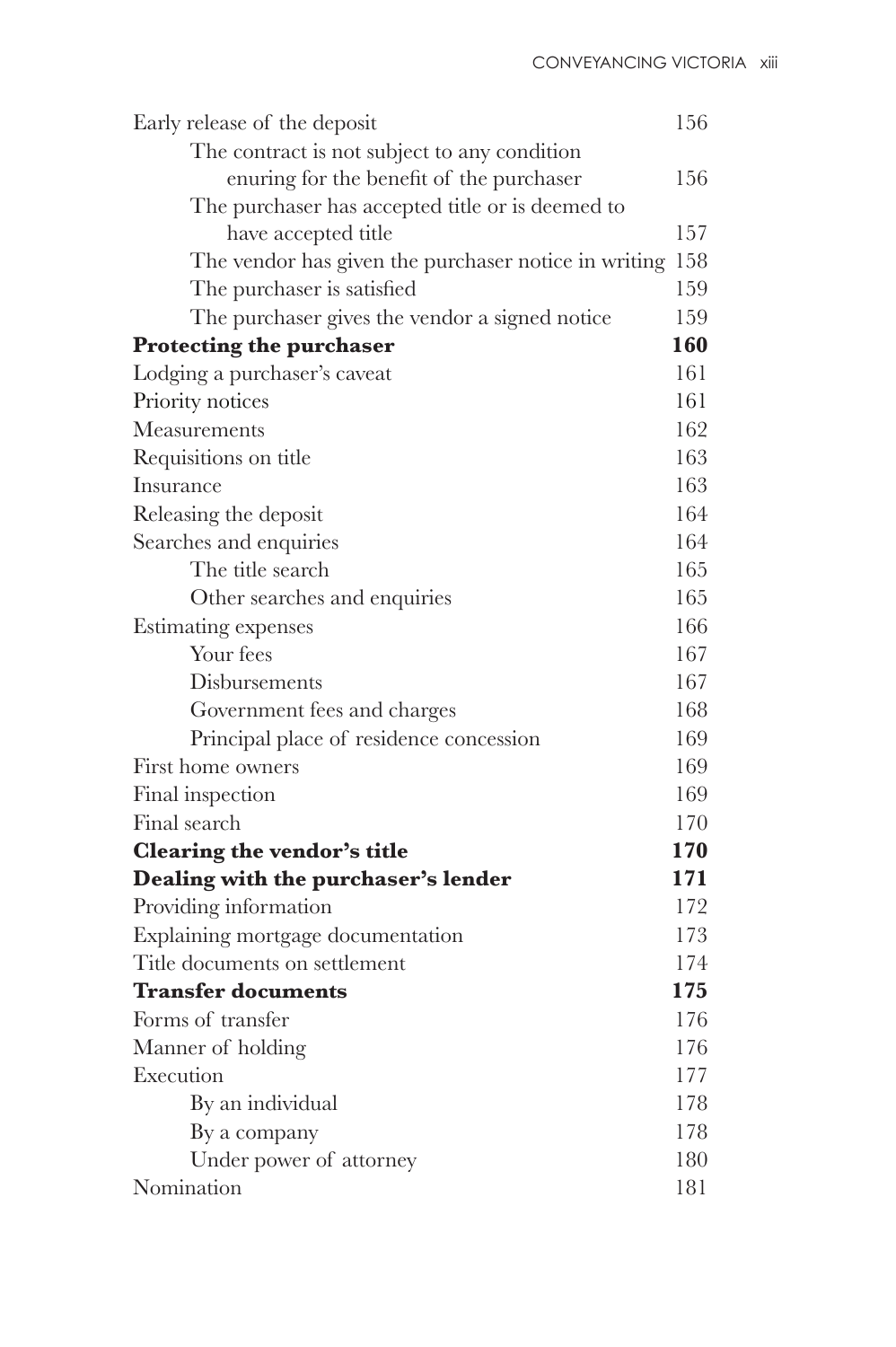| | |
|---|---|
| Early release of the deposit | 156 |
| The contract is not subject to any condition enuring for the benefit of the purchaser | 156 |
| The purchaser has accepted title or is deemed to have accepted title | 157 |
| The vendor has given the purchaser notice in writing | 158 |
| The purchaser is satisfied | 159 |
| The purchaser gives the vendor a signed notice | 159 |
| **Protecting the purchaser** | **160** |
| Lodging a purchaser's caveat | 161 |
| Priority notices | 161 |
| Measurements | 162 |
| Requisitions on title | 163 |
| Insurance | 163 |
| Releasing the deposit | 164 |
| Searches and enquiries | 164 |
| The title search | 165 |
| Other searches and enquiries | 165 |
| Estimating expenses | 166 |
| Your fees | 167 |
| Disbursements | 167 |
| Government fees and charges | 168 |
| Principal place of residence concession | 169 |
| First home owners | 169 |
| Final inspection | 169 |
| Final search | 170 |
| **Clearing the vendor's title** | **170** |
| **Dealing with the purchaser's lender** | **171** |
| Providing information | 172 |
| Explaining mortgage documentation | 173 |
| Title documents on settlement | 174 |
| **Transfer documents** | **175** |
| Forms of transfer | 176 |
| Manner of holding | 176 |
| Execution | 177 |
| By an individual | 178 |
| By a company | 178 |
| Under power of attorney | 180 |
| Nomination | 181 |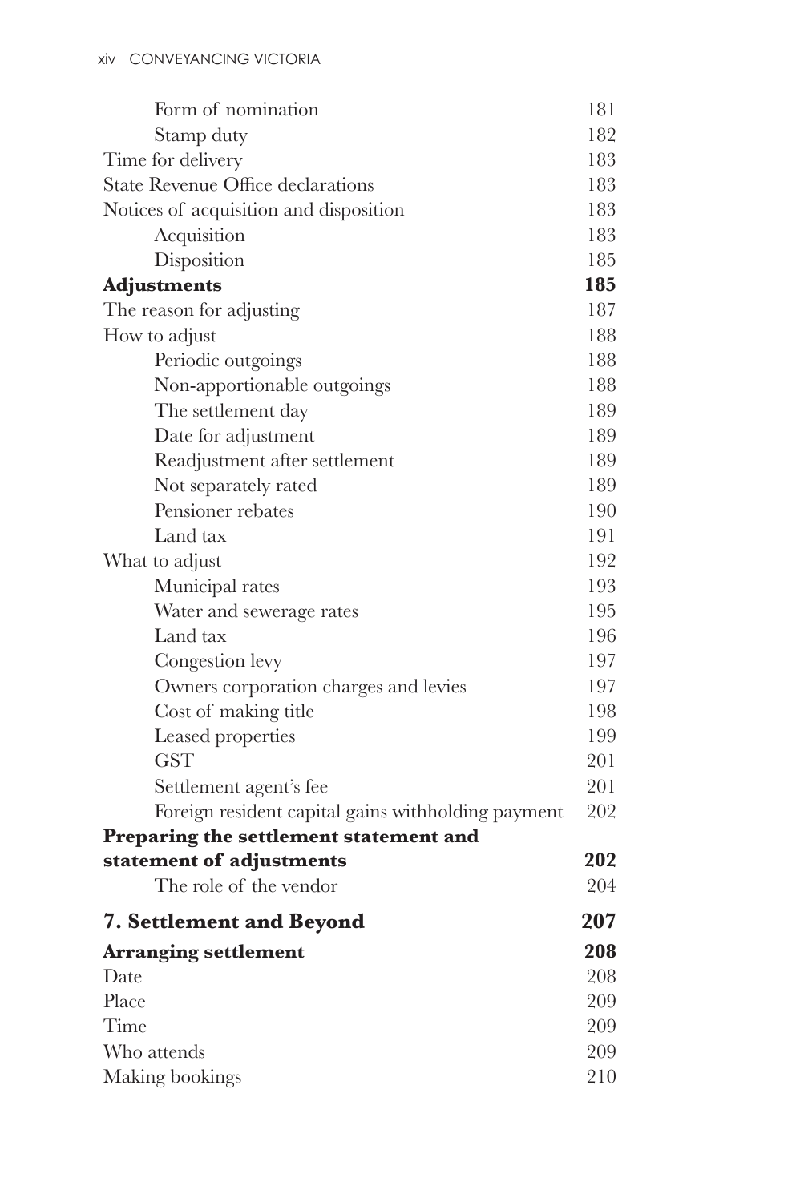| | |
|---|---|
| &nbsp;&nbsp;&nbsp;&nbsp;Form of nomination | 181 |
| &nbsp;&nbsp;&nbsp;&nbsp;Stamp duty | 182 |
| Time for delivery | 183 |
| State Revenue Office declarations | 183 |
| Notices of acquisition and disposition | 183 |
| &nbsp;&nbsp;&nbsp;&nbsp;Acquisition | 183 |
| &nbsp;&nbsp;&nbsp;&nbsp;Disposition | 185 |
| **Adjustments** | **185** |
| The reason for adjusting | 187 |
| How to adjust | 188 |
| &nbsp;&nbsp;&nbsp;&nbsp;Periodic outgoings | 188 |
| &nbsp;&nbsp;&nbsp;&nbsp;Non-apportionable outgoings | 188 |
| &nbsp;&nbsp;&nbsp;&nbsp;The settlement day | 189 |
| &nbsp;&nbsp;&nbsp;&nbsp;Date for adjustment | 189 |
| &nbsp;&nbsp;&nbsp;&nbsp;Readjustment after settlement | 189 |
| &nbsp;&nbsp;&nbsp;&nbsp;Not separately rated | 189 |
| &nbsp;&nbsp;&nbsp;&nbsp;Pensioner rebates | 190 |
| &nbsp;&nbsp;&nbsp;&nbsp;Land tax | 191 |
| What to adjust | 192 |
| &nbsp;&nbsp;&nbsp;&nbsp;Municipal rates | 193 |
| &nbsp;&nbsp;&nbsp;&nbsp;Water and sewerage rates | 195 |
| &nbsp;&nbsp;&nbsp;&nbsp;Land tax | 196 |
| &nbsp;&nbsp;&nbsp;&nbsp;Congestion levy | 197 |
| &nbsp;&nbsp;&nbsp;&nbsp;Owners corporation charges and levies | 197 |
| &nbsp;&nbsp;&nbsp;&nbsp;Cost of making title | 198 |
| &nbsp;&nbsp;&nbsp;&nbsp;Leased properties | 199 |
| &nbsp;&nbsp;&nbsp;&nbsp;GST | 201 |
| &nbsp;&nbsp;&nbsp;&nbsp;Settlement agent's fee | 201 |
| &nbsp;&nbsp;&nbsp;&nbsp;Foreign resident capital gains withholding payment | 202 |
| **Preparing the settlement statement and statement of adjustments** | **202** |
| &nbsp;&nbsp;&nbsp;&nbsp;The role of the vendor | 204 |
| **7. Settlement and Beyond** | **207** |
| **Arranging settlement** | **208** |
| Date | 208 |
| Place | 209 |
| Time | 209 |
| Who attends | 209 |
| Making bookings | 210 |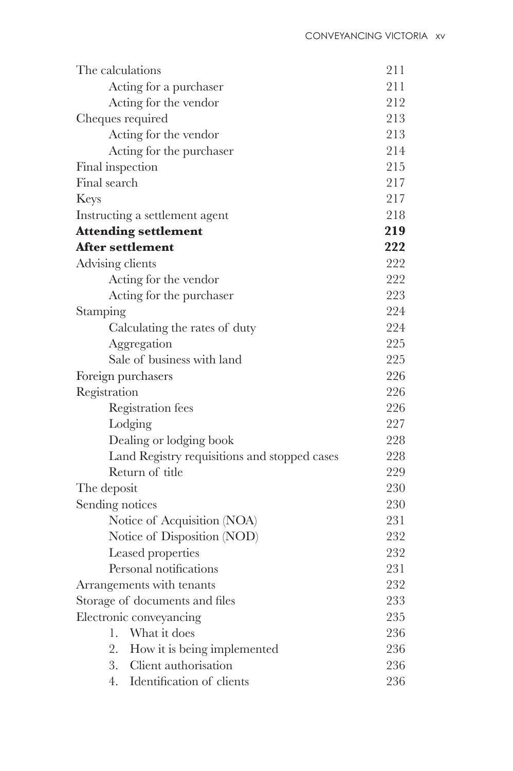| | |
|---|---|
| The calculations | 211 |
| Acting for a purchaser | 211 |
| Acting for the vendor | 212 |
| Cheques required | 213 |
| Acting for the vendor | 213 |
| Acting for the purchaser | 214 |
| Final inspection | 215 |
| Final search | 217 |
| Keys | 217 |
| Instructing a settlement agent | 218 |
| **Attending settlement** | **219** |
| **After settlement** | **222** |
| Advising clients | 222 |
| Acting for the vendor | 222 |
| Acting for the purchaser | 223 |
| Stamping | 224 |
| Calculating the rates of duty | 224 |
| Aggregation | 225 |
| Sale of business with land | 225 |
| Foreign purchasers | 226 |
| Registration | 226 |
| Registration fees | 226 |
| Lodging | 227 |
| Dealing or lodging book | 228 |
| Land Registry requisitions and stopped cases | 228 |
| Return of title | 229 |
| The deposit | 230 |
| Sending notices | 230 |
| Notice of Acquisition (NOA) | 231 |
| Notice of Disposition (NOD) | 232 |
| Leased properties | 232 |
| Personal notifications | 231 |
| Arrangements with tenants | 232 |
| Storage of documents and files | 233 |
| Electronic conveyancing | 235 |
| 1. What it does | 236 |
| 2. How it is being implemented | 236 |
| 3. Client authorisation | 236 |
| 4. Identification of clients | 236 |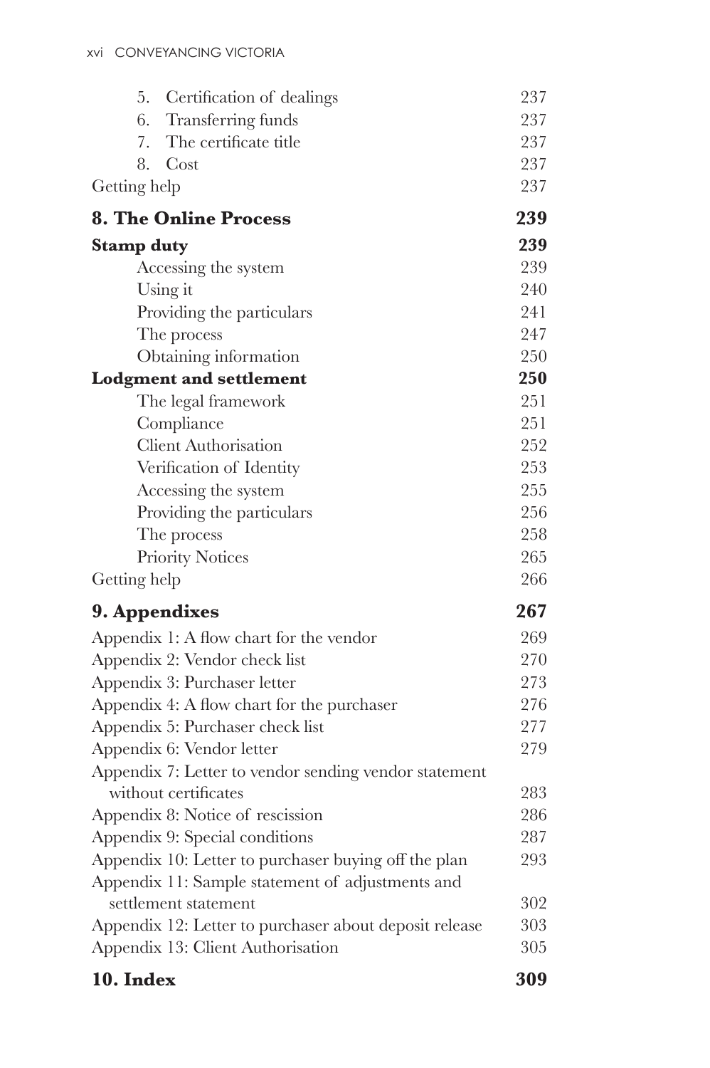| | |
|---|---|
| 5. Certification of dealings | 237 |
| 6. Transferring funds | 237 |
| 7. The certificate title | 237 |
| 8. Cost | 237 |
| Getting help | 237 |
| **8. The Online Process** | **239** |
| **Stamp duty** | **239** |
| Accessing the system | 239 |
| Using it | 240 |
| Providing the particulars | 241 |
| The process | 247 |
| Obtaining information | 250 |
| **Lodgment and settlement** | **250** |
| The legal framework | 251 |
| Compliance | 251 |
| Client Authorisation | 252 |
| Verification of Identity | 253 |
| Accessing the system | 255 |
| Providing the particulars | 256 |
| The process | 258 |
| Priority Notices | 265 |
| Getting help | 266 |
| **9. Appendixes** | **267** |
| Appendix 1: A flow chart for the vendor | 269 |
| Appendix 2: Vendor check list | 270 |
| Appendix 3: Purchaser letter | 273 |
| Appendix 4: A flow chart for the purchaser | 276 |
| Appendix 5: Purchaser check list | 277 |
| Appendix 6: Vendor letter | 279 |
| Appendix 7: Letter to vendor sending vendor statement without certificates | 283 |
| Appendix 8: Notice of rescission | 286 |
| Appendix 9: Special conditions | 287 |
| Appendix 10: Letter to purchaser buying off the plan | 293 |
| Appendix 11: Sample statement of adjustments and settlement statement | 302 |
| Appendix 12: Letter to purchaser about deposit release | 303 |
| Appendix 13: Client Authorisation | 305 |
| **10. Index** | **309** |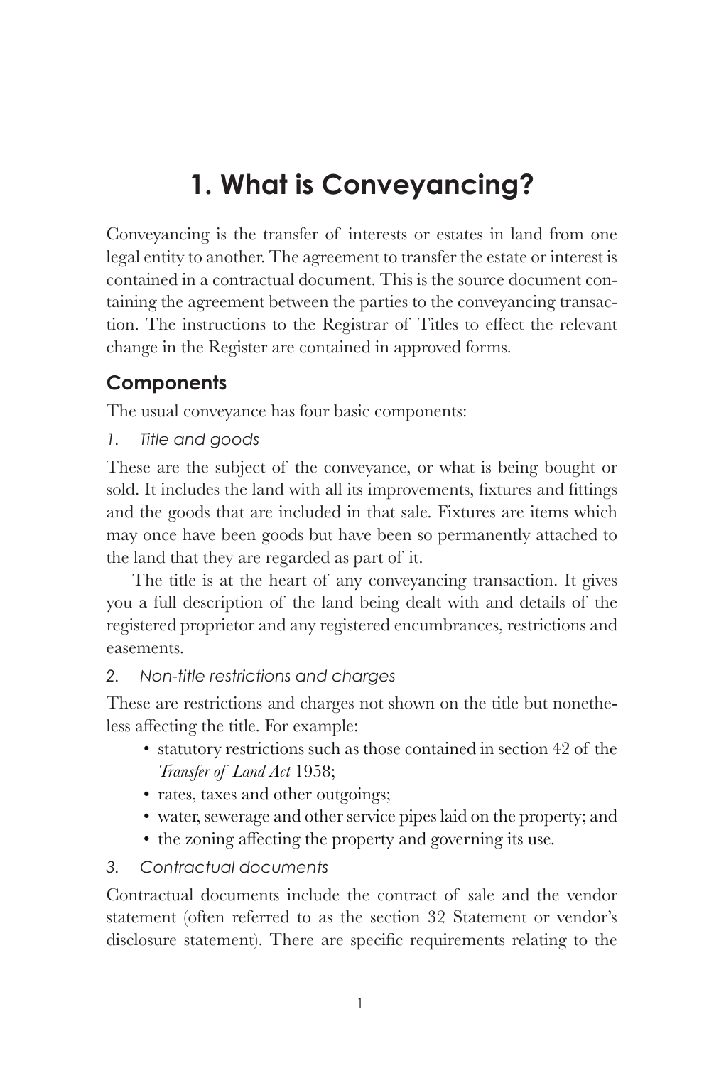# 1. What is Conveyancing?

Conveyancing is the transfer of interests or estates in land from one legal entity to another. The agreement to transfer the estate or interest is contained in a contractual document. This is the source document containing the agreement between the parties to the conveyancing transaction. The instructions to the Registrar of Titles to effect the relevant change in the Register are contained in approved forms.

## Components

The usual conveyance has four basic components:

1. *Title and goods*

These are the subject of the conveyance, or what is being bought or sold. It includes the land with all its improvements, fixtures and fittings and the goods that are included in that sale. Fixtures are items which may once have been goods but have been so permanently attached to the land that they are regarded as part of it.

The title is at the heart of any conveyancing transaction. It gives you a full description of the land being dealt with and details of the registered proprietor and any registered encumbrances, restrictions and easements.

2. *Non-title restrictions and charges*

These are restrictions and charges not shown on the title but nonetheless affecting the title. For example:

- statutory restrictions such as those contained in section 42 of the *Transfer of Land Act* 1958;
- rates, taxes and other outgoings;
- water, sewerage and other service pipes laid on the property; and
- the zoning affecting the property and governing its use.

3. *Contractual documents*

Contractual documents include the contract of sale and the vendor statement (often referred to as the section 32 Statement or vendor's disclosure statement). There are specific requirements relating to the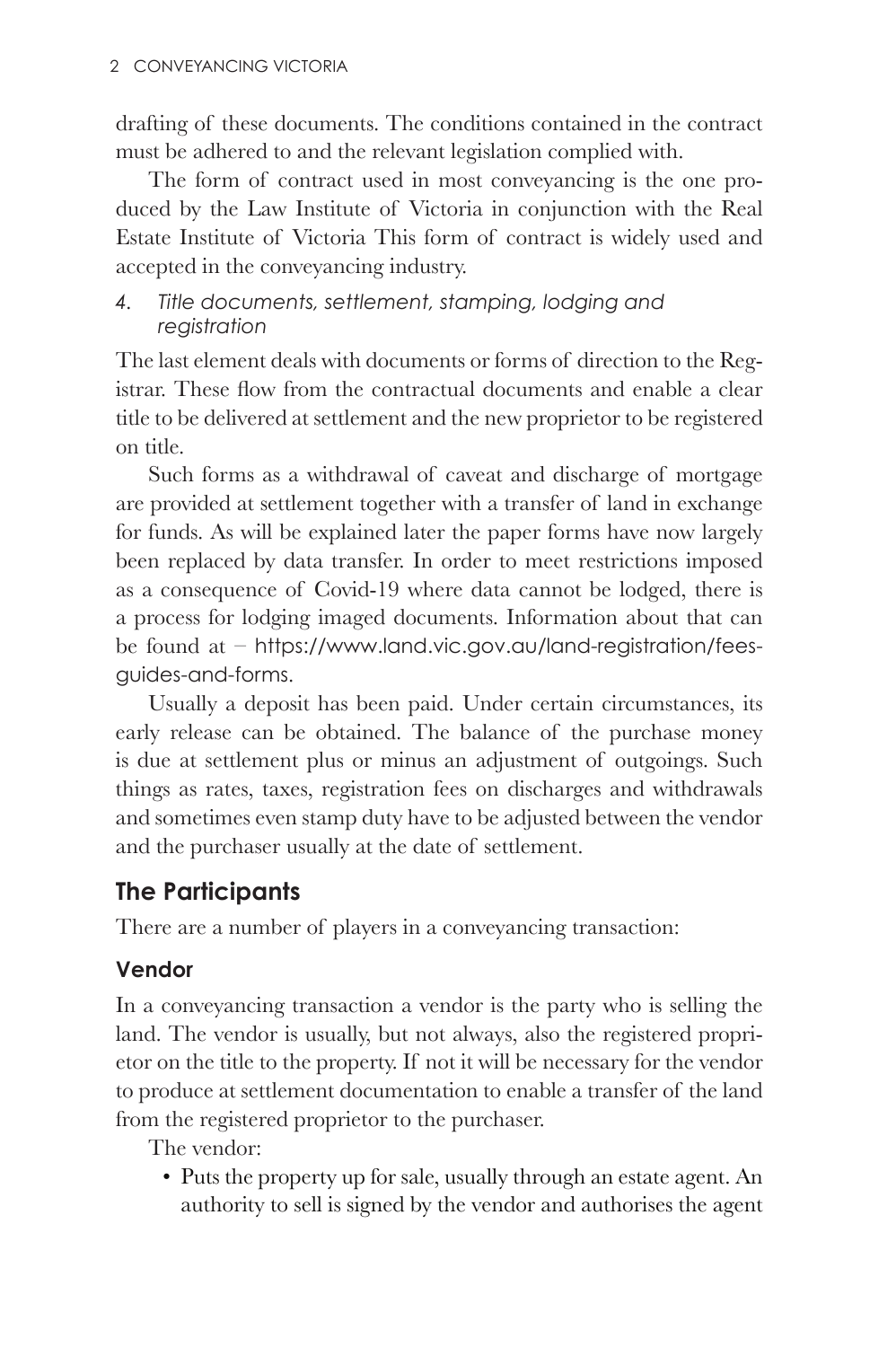drafting of these documents. The conditions contained in the contract must be adhered to and the relevant legislation complied with.

The form of contract used in most conveyancing is the one produced by the Law Institute of Victoria in conjunction with the Real Estate Institute of Victoria This form of contract is widely used and accepted in the conveyancing industry.

*4. Title documents, settlement, stamping, lodging and registration*

The last element deals with documents or forms of direction to the Registrar. These flow from the contractual documents and enable a clear title to be delivered at settlement and the new proprietor to be registered on title.

Such forms as a withdrawal of caveat and discharge of mortgage are provided at settlement together with a transfer of land in exchange for funds. As will be explained later the paper forms have now largely been replaced by data transfer. In order to meet restrictions imposed as a consequence of Covid-19 where data cannot be lodged, there is a process for lodging imaged documents. Information about that can be found at – https://www.land.vic.gov.au/land-registration/fees-guides-and-forms.

Usually a deposit has been paid. Under certain circumstances, its early release can be obtained. The balance of the purchase money is due at settlement plus or minus an adjustment of outgoings. Such things as rates, taxes, registration fees on discharges and withdrawals and sometimes even stamp duty have to be adjusted between the vendor and the purchaser usually at the date of settlement.

## The Participants

There are a number of players in a conveyancing transaction:

### Vendor

In a conveyancing transaction a vendor is the party who is selling the land. The vendor is usually, but not always, also the registered proprietor on the title to the property. If not it will be necessary for the vendor to produce at settlement documentation to enable a transfer of the land from the registered proprietor to the purchaser.

The vendor:

- Puts the property up for sale, usually through an estate agent. An authority to sell is signed by the vendor and authorises the agent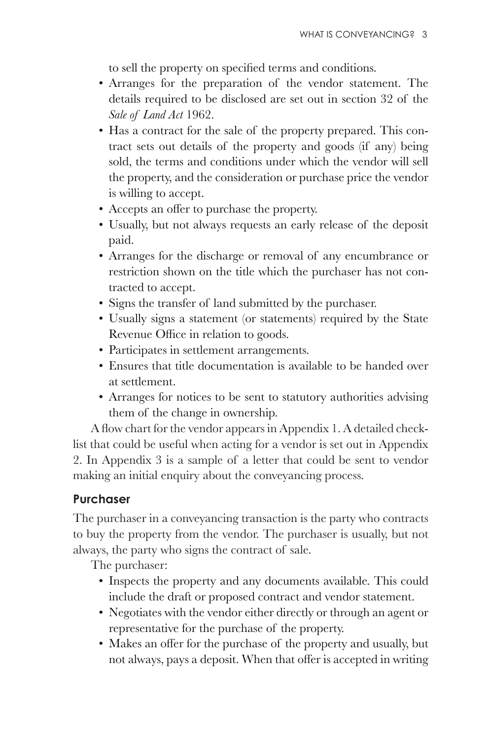to sell the property on specified terms and conditions.

- Arranges for the preparation of the vendor statement. The details required to be disclosed are set out in section 32 of the *Sale of Land Act* 1962.
- Has a contract for the sale of the property prepared. This contract sets out details of the property and goods (if any) being sold, the terms and conditions under which the vendor will sell the property, and the consideration or purchase price the vendor is willing to accept.
- Accepts an offer to purchase the property.
- Usually, but not always requests an early release of the deposit paid.
- Arranges for the discharge or removal of any encumbrance or restriction shown on the title which the purchaser has not contracted to accept.
- Signs the transfer of land submitted by the purchaser.
- Usually signs a statement (or statements) required by the State Revenue Office in relation to goods.
- Participates in settlement arrangements.
- Ensures that title documentation is available to be handed over at settlement.
- Arranges for notices to be sent to statutory authorities advising them of the change in ownership.

A flow chart for the vendor appears in Appendix 1. A detailed checklist that could be useful when acting for a vendor is set out in Appendix 2. In Appendix 3 is a sample of a letter that could be sent to vendor making an initial enquiry about the conveyancing process.

### Purchaser

The purchaser in a conveyancing transaction is the party who contracts to buy the property from the vendor. The purchaser is usually, but not always, the party who signs the contract of sale.

The purchaser:

- Inspects the property and any documents available. This could include the draft or proposed contract and vendor statement.
- Negotiates with the vendor either directly or through an agent or representative for the purchase of the property.
- Makes an offer for the purchase of the property and usually, but not always, pays a deposit. When that offer is accepted in writing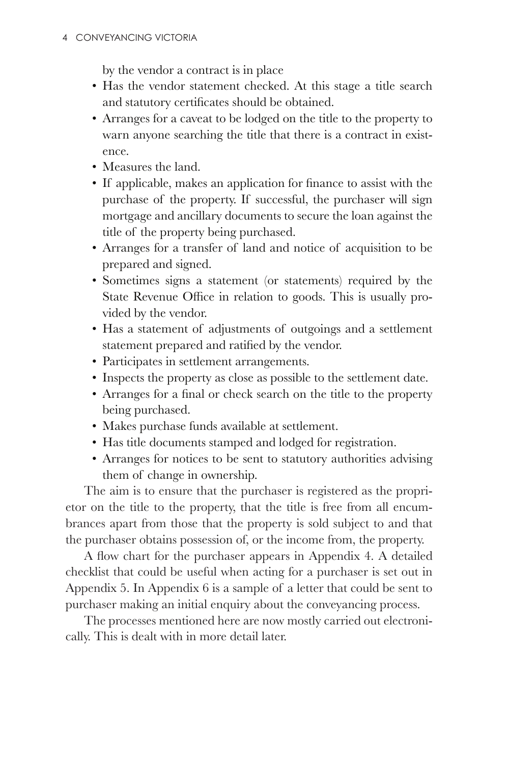by the vendor a contract is in place

- Has the vendor statement checked. At this stage a title search and statutory certificates should be obtained.
- Arranges for a caveat to be lodged on the title to the property to warn anyone searching the title that there is a contract in existence.
- Measures the land.
- If applicable, makes an application for finance to assist with the purchase of the property. If successful, the purchaser will sign mortgage and ancillary documents to secure the loan against the title of the property being purchased.
- Arranges for a transfer of land and notice of acquisition to be prepared and signed.
- Sometimes signs a statement (or statements) required by the State Revenue Office in relation to goods. This is usually provided by the vendor.
- Has a statement of adjustments of outgoings and a settlement statement prepared and ratified by the vendor.
- Participates in settlement arrangements.
- Inspects the property as close as possible to the settlement date.
- Arranges for a final or check search on the title to the property being purchased.
- Makes purchase funds available at settlement.
- Has title documents stamped and lodged for registration.
- Arranges for notices to be sent to statutory authorities advising them of change in ownership.

The aim is to ensure that the purchaser is registered as the proprietor on the title to the property, that the title is free from all encumbrances apart from those that the property is sold subject to and that the purchaser obtains possession of, or the income from, the property.

A flow chart for the purchaser appears in Appendix 4. A detailed checklist that could be useful when acting for a purchaser is set out in Appendix 5. In Appendix 6 is a sample of a letter that could be sent to purchaser making an initial enquiry about the conveyancing process.

The processes mentioned here are now mostly carried out electronically. This is dealt with in more detail later.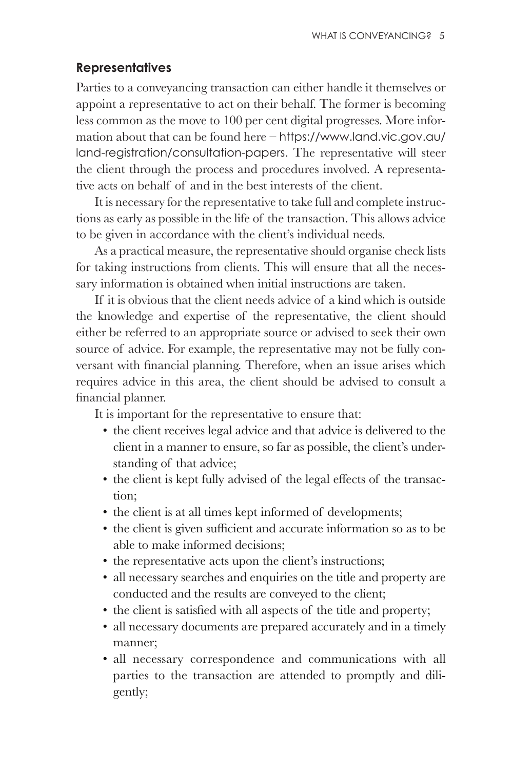## Representatives

Parties to a conveyancing transaction can either handle it themselves or appoint a representative to act on their behalf. The former is becoming less common as the move to 100 per cent digital progresses. More information about that can be found here – https://www.land.vic.gov.au/land-registration/consultation-papers. The representative will steer the client through the process and procedures involved. A representative acts on behalf of and in the best interests of the client.

It is necessary for the representative to take full and complete instructions as early as possible in the life of the transaction. This allows advice to be given in accordance with the client's individual needs.

As a practical measure, the representative should organise check lists for taking instructions from clients. This will ensure that all the necessary information is obtained when initial instructions are taken.

If it is obvious that the client needs advice of a kind which is outside the knowledge and expertise of the representative, the client should either be referred to an appropriate source or advised to seek their own source of advice. For example, the representative may not be fully conversant with financial planning. Therefore, when an issue arises which requires advice in this area, the client should be advised to consult a financial planner.

It is important for the representative to ensure that:

- the client receives legal advice and that advice is delivered to the client in a manner to ensure, so far as possible, the client's understanding of that advice;
- the client is kept fully advised of the legal effects of the transaction;
- the client is at all times kept informed of developments;
- the client is given sufficient and accurate information so as to be able to make informed decisions;
- the representative acts upon the client's instructions;
- all necessary searches and enquiries on the title and property are conducted and the results are conveyed to the client;
- the client is satisfied with all aspects of the title and property;
- all necessary documents are prepared accurately and in a timely manner;
- all necessary correspondence and communications with all parties to the transaction are attended to promptly and diligently;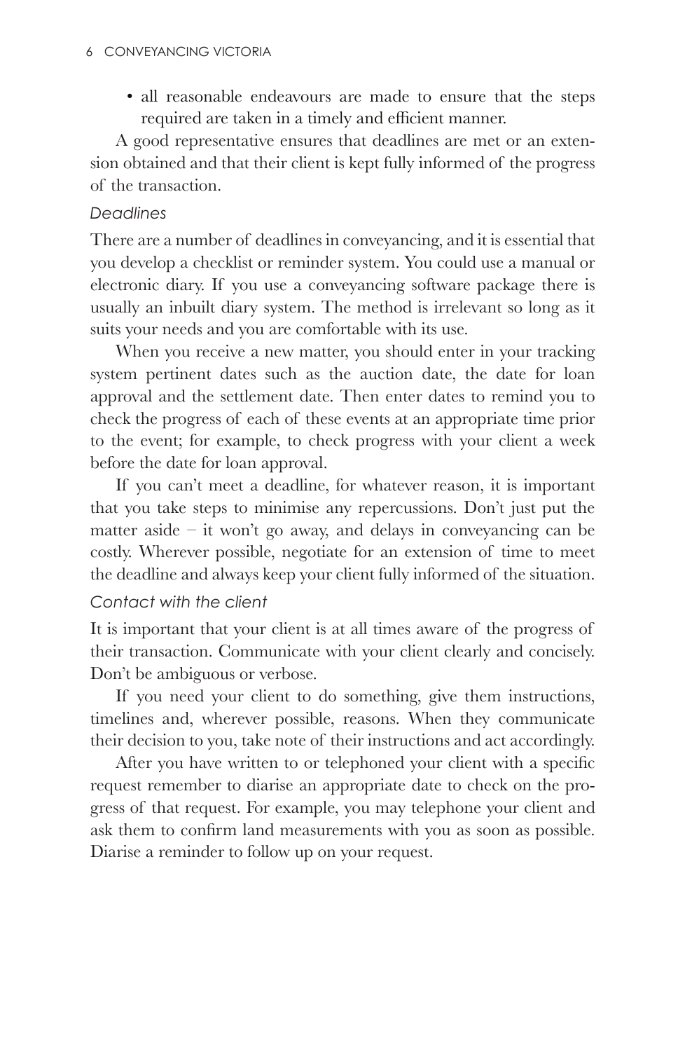- all reasonable endeavours are made to ensure that the steps required are taken in a timely and efficient manner.

A good representative ensures that deadlines are met or an extension obtained and that their client is kept fully informed of the progress of the transaction.

### *Deadlines*

There are a number of deadlines in conveyancing, and it is essential that you develop a checklist or reminder system. You could use a manual or electronic diary. If you use a conveyancing software package there is usually an inbuilt diary system. The method is irrelevant so long as it suits your needs and you are comfortable with its use.

When you receive a new matter, you should enter in your tracking system pertinent dates such as the auction date, the date for loan approval and the settlement date. Then enter dates to remind you to check the progress of each of these events at an appropriate time prior to the event; for example, to check progress with your client a week before the date for loan approval.

If you can't meet a deadline, for whatever reason, it is important that you take steps to minimise any repercussions. Don't just put the matter aside – it won't go away, and delays in conveyancing can be costly. Wherever possible, negotiate for an extension of time to meet the deadline and always keep your client fully informed of the situation.

### *Contact with the client*

It is important that your client is at all times aware of the progress of their transaction. Communicate with your client clearly and concisely. Don't be ambiguous or verbose.

If you need your client to do something, give them instructions, timelines and, wherever possible, reasons. When they communicate their decision to you, take note of their instructions and act accordingly.

After you have written to or telephoned your client with a specific request remember to diarise an appropriate date to check on the progress of that request. For example, you may telephone your client and ask them to confirm land measurements with you as soon as possible. Diarise a reminder to follow up on your request.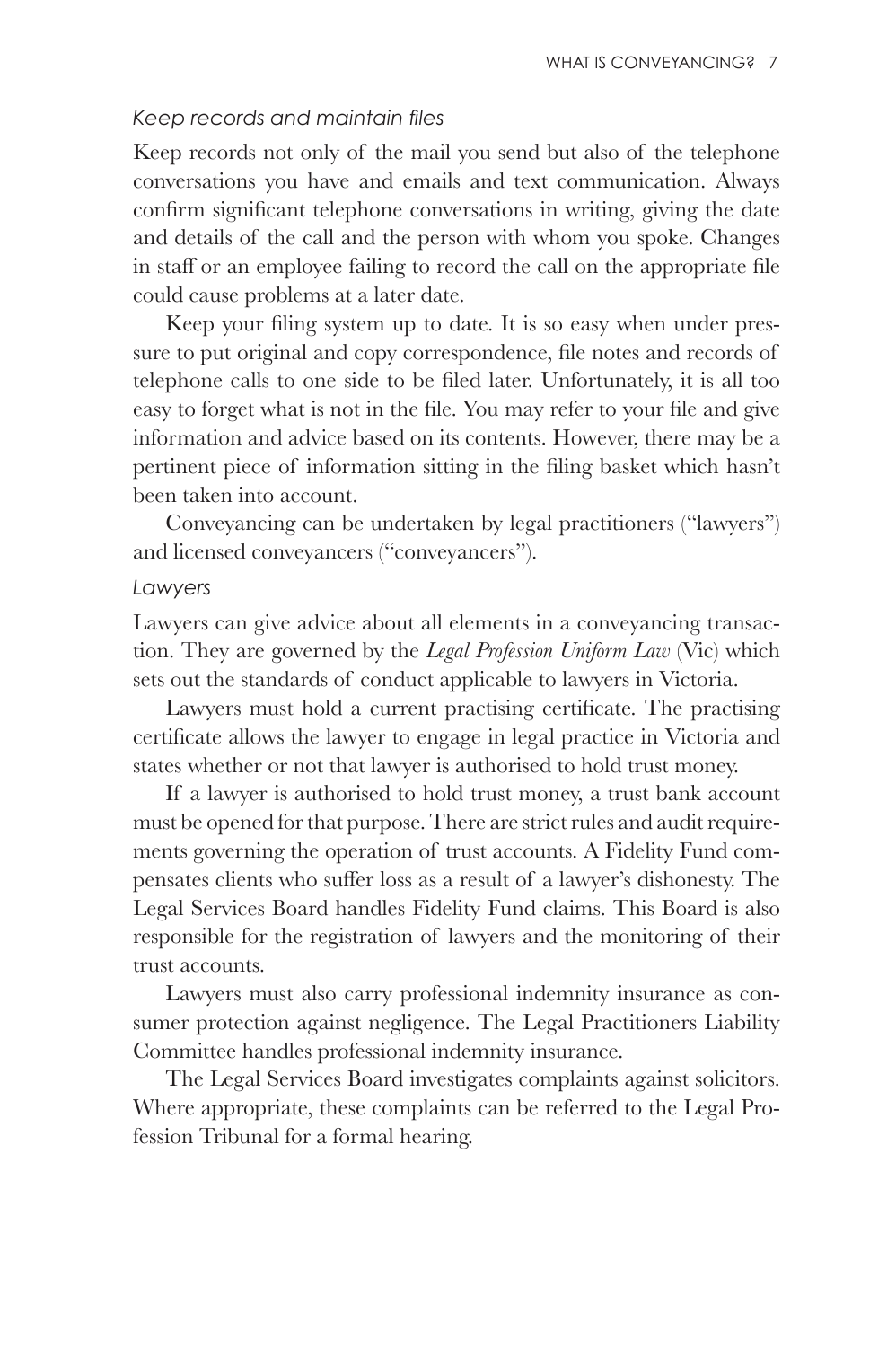### *Keep records and maintain files*

Keep records not only of the mail you send but also of the telephone conversations you have and emails and text communication. Always confirm significant telephone conversations in writing, giving the date and details of the call and the person with whom you spoke. Changes in staff or an employee failing to record the call on the appropriate file could cause problems at a later date.

Keep your filing system up to date. It is so easy when under pressure to put original and copy correspondence, file notes and records of telephone calls to one side to be filed later. Unfortunately, it is all too easy to forget what is not in the file. You may refer to your file and give information and advice based on its contents. However, there may be a pertinent piece of information sitting in the filing basket which hasn't been taken into account.

Conveyancing can be undertaken by legal practitioners ("lawyers") and licensed conveyancers ("conveyancers").

### *Lawyers*

Lawyers can give advice about all elements in a conveyancing transaction. They are governed by the *Legal Profession Uniform Law* (Vic) which sets out the standards of conduct applicable to lawyers in Victoria.

Lawyers must hold a current practising certificate. The practising certificate allows the lawyer to engage in legal practice in Victoria and states whether or not that lawyer is authorised to hold trust money.

If a lawyer is authorised to hold trust money, a trust bank account must be opened for that purpose. There are strict rules and audit requirements governing the operation of trust accounts. A Fidelity Fund compensates clients who suffer loss as a result of a lawyer's dishonesty. The Legal Services Board handles Fidelity Fund claims. This Board is also responsible for the registration of lawyers and the monitoring of their trust accounts.

Lawyers must also carry professional indemnity insurance as consumer protection against negligence. The Legal Practitioners Liability Committee handles professional indemnity insurance.

The Legal Services Board investigates complaints against solicitors. Where appropriate, these complaints can be referred to the Legal Profession Tribunal for a formal hearing.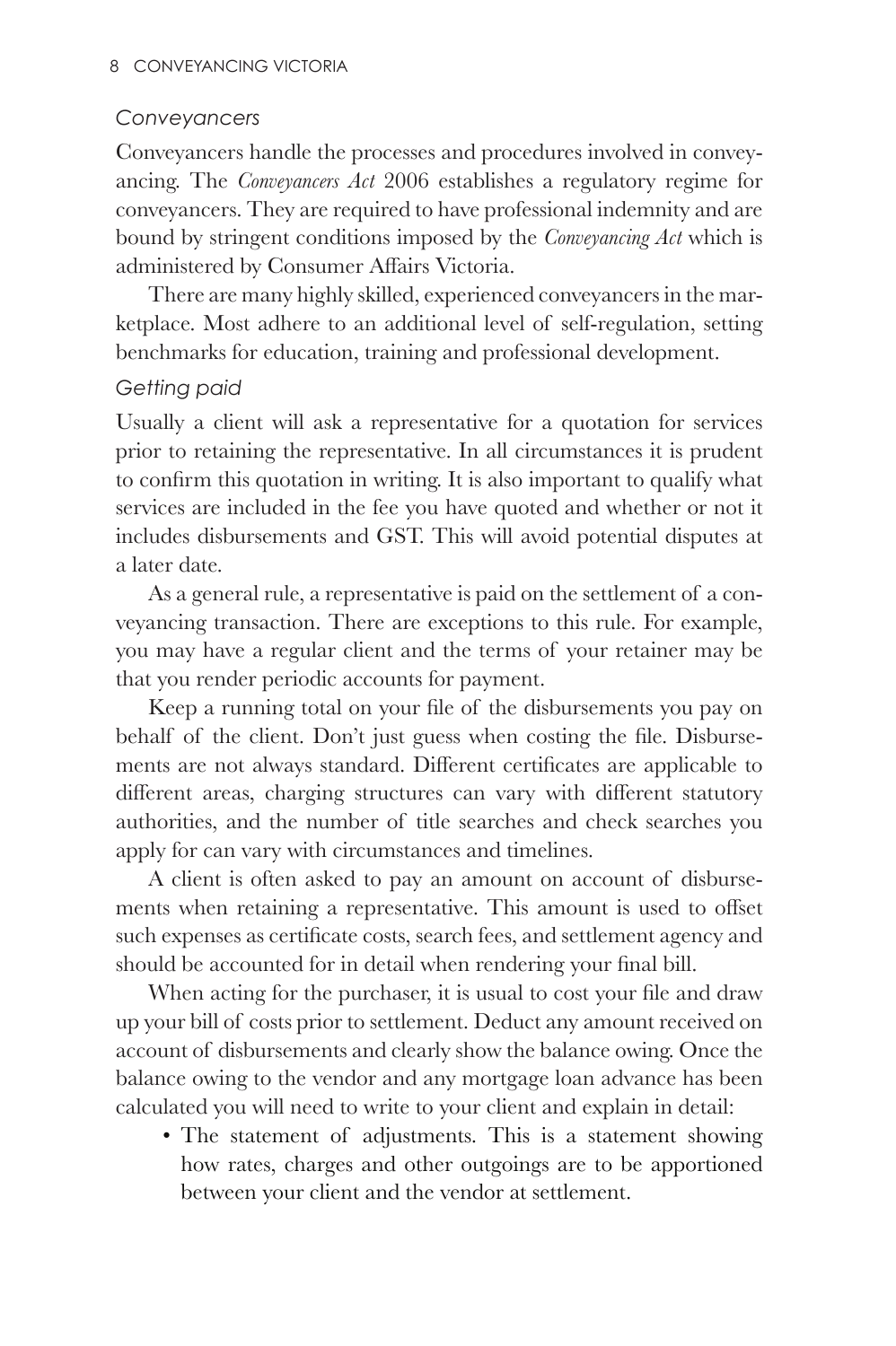### *Conveyancers*

Conveyancers handle the processes and procedures involved in conveyancing. The *Conveyancers Act* 2006 establishes a regulatory regime for conveyancers. They are required to have professional indemnity and are bound by stringent conditions imposed by the *Conveyancing Act* which is administered by Consumer Affairs Victoria.

There are many highly skilled, experienced conveyancers in the marketplace. Most adhere to an additional level of self-regulation, setting benchmarks for education, training and professional development.

### *Getting paid*

Usually a client will ask a representative for a quotation for services prior to retaining the representative. In all circumstances it is prudent to confirm this quotation in writing. It is also important to qualify what services are included in the fee you have quoted and whether or not it includes disbursements and GST. This will avoid potential disputes at a later date.

As a general rule, a representative is paid on the settlement of a conveyancing transaction. There are exceptions to this rule. For example, you may have a regular client and the terms of your retainer may be that you render periodic accounts for payment.

Keep a running total on your file of the disbursements you pay on behalf of the client. Don't just guess when costing the file. Disbursements are not always standard. Different certificates are applicable to different areas, charging structures can vary with different statutory authorities, and the number of title searches and check searches you apply for can vary with circumstances and timelines.

A client is often asked to pay an amount on account of disbursements when retaining a representative. This amount is used to offset such expenses as certificate costs, search fees, and settlement agency and should be accounted for in detail when rendering your final bill.

When acting for the purchaser, it is usual to cost your file and draw up your bill of costs prior to settlement. Deduct any amount received on account of disbursements and clearly show the balance owing. Once the balance owing to the vendor and any mortgage loan advance has been calculated you will need to write to your client and explain in detail:

- The statement of adjustments. This is a statement showing how rates, charges and other outgoings are to be apportioned between your client and the vendor at settlement.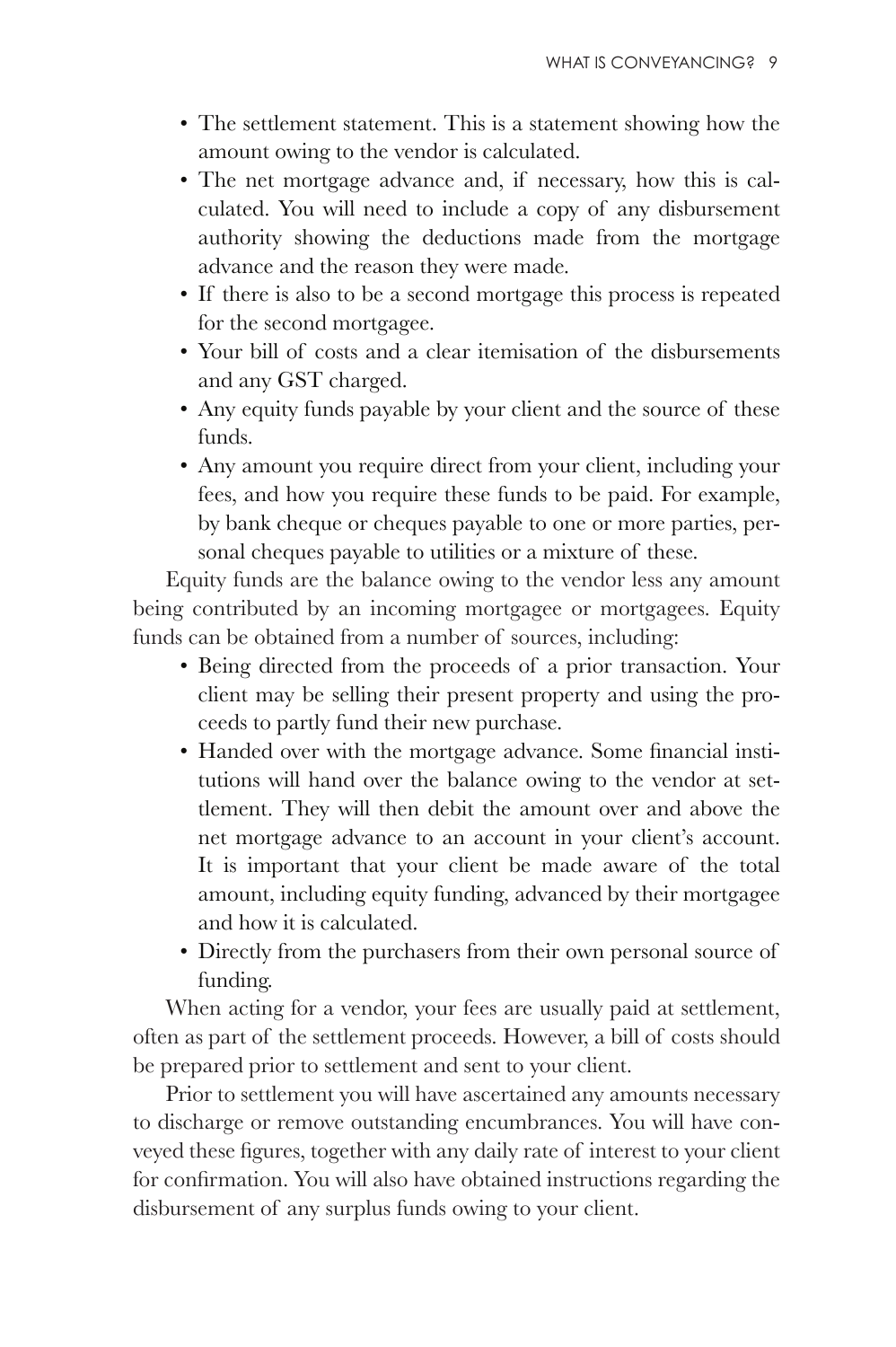- The settlement statement. This is a statement showing how the amount owing to the vendor is calculated.
- The net mortgage advance and, if necessary, how this is calculated. You will need to include a copy of any disbursement authority showing the deductions made from the mortgage advance and the reason they were made.
- If there is also to be a second mortgage this process is repeated for the second mortgagee.
- Your bill of costs and a clear itemisation of the disbursements and any GST charged.
- Any equity funds payable by your client and the source of these funds.
- Any amount you require direct from your client, including your fees, and how you require these funds to be paid. For example, by bank cheque or cheques payable to one or more parties, personal cheques payable to utilities or a mixture of these.

Equity funds are the balance owing to the vendor less any amount being contributed by an incoming mortgagee or mortgagees. Equity funds can be obtained from a number of sources, including:

- Being directed from the proceeds of a prior transaction. Your client may be selling their present property and using the proceeds to partly fund their new purchase.
- Handed over with the mortgage advance. Some financial institutions will hand over the balance owing to the vendor at settlement. They will then debit the amount over and above the net mortgage advance to an account in your client's account. It is important that your client be made aware of the total amount, including equity funding, advanced by their mortgagee and how it is calculated.
- Directly from the purchasers from their own personal source of funding.

When acting for a vendor, your fees are usually paid at settlement, often as part of the settlement proceeds. However, a bill of costs should be prepared prior to settlement and sent to your client.

Prior to settlement you will have ascertained any amounts necessary to discharge or remove outstanding encumbrances. You will have conveyed these figures, together with any daily rate of interest to your client for confirmation. You will also have obtained instructions regarding the disbursement of any surplus funds owing to your client.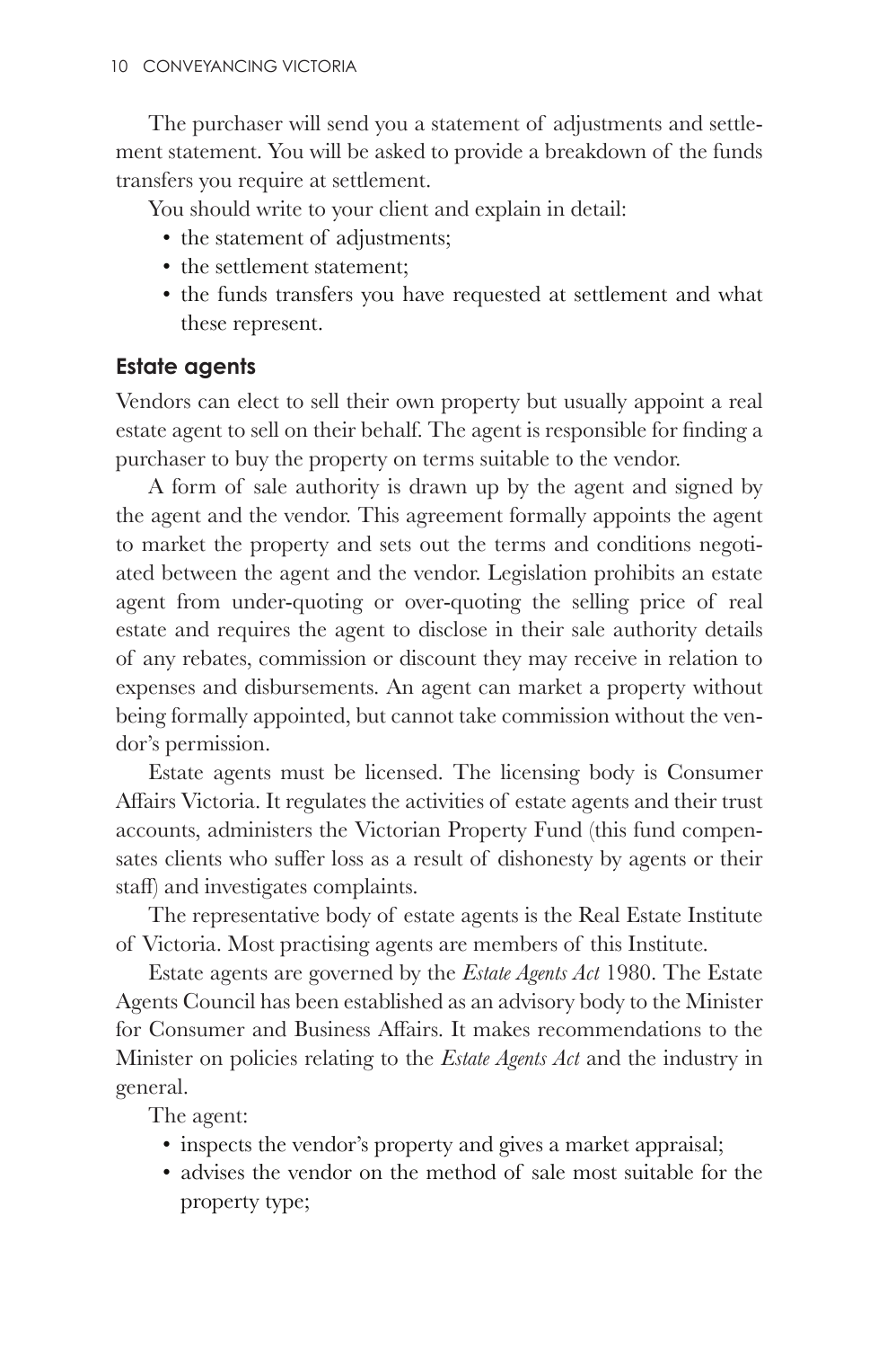The purchaser will send you a statement of adjustments and settlement statement. You will be asked to provide a breakdown of the funds transfers you require at settlement.

You should write to your client and explain in detail:

- the statement of adjustments;
- the settlement statement;
- the funds transfers you have requested at settlement and what these represent.

## Estate agents

Vendors can elect to sell their own property but usually appoint a real estate agent to sell on their behalf. The agent is responsible for finding a purchaser to buy the property on terms suitable to the vendor.

A form of sale authority is drawn up by the agent and signed by the agent and the vendor. This agreement formally appoints the agent to market the property and sets out the terms and conditions negotiated between the agent and the vendor. Legislation prohibits an estate agent from under-quoting or over-quoting the selling price of real estate and requires the agent to disclose in their sale authority details of any rebates, commission or discount they may receive in relation to expenses and disbursements. An agent can market a property without being formally appointed, but cannot take commission without the vendor's permission.

Estate agents must be licensed. The licensing body is Consumer Affairs Victoria. It regulates the activities of estate agents and their trust accounts, administers the Victorian Property Fund (this fund compensates clients who suffer loss as a result of dishonesty by agents or their staff) and investigates complaints.

The representative body of estate agents is the Real Estate Institute of Victoria. Most practising agents are members of this Institute.

Estate agents are governed by the *Estate Agents Act* 1980. The Estate Agents Council has been established as an advisory body to the Minister for Consumer and Business Affairs. It makes recommendations to the Minister on policies relating to the *Estate Agents Act* and the industry in general.

The agent:

- inspects the vendor's property and gives a market appraisal;
- advises the vendor on the method of sale most suitable for the property type;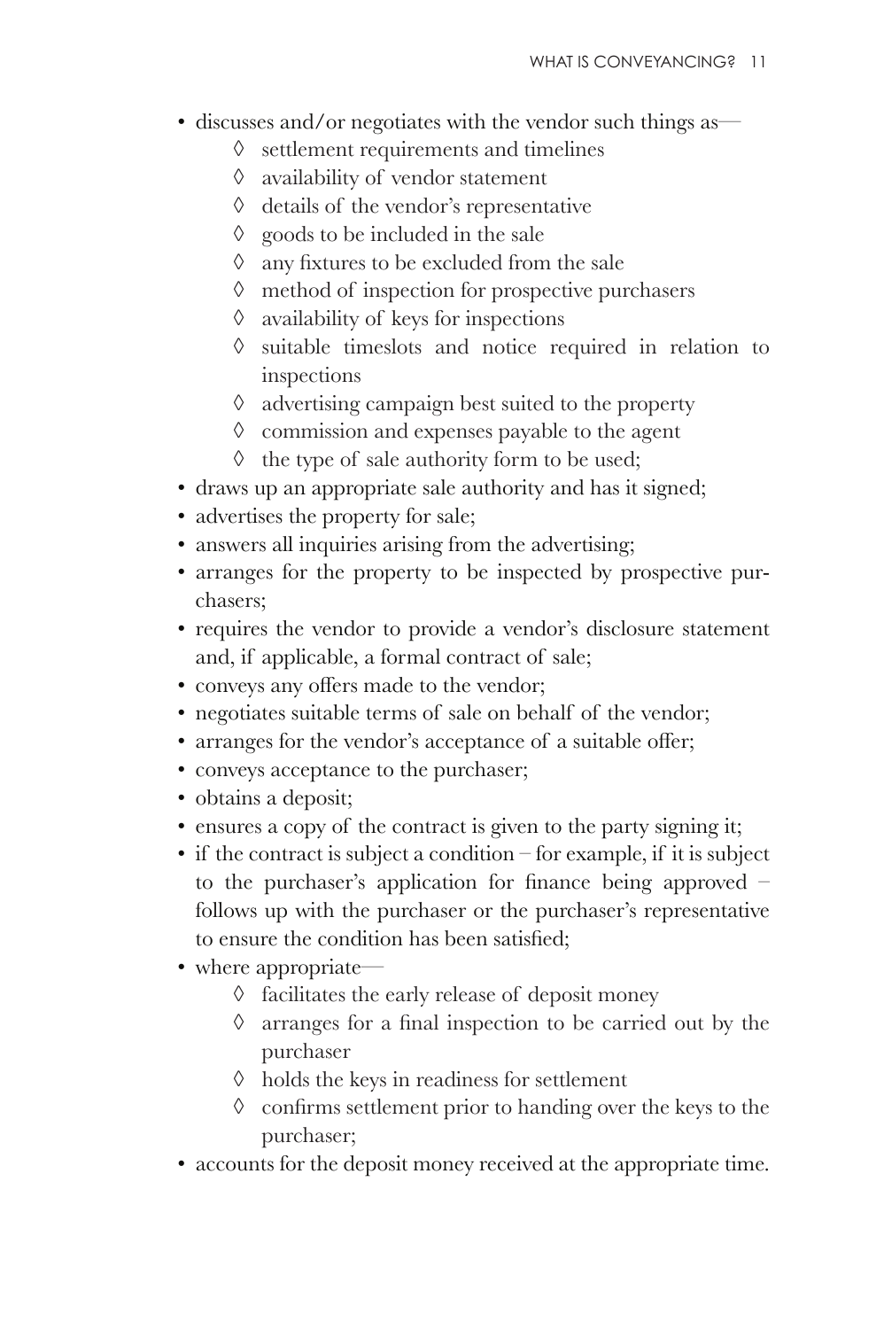- discusses and/or negotiates with the vendor such things as—
  - ◊ settlement requirements and timelines
  - ◊ availability of vendor statement
  - ◊ details of the vendor's representative
  - ◊ goods to be included in the sale
  - ◊ any fixtures to be excluded from the sale
  - ◊ method of inspection for prospective purchasers
  - ◊ availability of keys for inspections
  - ◊ suitable timeslots and notice required in relation to inspections
  - ◊ advertising campaign best suited to the property
  - ◊ commission and expenses payable to the agent
  - ◊ the type of sale authority form to be used;
- draws up an appropriate sale authority and has it signed;
- advertises the property for sale;
- answers all inquiries arising from the advertising;
- arranges for the property to be inspected by prospective purchasers;
- requires the vendor to provide a vendor's disclosure statement and, if applicable, a formal contract of sale;
- conveys any offers made to the vendor;
- negotiates suitable terms of sale on behalf of the vendor;
- arranges for the vendor's acceptance of a suitable offer;
- conveys acceptance to the purchaser;
- obtains a deposit;
- ensures a copy of the contract is given to the party signing it;
- if the contract is subject a condition – for example, if it is subject to the purchaser's application for finance being approved – follows up with the purchaser or the purchaser's representative to ensure the condition has been satisfied;
- where appropriate—
  - ◊ facilitates the early release of deposit money
  - ◊ arranges for a final inspection to be carried out by the purchaser
  - ◊ holds the keys in readiness for settlement
  - ◊ confirms settlement prior to handing over the keys to the purchaser;
- accounts for the deposit money received at the appropriate time.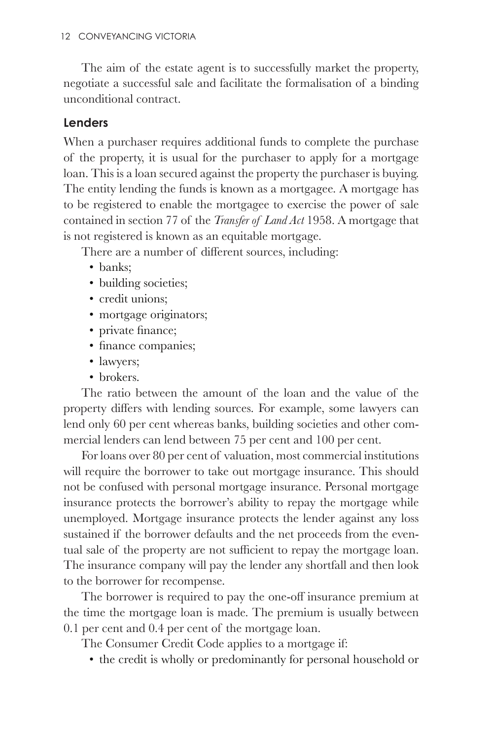The aim of the estate agent is to successfully market the property, negotiate a successful sale and facilitate the formalisation of a binding unconditional contract.

## Lenders

When a purchaser requires additional funds to complete the purchase of the property, it is usual for the purchaser to apply for a mortgage loan. This is a loan secured against the property the purchaser is buying. The entity lending the funds is known as a mortgagee. A mortgage has to be registered to enable the mortgagee to exercise the power of sale contained in section 77 of the *Transfer of Land Act* 1958. A mortgage that is not registered is known as an equitable mortgage.

There are a number of different sources, including:

- banks;
- building societies;
- credit unions;
- mortgage originators;
- private finance;
- finance companies;
- lawyers;
- brokers.

The ratio between the amount of the loan and the value of the property differs with lending sources. For example, some lawyers can lend only 60 per cent whereas banks, building societies and other commercial lenders can lend between 75 per cent and 100 per cent.

For loans over 80 per cent of valuation, most commercial institutions will require the borrower to take out mortgage insurance. This should not be confused with personal mortgage insurance. Personal mortgage insurance protects the borrower's ability to repay the mortgage while unemployed. Mortgage insurance protects the lender against any loss sustained if the borrower defaults and the net proceeds from the eventual sale of the property are not sufficient to repay the mortgage loan. The insurance company will pay the lender any shortfall and then look to the borrower for recompense.

The borrower is required to pay the one-off insurance premium at the time the mortgage loan is made. The premium is usually between 0.1 per cent and 0.4 per cent of the mortgage loan.

The Consumer Credit Code applies to a mortgage if:

- the credit is wholly or predominantly for personal household or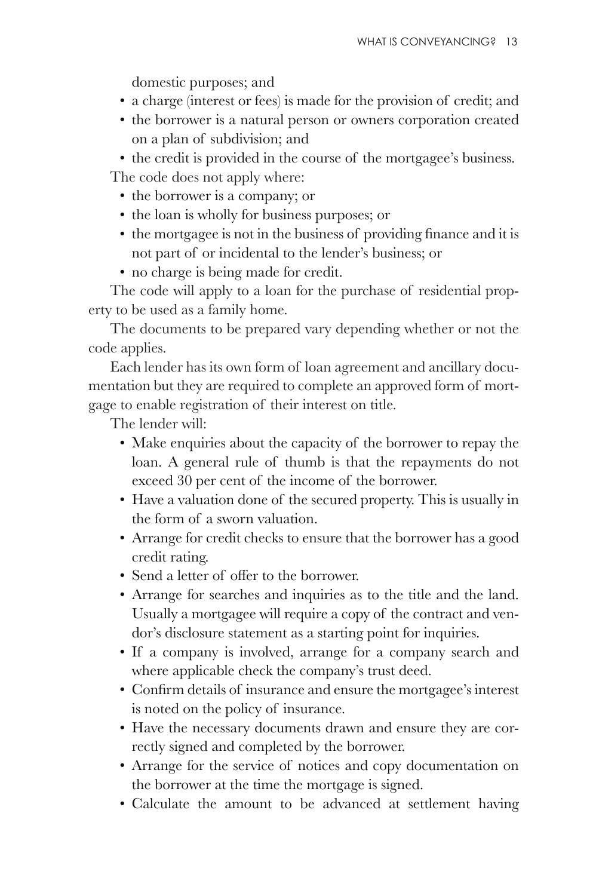domestic purposes; and

- a charge (interest or fees) is made for the provision of credit; and
- the borrower is a natural person or owners corporation created on a plan of subdivision; and
- the credit is provided in the course of the mortgagee's business.

The code does not apply where:

- the borrower is a company; or
- the loan is wholly for business purposes; or
- the mortgagee is not in the business of providing finance and it is not part of or incidental to the lender's business; or
- no charge is being made for credit.

The code will apply to a loan for the purchase of residential property to be used as a family home.

The documents to be prepared vary depending whether or not the code applies.

Each lender has its own form of loan agreement and ancillary documentation but they are required to complete an approved form of mortgage to enable registration of their interest on title.

The lender will:

- Make enquiries about the capacity of the borrower to repay the loan. A general rule of thumb is that the repayments do not exceed 30 per cent of the income of the borrower.
- Have a valuation done of the secured property. This is usually in the form of a sworn valuation.
- Arrange for credit checks to ensure that the borrower has a good credit rating.
- Send a letter of offer to the borrower.
- Arrange for searches and inquiries as to the title and the land. Usually a mortgagee will require a copy of the contract and vendor's disclosure statement as a starting point for inquiries.
- If a company is involved, arrange for a company search and where applicable check the company's trust deed.
- Confirm details of insurance and ensure the mortgagee's interest is noted on the policy of insurance.
- Have the necessary documents drawn and ensure they are correctly signed and completed by the borrower.
- Arrange for the service of notices and copy documentation on the borrower at the time the mortgage is signed.
- Calculate the amount to be advanced at settlement having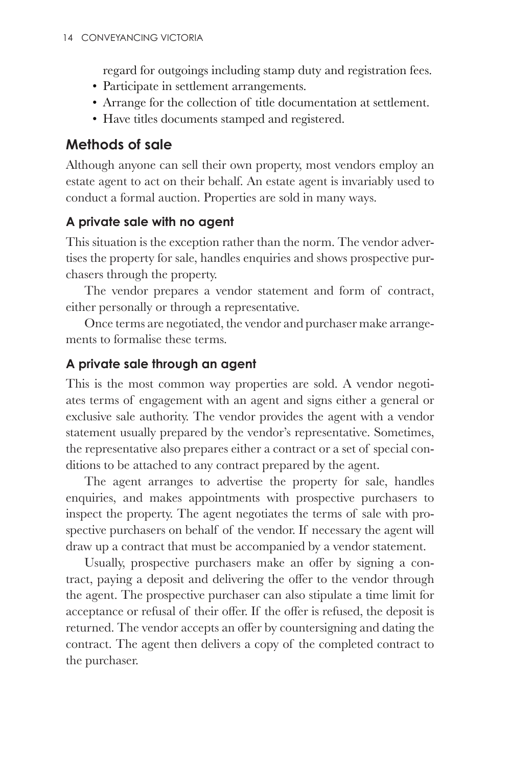regard for outgoings including stamp duty and registration fees.

- Participate in settlement arrangements.
- Arrange for the collection of title documentation at settlement.
- Have titles documents stamped and registered.

## Methods of sale

Although anyone can sell their own property, most vendors employ an estate agent to act on their behalf. An estate agent is invariably used to conduct a formal auction. Properties are sold in many ways.

### A private sale with no agent

This situation is the exception rather than the norm. The vendor advertises the property for sale, handles enquiries and shows prospective purchasers through the property.

The vendor prepares a vendor statement and form of contract, either personally or through a representative.

Once terms are negotiated, the vendor and purchaser make arrangements to formalise these terms.

### A private sale through an agent

This is the most common way properties are sold. A vendor negotiates terms of engagement with an agent and signs either a general or exclusive sale authority. The vendor provides the agent with a vendor statement usually prepared by the vendor's representative. Sometimes, the representative also prepares either a contract or a set of special conditions to be attached to any contract prepared by the agent.

The agent arranges to advertise the property for sale, handles enquiries, and makes appointments with prospective purchasers to inspect the property. The agent negotiates the terms of sale with prospective purchasers on behalf of the vendor. If necessary the agent will draw up a contract that must be accompanied by a vendor statement.

Usually, prospective purchasers make an offer by signing a contract, paying a deposit and delivering the offer to the vendor through the agent. The prospective purchaser can also stipulate a time limit for acceptance or refusal of their offer. If the offer is refused, the deposit is returned. The vendor accepts an offer by countersigning and dating the contract. The agent then delivers a copy of the completed contract to the purchaser.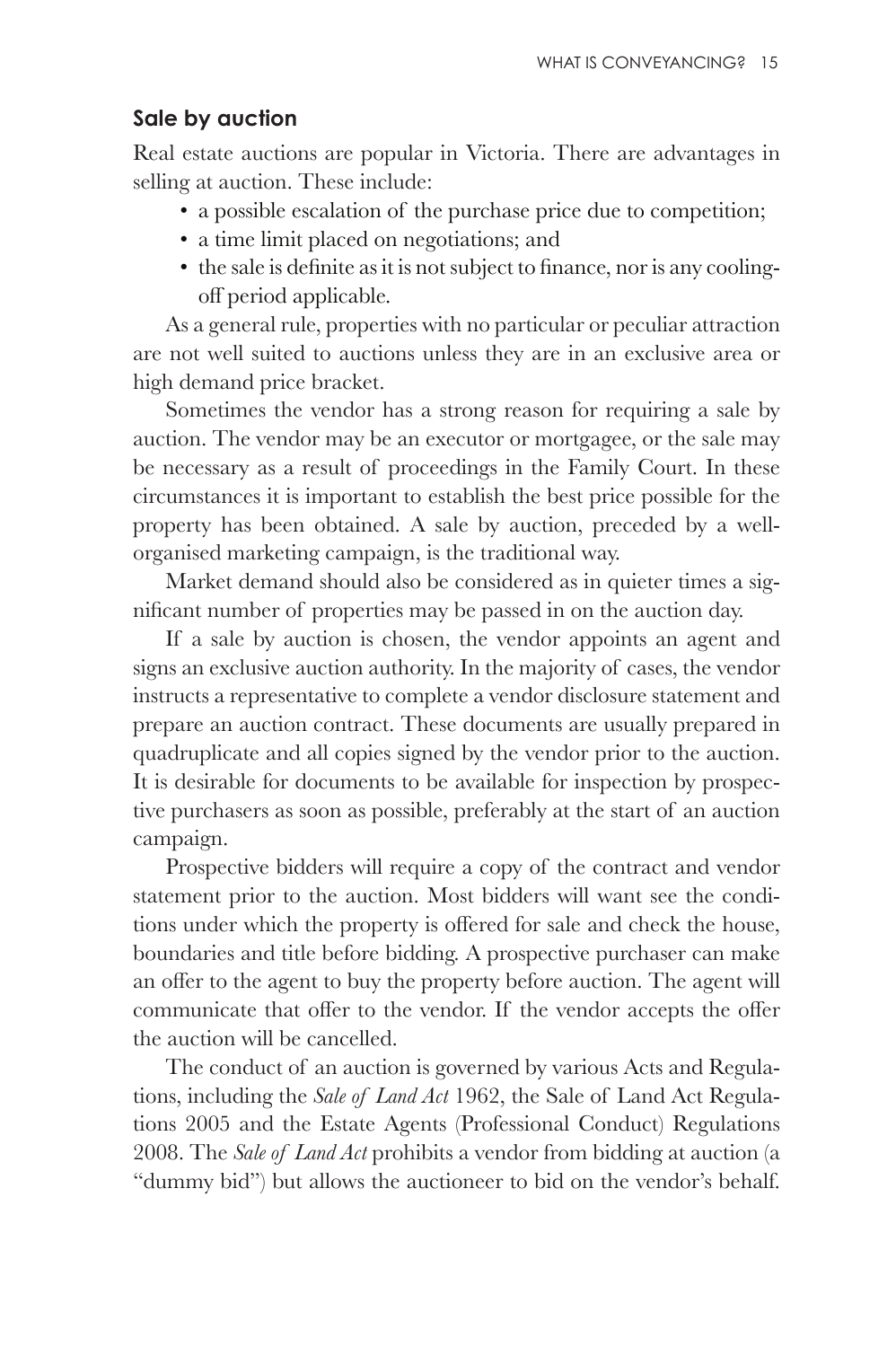### Sale by auction

Real estate auctions are popular in Victoria. There are advantages in selling at auction. These include:

- a possible escalation of the purchase price due to competition;
- a time limit placed on negotiations; and
- the sale is definite as it is not subject to finance, nor is any cooling-off period applicable.

As a general rule, properties with no particular or peculiar attraction are not well suited to auctions unless they are in an exclusive area or high demand price bracket.

Sometimes the vendor has a strong reason for requiring a sale by auction. The vendor may be an executor or mortgagee, or the sale may be necessary as a result of proceedings in the Family Court. In these circumstances it is important to establish the best price possible for the property has been obtained. A sale by auction, preceded by a well-organised marketing campaign, is the traditional way.

Market demand should also be considered as in quieter times a significant number of properties may be passed in on the auction day.

If a sale by auction is chosen, the vendor appoints an agent and signs an exclusive auction authority. In the majority of cases, the vendor instructs a representative to complete a vendor disclosure statement and prepare an auction contract. These documents are usually prepared in quadruplicate and all copies signed by the vendor prior to the auction. It is desirable for documents to be available for inspection by prospective purchasers as soon as possible, preferably at the start of an auction campaign.

Prospective bidders will require a copy of the contract and vendor statement prior to the auction. Most bidders will want see the conditions under which the property is offered for sale and check the house, boundaries and title before bidding. A prospective purchaser can make an offer to the agent to buy the property before auction. The agent will communicate that offer to the vendor. If the vendor accepts the offer the auction will be cancelled.

The conduct of an auction is governed by various Acts and Regulations, including the *Sale of Land Act* 1962, the Sale of Land Act Regulations 2005 and the Estate Agents (Professional Conduct) Regulations 2008. The *Sale of Land Act* prohibits a vendor from bidding at auction (a "dummy bid") but allows the auctioneer to bid on the vendor's behalf.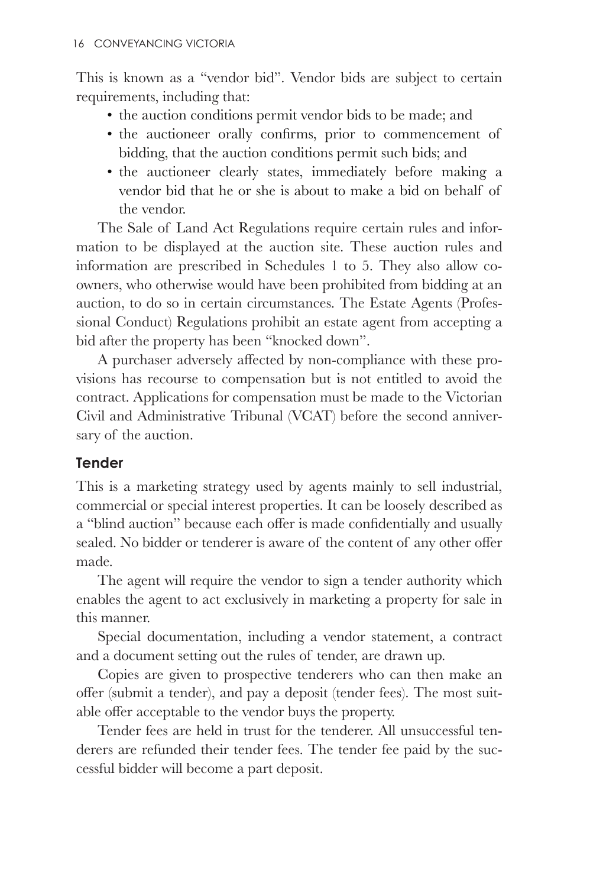This is known as a "vendor bid". Vendor bids are subject to certain requirements, including that:

- the auction conditions permit vendor bids to be made; and
- the auctioneer orally confirms, prior to commencement of bidding, that the auction conditions permit such bids; and
- the auctioneer clearly states, immediately before making a vendor bid that he or she is about to make a bid on behalf of the vendor.

The Sale of Land Act Regulations require certain rules and information to be displayed at the auction site. These auction rules and information are prescribed in Schedules 1 to 5. They also allow co-owners, who otherwise would have been prohibited from bidding at an auction, to do so in certain circumstances. The Estate Agents (Professional Conduct) Regulations prohibit an estate agent from accepting a bid after the property has been "knocked down".

A purchaser adversely affected by non-compliance with these provisions has recourse to compensation but is not entitled to avoid the contract. Applications for compensation must be made to the Victorian Civil and Administrative Tribunal (VCAT) before the second anniversary of the auction.

## Tender

This is a marketing strategy used by agents mainly to sell industrial, commercial or special interest properties. It can be loosely described as a "blind auction" because each offer is made confidentially and usually sealed. No bidder or tenderer is aware of the content of any other offer made.

The agent will require the vendor to sign a tender authority which enables the agent to act exclusively in marketing a property for sale in this manner.

Special documentation, including a vendor statement, a contract and a document setting out the rules of tender, are drawn up.

Copies are given to prospective tenderers who can then make an offer (submit a tender), and pay a deposit (tender fees). The most suitable offer acceptable to the vendor buys the property.

Tender fees are held in trust for the tenderer. All unsuccessful tenderers are refunded their tender fees. The tender fee paid by the successful bidder will become a part deposit.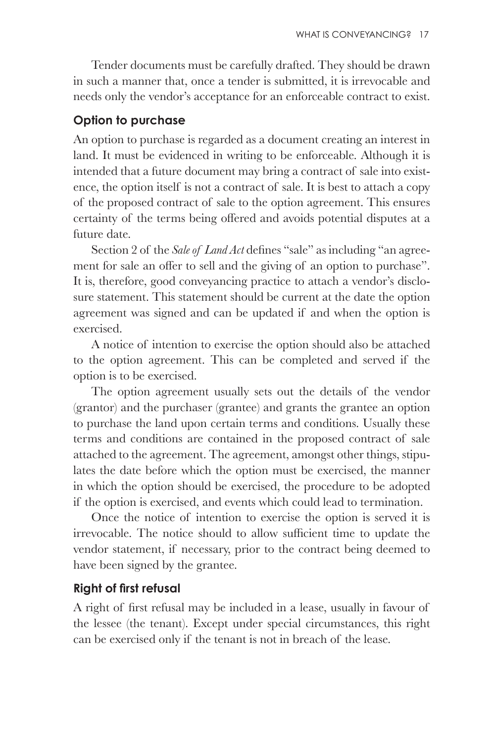Tender documents must be carefully drafted. They should be drawn in such a manner that, once a tender is submitted, it is irrevocable and needs only the vendor's acceptance for an enforceable contract to exist.

### Option to purchase

An option to purchase is regarded as a document creating an interest in land. It must be evidenced in writing to be enforceable. Although it is intended that a future document may bring a contract of sale into existence, the option itself is not a contract of sale. It is best to attach a copy of the proposed contract of sale to the option agreement. This ensures certainty of the terms being offered and avoids potential disputes at a future date.

Section 2 of the *Sale of Land Act* defines "sale" as including "an agreement for sale an offer to sell and the giving of an option to purchase". It is, therefore, good conveyancing practice to attach a vendor's disclosure statement. This statement should be current at the date the option agreement was signed and can be updated if and when the option is exercised.

A notice of intention to exercise the option should also be attached to the option agreement. This can be completed and served if the option is to be exercised.

The option agreement usually sets out the details of the vendor (grantor) and the purchaser (grantee) and grants the grantee an option to purchase the land upon certain terms and conditions. Usually these terms and conditions are contained in the proposed contract of sale attached to the agreement. The agreement, amongst other things, stipulates the date before which the option must be exercised, the manner in which the option should be exercised, the procedure to be adopted if the option is exercised, and events which could lead to termination.

Once the notice of intention to exercise the option is served it is irrevocable. The notice should to allow sufficient time to update the vendor statement, if necessary, prior to the contract being deemed to have been signed by the grantee.

### Right of first refusal

A right of first refusal may be included in a lease, usually in favour of the lessee (the tenant). Except under special circumstances, this right can be exercised only if the tenant is not in breach of the lease.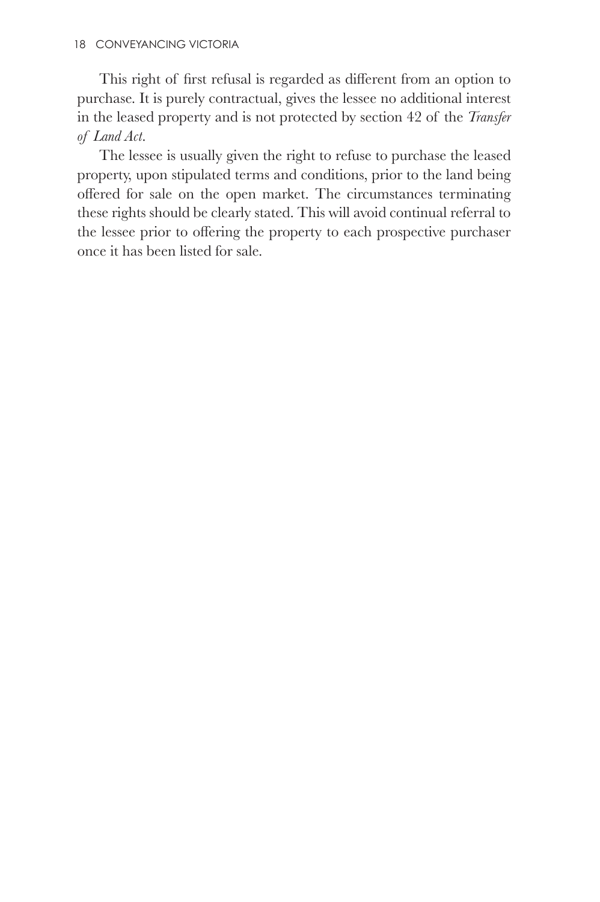This right of first refusal is regarded as different from an option to purchase. It is purely contractual, gives the lessee no additional interest in the leased property and is not protected by section 42 of the *Transfer of Land Act*.

The lessee is usually given the right to refuse to purchase the leased property, upon stipulated terms and conditions, prior to the land being offered for sale on the open market. The circumstances terminating these rights should be clearly stated. This will avoid continual referral to the lessee prior to offering the property to each prospective purchaser once it has been listed for sale.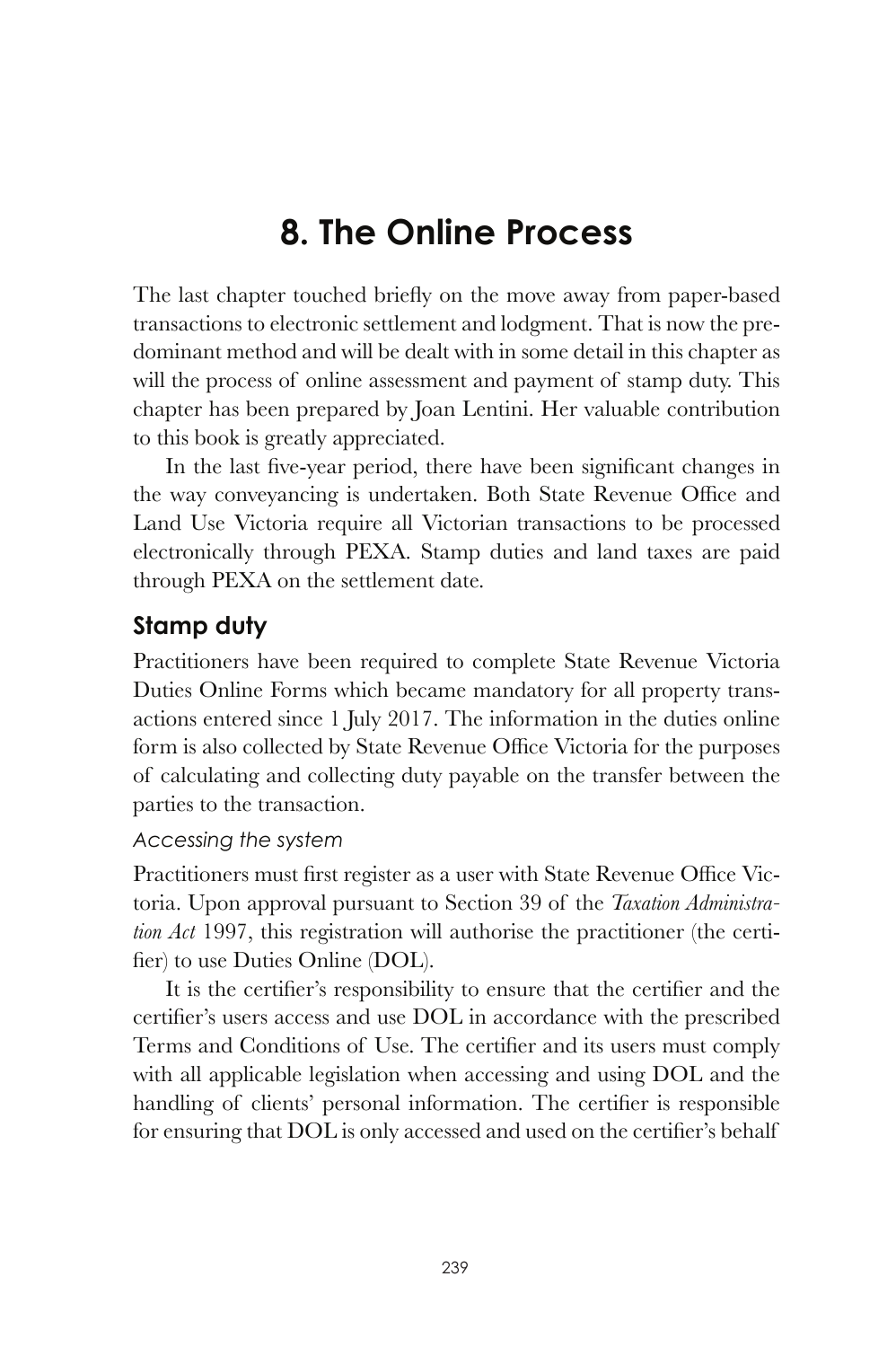# 8. The Online Process

The last chapter touched briefly on the move away from paper-based transactions to electronic settlement and lodgment. That is now the predominant method and will be dealt with in some detail in this chapter as will the process of online assessment and payment of stamp duty. This chapter has been prepared by Joan Lentini. Her valuable contribution to this book is greatly appreciated.

In the last five-year period, there have been significant changes in the way conveyancing is undertaken. Both State Revenue Office and Land Use Victoria require all Victorian transactions to be processed electronically through PEXA. Stamp duties and land taxes are paid through PEXA on the settlement date.

## Stamp duty

Practitioners have been required to complete State Revenue Victoria Duties Online Forms which became mandatory for all property transactions entered since 1 July 2017. The information in the duties online form is also collected by State Revenue Office Victoria for the purposes of calculating and collecting duty payable on the transfer between the parties to the transaction.

### *Accessing the system*

Practitioners must first register as a user with State Revenue Office Victoria. Upon approval pursuant to Section 39 of the *Taxation Administration Act* 1997, this registration will authorise the practitioner (the certifier) to use Duties Online (DOL).

It is the certifier's responsibility to ensure that the certifier and the certifier's users access and use DOL in accordance with the prescribed Terms and Conditions of Use. The certifier and its users must comply with all applicable legislation when accessing and using DOL and the handling of clients' personal information. The certifier is responsible for ensuring that DOL is only accessed and used on the certifier's behalf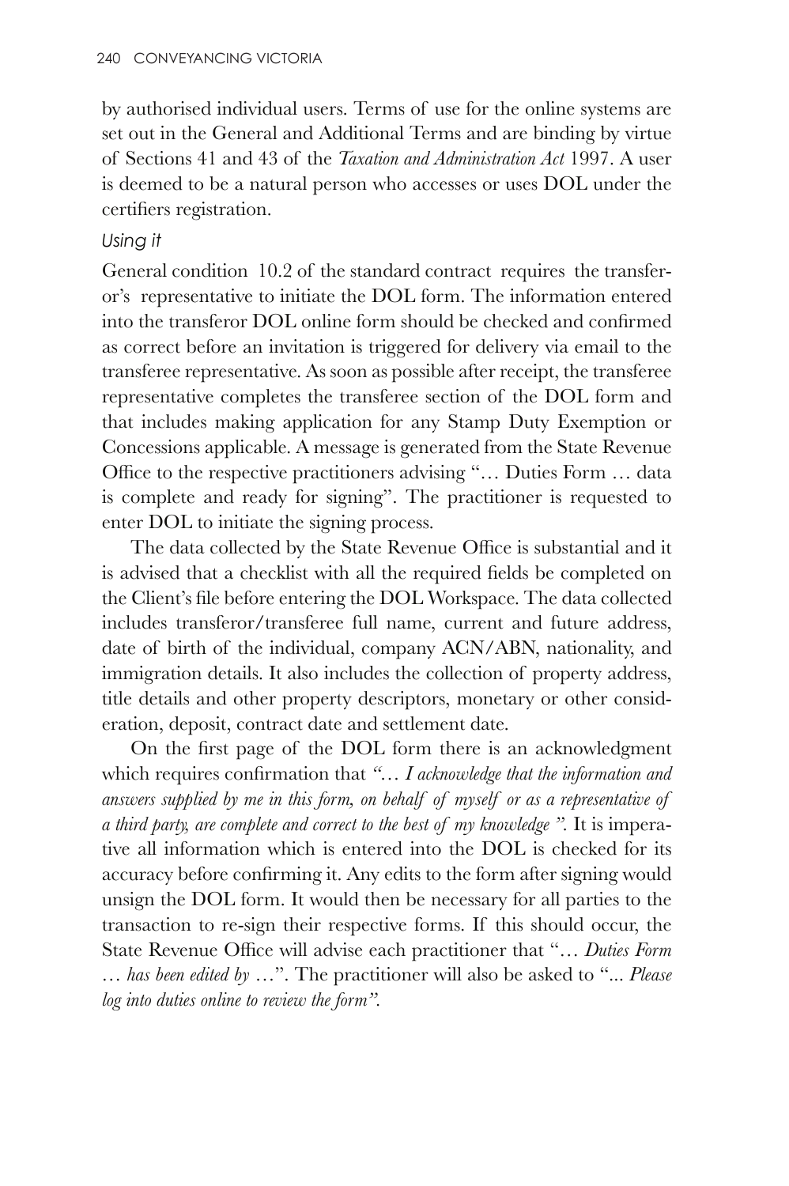by authorised individual users. Terms of use for the online systems are set out in the General and Additional Terms and are binding by virtue of Sections 41 and 43 of the *Taxation and Administration Act* 1997. A user is deemed to be a natural person who accesses or uses DOL under the certifiers registration.

### *Using it*

General condition 10.2 of the standard contract requires the transferor's representative to initiate the DOL form. The information entered into the transferor DOL online form should be checked and confirmed as correct before an invitation is triggered for delivery via email to the transferee representative. As soon as possible after receipt, the transferee representative completes the transferee section of the DOL form and that includes making application for any Stamp Duty Exemption or Concessions applicable. A message is generated from the State Revenue Office to the respective practitioners advising "… Duties Form … data is complete and ready for signing". The practitioner is requested to enter DOL to initiate the signing process.

The data collected by the State Revenue Office is substantial and it is advised that a checklist with all the required fields be completed on the Client's file before entering the DOL Workspace. The data collected includes transferor/transferee full name, current and future address, date of birth of the individual, company ACN/ABN, nationality, and immigration details. It also includes the collection of property address, title details and other property descriptors, monetary or other consideration, deposit, contract date and settlement date.

On the first page of the DOL form there is an acknowledgment which requires confirmation that *"… I acknowledge that the information and answers supplied by me in this form, on behalf of myself or as a representative of a third party, are complete and correct to the best of my knowledge ".* It is imperative all information which is entered into the DOL is checked for its accuracy before confirming it. Any edits to the form after signing would unsign the DOL form. It would then be necessary for all parties to the transaction to re-sign their respective forms. If this should occur, the State Revenue Office will advise each practitioner that "… *Duties Form … has been edited by* …". The practitioner will also be asked to "*... Please log into duties online to review the form".*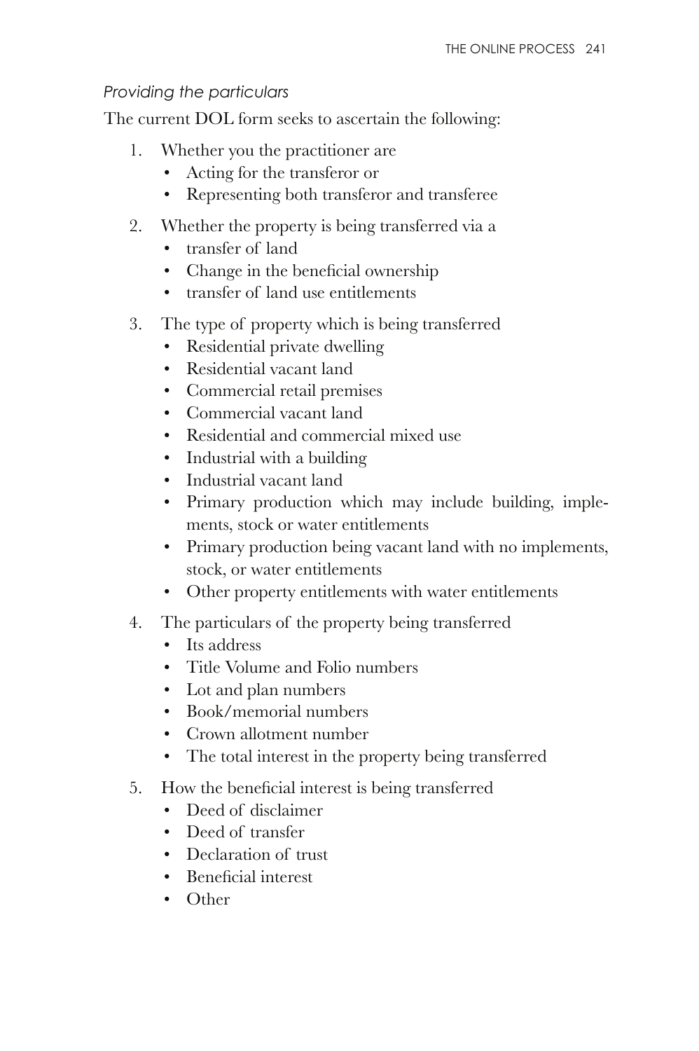*Providing the particulars*

The current DOL form seeks to ascertain the following:

1. Whether you the practitioner are
   - Acting for the transferor or
   - Representing both transferor and transferee
2. Whether the property is being transferred via a
   - transfer of land
   - Change in the beneficial ownership
   - transfer of land use entitlements
3. The type of property which is being transferred
   - Residential private dwelling
   - Residential vacant land
   - Commercial retail premises
   - Commercial vacant land
   - Residential and commercial mixed use
   - Industrial with a building
   - Industrial vacant land
   - Primary production which may include building, implements, stock or water entitlements
   - Primary production being vacant land with no implements, stock, or water entitlements
   - Other property entitlements with water entitlements
4. The particulars of the property being transferred
   - Its address
   - Title Volume and Folio numbers
   - Lot and plan numbers
   - Book/memorial numbers
   - Crown allotment number
   - The total interest in the property being transferred
5. How the beneficial interest is being transferred
   - Deed of disclaimer
   - Deed of transfer
   - Declaration of trust
   - Beneficial interest
   - Other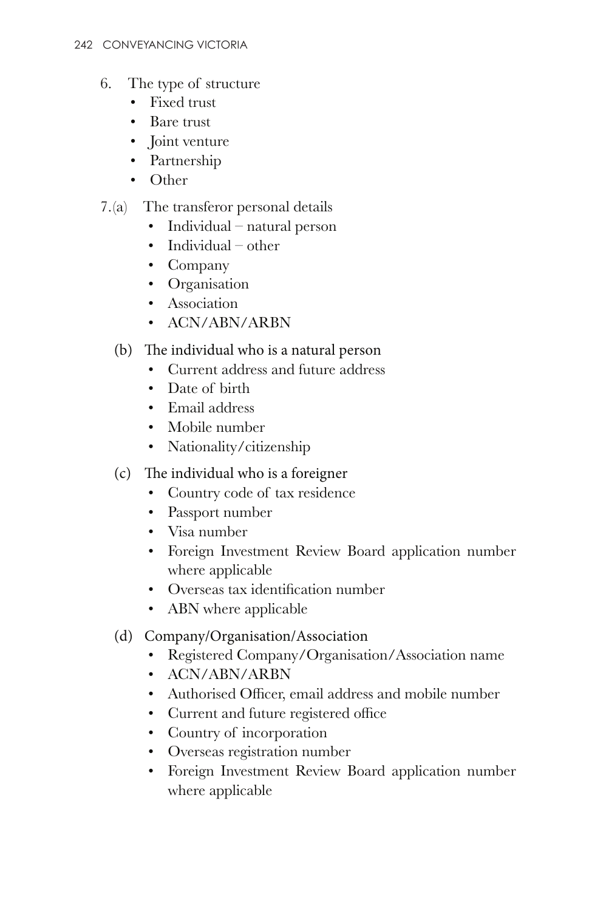6. The type of structure
    - Fixed trust
    - Bare trust
    - Joint venture
    - Partnership
    - Other

7. (a) The transferor personal details
    - Individual – natural person
    - Individual – other
    - Company
    - Organisation
    - Association
    - ACN/ABN/ARBN

   (b) The individual who is a natural person
    - Current address and future address
    - Date of birth
    - Email address
    - Mobile number
    - Nationality/citizenship

   (c) The individual who is a foreigner
    - Country code of tax residence
    - Passport number
    - Visa number
    - Foreign Investment Review Board application number where applicable
    - Overseas tax identification number
    - ABN where applicable

   (d) Company/Organisation/Association
    - Registered Company/Organisation/Association name
    - ACN/ABN/ARBN
    - Authorised Officer, email address and mobile number
    - Current and future registered office
    - Country of incorporation
    - Overseas registration number
    - Foreign Investment Review Board application number where applicable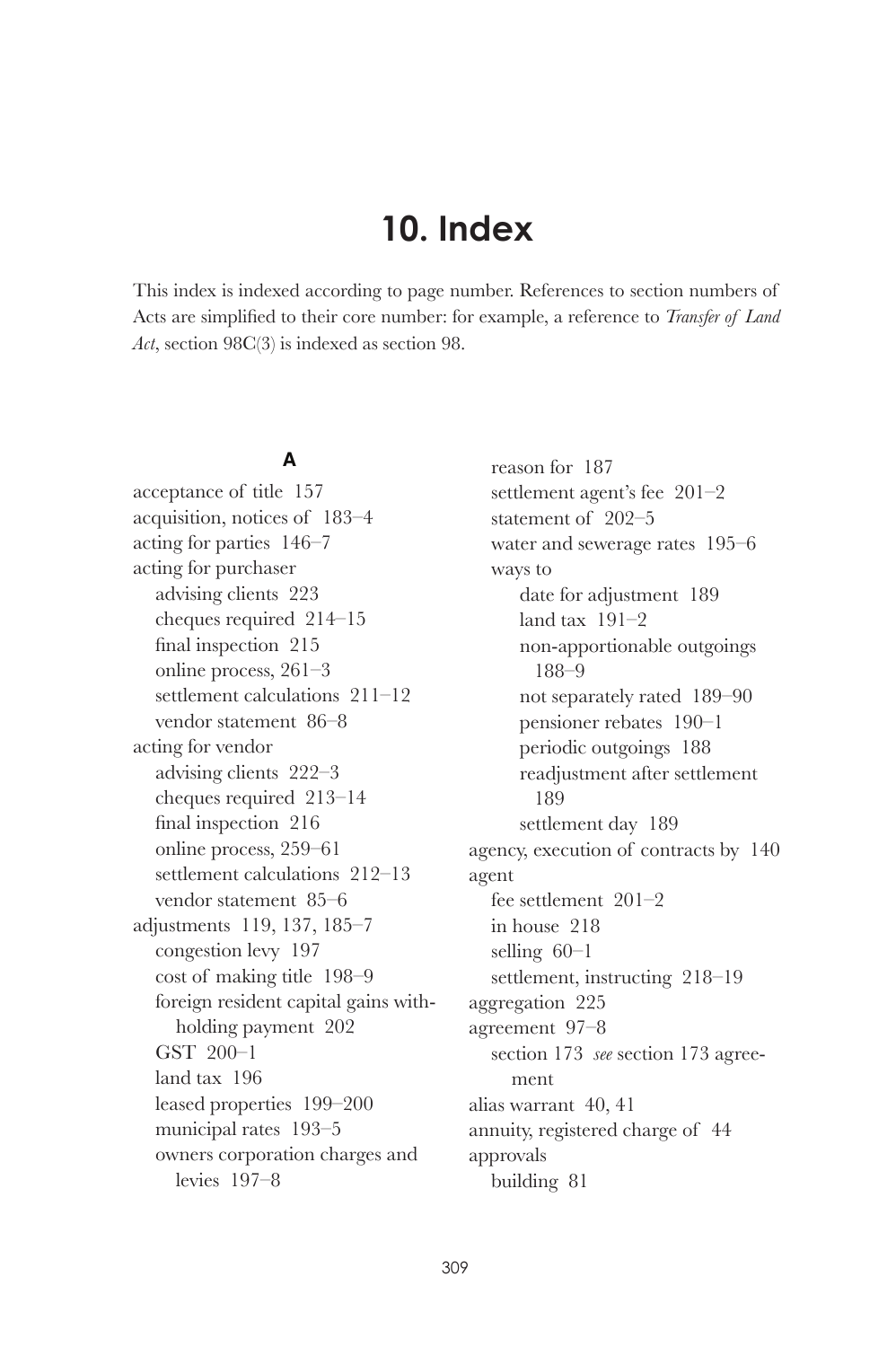# 10. Index

This index is indexed according to page number. References to section numbers of Acts are simplified to their core number: for example, a reference to *Transfer of Land Act*, section 98C(3) is indexed as section 98.

### A

acceptance of title 157
acquisition, notices of 183–4
acting for parties 146–7
acting for purchaser
    advising clients 223
    cheques required 214–15
    final inspection 215
    online process, 261–3
    settlement calculations 211–12
    vendor statement 86–8
acting for vendor
    advising clients 222–3
    cheques required 213–14
    final inspection 216
    online process, 259–61
    settlement calculations 212–13
    vendor statement 85–6
adjustments 119, 137, 185–7
    congestion levy 197
    cost of making title 198–9
    foreign resident capital gains with-holding payment 202
    GST 200–1
    land tax 196
    leased properties 199–200
    municipal rates 193–5
    owners corporation charges and levies 197–8
    reason for 187
    settlement agent's fee 201–2
    statement of 202–5
    water and sewerage rates 195–6
    ways to
        date for adjustment 189
        land tax 191–2
        non-apportionable outgoings 188–9
        not separately rated 189–90
        pensioner rebates 190–1
        periodic outgoings 188
        readjustment after settlement 189
        settlement day 189
agency, execution of contracts by 140
agent
    fee settlement 201–2
    in house 218
    selling 60–1
    settlement, instructing 218–19
aggregation 225
agreement 97–8
    section 173 *see* section 173 agreement
alias warrant 40, 41
annuity, registered charge of 44
approvals
    building 81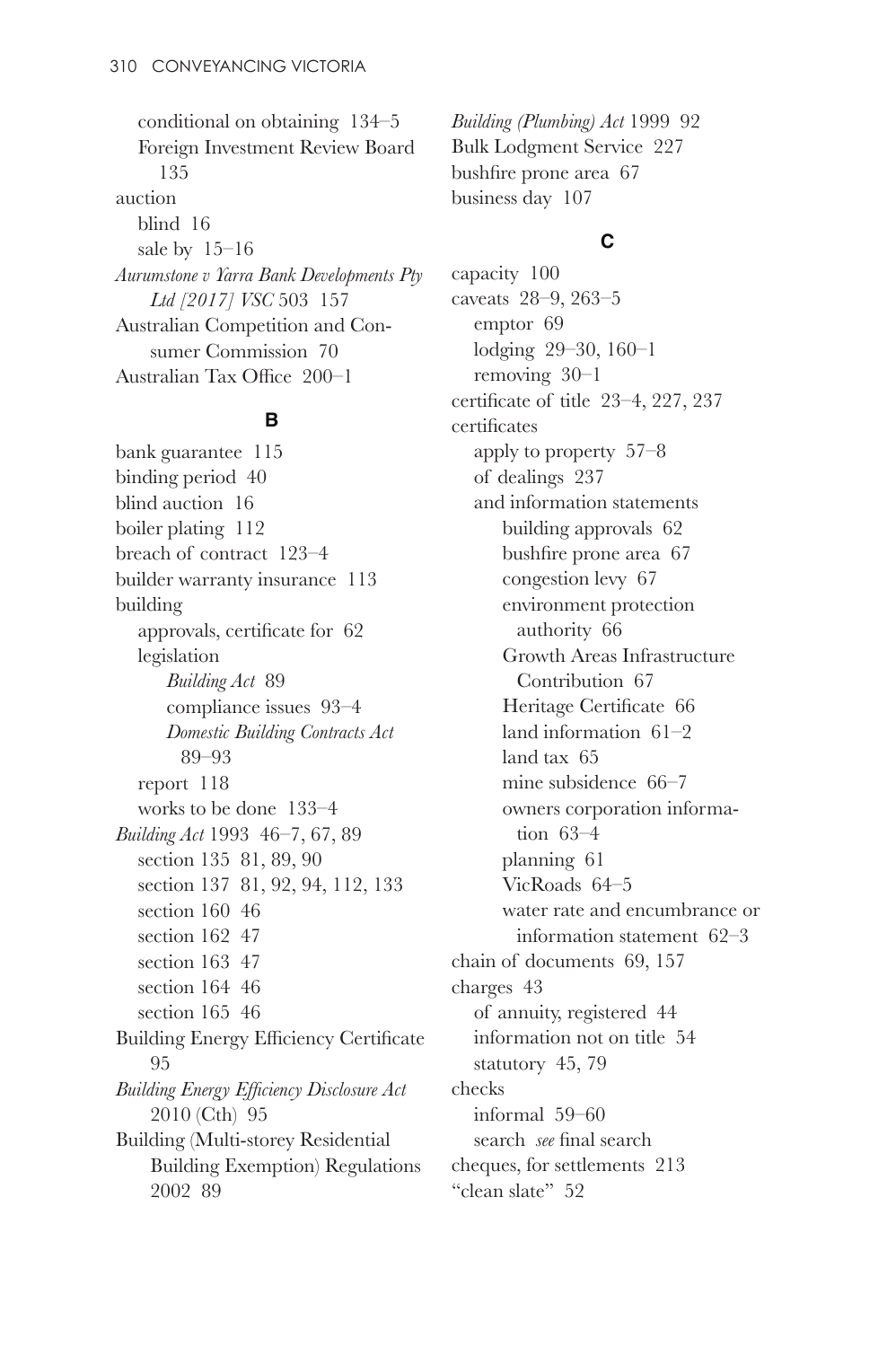conditional on obtaining 134–5
  Foreign Investment Review Board 135
auction
  blind 16
  sale by 15–16
*Aurumstone v Yarra Bank Developments Pty Ltd [2017] VSC* 503 157
Australian Competition and Consumer Commission 70
Australian Tax Office 200–1

**B**

bank guarantee 115
binding period 40
blind auction 16
boiler plating 112
breach of contract 123–4
builder warranty insurance 113
building
  approvals, certificate for 62
  legislation
    *Building Act* 89
    compliance issues 93–4
    *Domestic Building Contracts Act* 89–93
  report 118
  works to be done 133–4
*Building Act* 1993 46–7, 67, 89
  section 135 81, 89, 90
  section 137 81, 92, 94, 112, 133
  section 160 46
  section 162 47
  section 163 47
  section 164 46
  section 165 46
Building Energy Efficiency Certificate 95
*Building Energy Efficiency Disclosure Act* 2010 (Cth) 95
Building (Multi-storey Residential Building Exemption) Regulations 2002 89
*Building (Plumbing) Act* 1999 92
Bulk Lodgment Service 227
bushfire prone area 67
business day 107

**C**

capacity 100
caveats 28–9, 263–5
  emptor 69
  lodging 29–30, 160–1
  removing 30–1
certificate of title 23–4, 227, 237
certificates
  apply to property 57–8
  of dealings 237
  and information statements
    building approvals 62
    bushfire prone area 67
    congestion levy 67
    environment protection authority 66
    Growth Areas Infrastructure Contribution 67
    Heritage Certificate 66
    land information 61–2
    land tax 65
    mine subsidence 66–7
    owners corporation information 63–4
    planning 61
    VicRoads 64–5
    water rate and encumbrance or information statement 62–3
chain of documents 69, 157
charges 43
  of annuity, registered 44
  information not on title 54
  statutory 45, 79
checks
  informal 59–60
  search *see* final search
cheques, for settlements 213
"clean slate" 52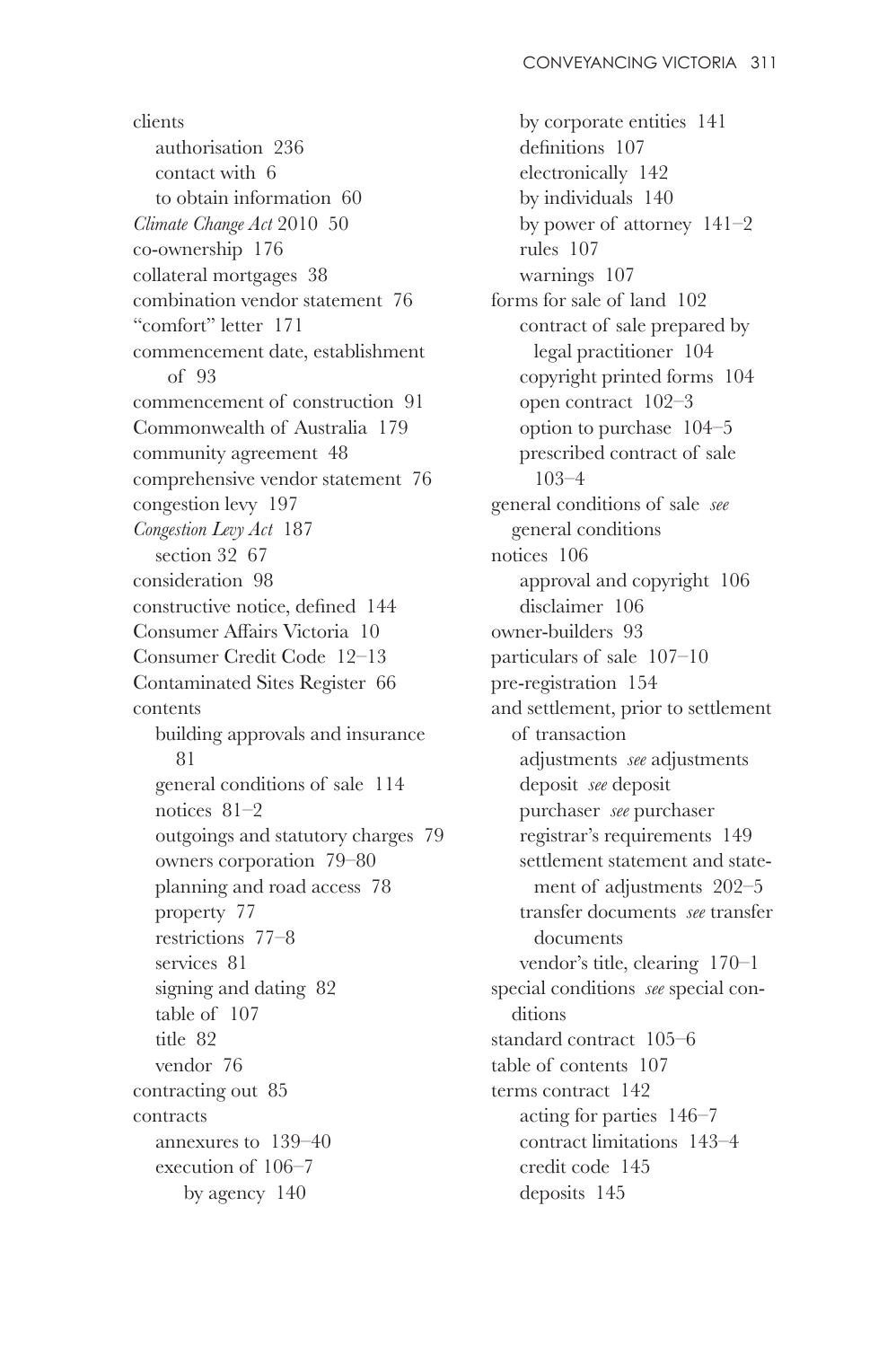clients
  authorisation 236
  contact with 6
  to obtain information 60
*Climate Change Act* 2010 50
co-ownership 176
collateral mortgages 38
combination vendor statement 76
"comfort" letter 171
commencement date, establishment of 93
commencement of construction 91
Commonwealth of Australia 179
community agreement 48
comprehensive vendor statement 76
congestion levy 197
*Congestion Levy Act* 187
  section 32 67
consideration 98
constructive notice, defined 144
Consumer Affairs Victoria 10
Consumer Credit Code 12–13
Contaminated Sites Register 66
contents
  building approvals and insurance 81
  general conditions of sale 114
  notices 81–2
  outgoings and statutory charges 79
  owners corporation 79–80
  planning and road access 78
  property 77
  restrictions 77–8
  services 81
  signing and dating 82
  table of 107
  title 82
  vendor 76
contracting out 85
contracts
  annexures to 139–40
  execution of 106–7
    by agency 140
    by corporate entities 141
    definitions 107
    electronically 142
    by individuals 140
    by power of attorney 141–2
    rules 107
    warnings 107
  forms for sale of land 102
    contract of sale prepared by legal practitioner 104
    copyright printed forms 104
    open contract 102–3
    option to purchase 104–5
    prescribed contract of sale 103–4
  general conditions of sale *see* general conditions
  notices 106
    approval and copyright 106
    disclaimer 106
  owner-builders 93
  particulars of sale 107–10
  pre-registration 154
  and settlement, prior to settlement of transaction
    adjustments *see* adjustments
    deposit *see* deposit
    purchaser *see* purchaser
    registrar's requirements 149
    settlement statement and statement of adjustments 202–5
    transfer documents *see* transfer documents
    vendor's title, clearing 170–1
  special conditions *see* special conditions
  standard contract 105–6
  table of contents 107
  terms contract 142
    acting for parties 146–7
    contract limitations 143–4
    credit code 145
    deposits 145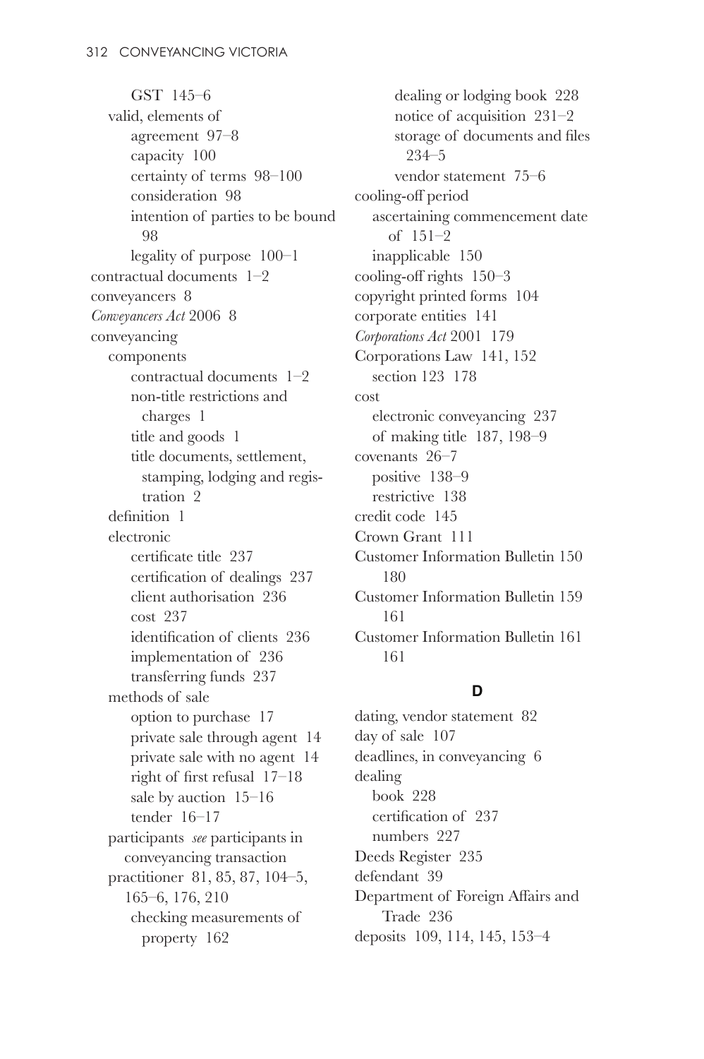GST 145–6
valid, elements of
agreement 97–8
capacity 100
certainty of terms 98–100
consideration 98
intention of parties to be bound 98
legality of purpose 100–1
contractual documents 1–2
conveyancers 8
*Conveyancers Act* 2006 8
conveyancing
components
contractual documents 1–2
non-title restrictions and charges 1
title and goods 1
title documents, settlement, stamping, lodging and registration 2
definition 1
electronic
certificate title 237
certification of dealings 237
client authorisation 236
cost 237
identification of clients 236
implementation of 236
transferring funds 237
methods of sale
option to purchase 17
private sale through agent 14
private sale with no agent 14
right of first refusal 17–18
sale by auction 15–16
tender 16–17
participants *see* participants in conveyancing transaction
practitioner 81, 85, 87, 104–5, 165–6, 176, 210
checking measurements of property 162
dealing or lodging book 228
notice of acquisition 231–2
storage of documents and files 234–5
vendor statement 75–6
cooling-off period
ascertaining commencement date of 151–2
inapplicable 150
cooling-off rights 150–3
copyright printed forms 104
corporate entities 141
*Corporations Act* 2001 179
Corporations Law 141, 152
section 123 178
cost
electronic conveyancing 237
of making title 187, 198–9
covenants 26–7
positive 138–9
restrictive 138
credit code 145
Crown Grant 111
Customer Information Bulletin 150 180
Customer Information Bulletin 159 161
Customer Information Bulletin 161 161

**D**

dating, vendor statement 82
day of sale 107
deadlines, in conveyancing 6
dealing
book 228
certification of 237
numbers 227
Deeds Register 235
defendant 39
Department of Foreign Affairs and Trade 236
deposits 109, 114, 145, 153–4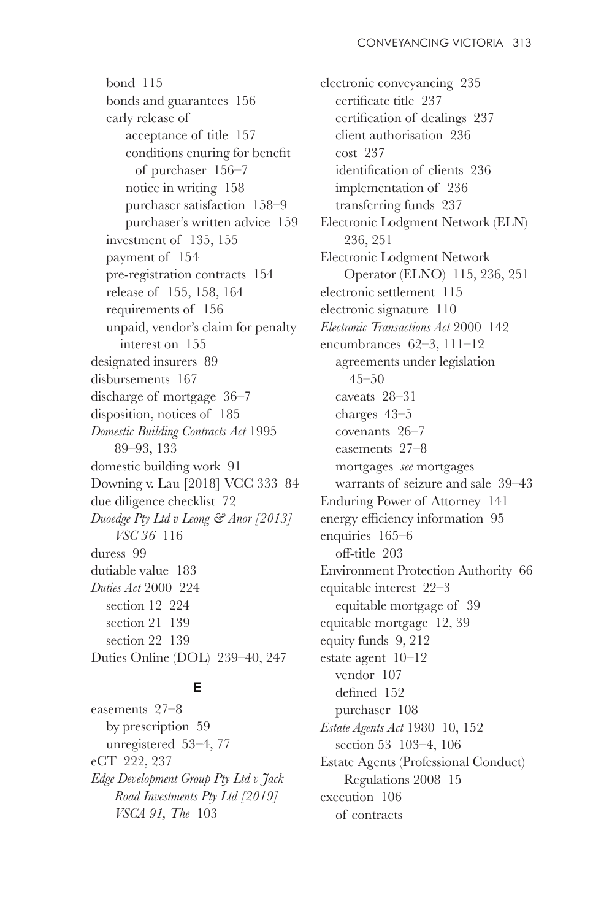bond 115
bonds and guarantees 156
early release of
acceptance of title 157
conditions enuring for benefit of purchaser 156–7
notice in writing 158
purchaser satisfaction 158–9
purchaser's written advice 159
investment of 135, 155
payment of 154
pre-registration contracts 154
release of 155, 158, 164
requirements of 156
unpaid, vendor's claim for penalty interest on 155

designated insurers 89
disbursements 167
discharge of mortgage 36–7
disposition, notices of 185
*Domestic Building Contracts Act* 1995 89–93, 133
domestic building work 91
Downing v. Lau [2018] VCC 333 84
due diligence checklist 72
*Duoedge Pty Ltd v Leong & Anor [2013] VSC 36* 116
duress 99
dutiable value 183
*Duties Act* 2000 224
section 12 224
section 21 139
section 22 139
Duties Online (DOL) 239–40, 247

## E

easements 27–8
by prescription 59
unregistered 53–4, 77
eCT 222, 237
*Edge Development Group Pty Ltd v Jack Road Investments Pty Ltd [2019] VSCA 91, The* 103
electronic conveyancing 235
certificate title 237
certification of dealings 237
client authorisation 236
cost 237
identification of clients 236
implementation of 236
transferring funds 237
Electronic Lodgment Network (ELN) 236, 251
Electronic Lodgment Network Operator (ELNO) 115, 236, 251
electronic settlement 115
electronic signature 110
*Electronic Transactions Act* 2000 142
encumbrances 62–3, 111–12
agreements under legislation 45–50
caveats 28–31
charges 43–5
covenants 26–7
easements 27–8
mortgages *see* mortgages
warrants of seizure and sale 39–43
Enduring Power of Attorney 141
energy efficiency information 95
enquiries 165–6
off-title 203
Environment Protection Authority 66
equitable interest 22–3
equitable mortgage of 39
equitable mortgage 12, 39
equity funds 9, 212
estate agent 10–12
vendor 107
defined 152
purchaser 108
*Estate Agents Act* 1980 10, 152
section 53 103–4, 106
Estate Agents (Professional Conduct) Regulations 2008 15
execution 106
of contracts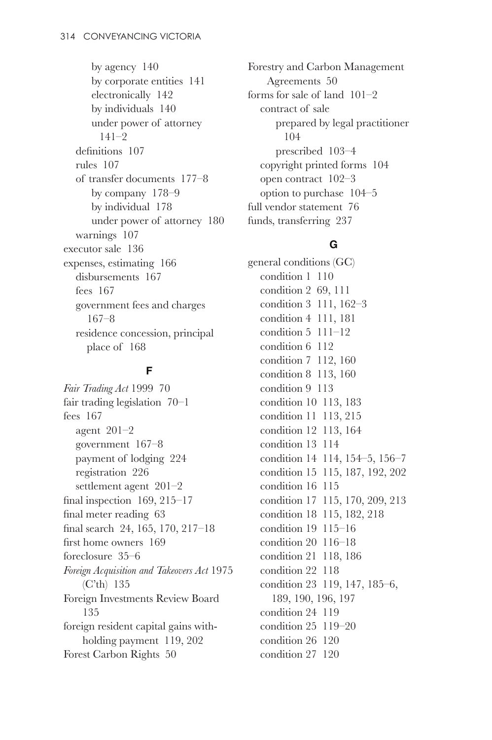by agency 140
by corporate entities 141
electronically 142
by individuals 140
under power of attorney 141–2
definitions 107
rules 107
of transfer documents 177–8
by company 178–9
by individual 178
under power of attorney 180
warnings 107
executor sale 136
expenses, estimating 166
disbursements 167
fees 167
government fees and charges 167–8
residence concession, principal place of 168

**F**

*Fair Trading Act* 1999 70
fair trading legislation 70–1
fees 167
agent 201–2
government 167–8
payment of lodging 224
registration 226
settlement agent 201–2
final inspection 169, 215–17
final meter reading 63
final search 24, 165, 170, 217–18
first home owners 169
foreclosure 35–6
*Foreign Acquisition and Takeovers Act* 1975 (C'th) 135
Foreign Investments Review Board 135
foreign resident capital gains withholding payment 119, 202
Forest Carbon Rights 50
Forestry and Carbon Management Agreements 50
forms for sale of land 101–2
contract of sale
prepared by legal practitioner 104
prescribed 103–4
copyright printed forms 104
open contract 102–3
option to purchase 104–5
full vendor statement 76
funds, transferring 237

**G**

general conditions (GC)
condition 1 110
condition 2 69, 111
condition 3 111, 162–3
condition 4 111, 181
condition 5 111–12
condition 6 112
condition 7 112, 160
condition 8 113, 160
condition 9 113
condition 10 113, 183
condition 11 113, 215
condition 12 113, 164
condition 13 114
condition 14 114, 154–5, 156–7
condition 15 115, 187, 192, 202
condition 16 115
condition 17 115, 170, 209, 213
condition 18 115, 182, 218
condition 19 115–16
condition 20 116–18
condition 21 118, 186
condition 22 118
condition 23 119, 147, 185–6, 189, 190, 196, 197
condition 24 119
condition 25 119–20
condition 26 120
condition 27 120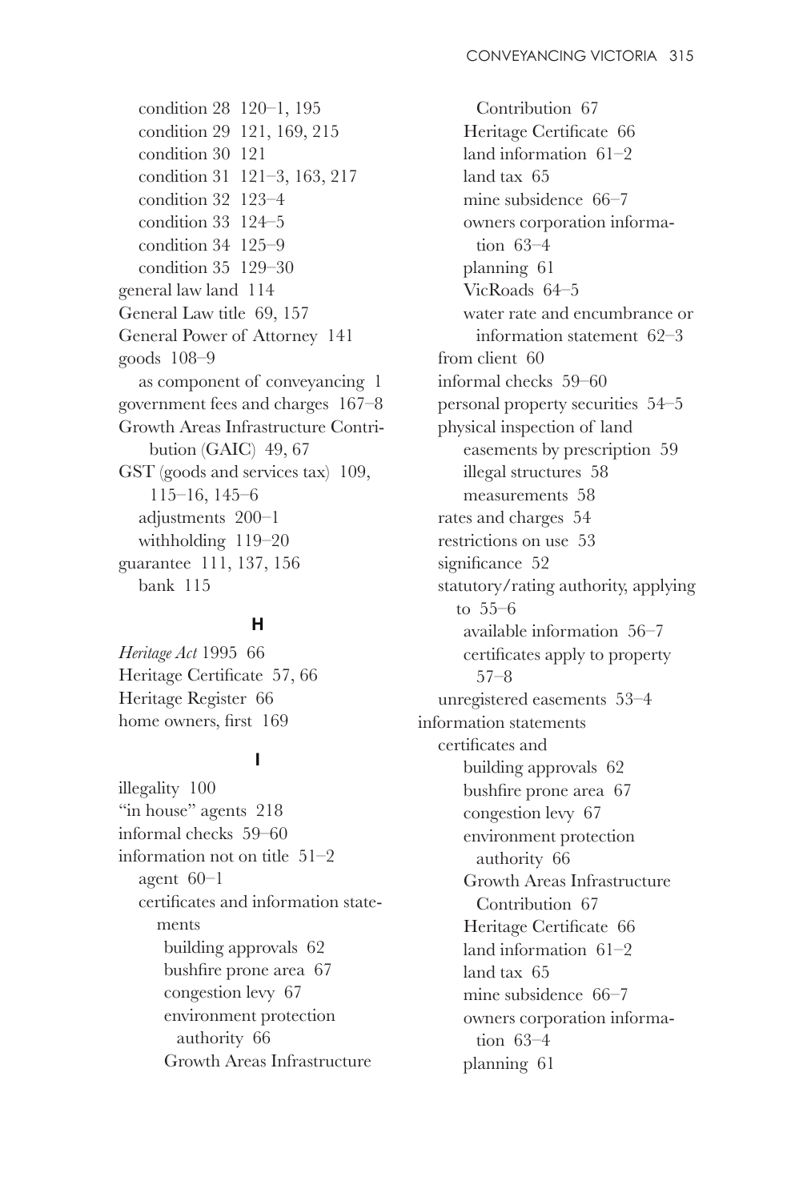- condition 28 120–1, 195
- condition 29 121, 169, 215
- condition 30 121
- condition 31 121–3, 163, 217
- condition 32 123–4
- condition 33 124–5
- condition 34 125–9
- condition 35 129–30

general law land 114
General Law title 69, 157
General Power of Attorney 141
goods 108–9
- as component of conveyancing 1

government fees and charges 167–8
Growth Areas Infrastructure Contribution (GAIC) 49, 67
GST (goods and services tax) 109, 115–16, 145–6
- adjustments 200–1
- withholding 119–20

guarantee 111, 137, 156
- bank 115

### H

*Heritage Act* 1995 66
Heritage Certificate 57, 66
Heritage Register 66
home owners, first 169

### I

illegality 100
"in house" agents 218
informal checks 59–60
information not on title 51–2
- agent 60–1
- certificates and information statements
  - building approvals 62
  - bushfire prone area 67
  - congestion levy 67
  - environment protection authority 66
  - Growth Areas Infrastructure Contribution 67
  - Heritage Certificate 66
  - land information 61–2
  - land tax 65
  - mine subsidence 66–7
  - owners corporation information 63–4
  - planning 61
  - VicRoads 64–5
  - water rate and encumbrance or information statement 62–3
- from client 60
- informal checks 59–60
- personal property securities 54–5
- physical inspection of land
  - easements by prescription 59
  - illegal structures 58
  - measurements 58
- rates and charges 54
- restrictions on use 53
- significance 52
- statutory/rating authority, applying to 55–6
  - available information 56–7
  - certificates apply to property 57–8
- unregistered easements 53–4

information statements
- certificates and
  - building approvals 62
  - bushfire prone area 67
  - congestion levy 67
  - environment protection authority 66
  - Growth Areas Infrastructure Contribution 67
  - Heritage Certificate 66
  - land information 61–2
  - land tax 65
  - mine subsidence 66–7
  - owners corporation information 63–4
  - planning 61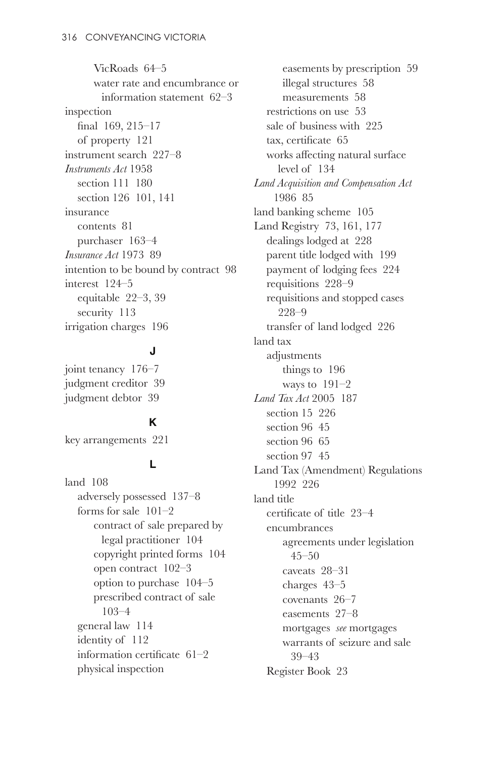VicRoads 64–5
water rate and encumbrance or information statement 62–3

inspection
- final 169, 215–17
- of property 121

instrument search 227–8

*Instruments Act* 1958
- section 111 180
- section 126 101, 141

insurance
- contents 81
- purchaser 163–4

*Insurance Act* 1973 89

intention to be bound by contract 98

interest 124–5
- equitable 22–3, 39
- security 113

irrigation charges 196

## J

joint tenancy 176–7

judgment creditor 39

judgment debtor 39

## K

key arrangements 221

## L

land 108
- adversely possessed 137–8
- forms for sale 101–2
  - contract of sale prepared by legal practitioner 104
  - copyright printed forms 104
  - open contract 102–3
  - option to purchase 104–5
  - prescribed contract of sale 103–4
- general law 114
- identity of 112
- information certificate 61–2
- physical inspection
  - easements by prescription 59
  - illegal structures 58
  - measurements 58
- restrictions on use 53
- sale of business with 225
- tax, certificate 65
- works affecting natural surface level of 134

*Land Acquisition and Compensation Act* 1986 85

land banking scheme 105

Land Registry 73, 161, 177
- dealings lodged at 228
- parent title lodged with 199
- payment of lodging fees 224
- requisitions 228–9
- requisitions and stopped cases 228–9
- transfer of land lodged 226

land tax
- adjustments
  - things to 196
  - ways to 191–2

*Land Tax Act* 2005 187
- section 15 226
- section 96 45
- section 96 65
- section 97 45

Land Tax (Amendment) Regulations 1992 226

land title
- certificate of title 23–4
- encumbrances
  - agreements under legislation 45–50
  - caveats 28–31
  - charges 43–5
  - covenants 26–7
  - easements 27–8
  - mortgages *see* mortgages
  - warrants of seizure and sale 39–43
- Register Book 23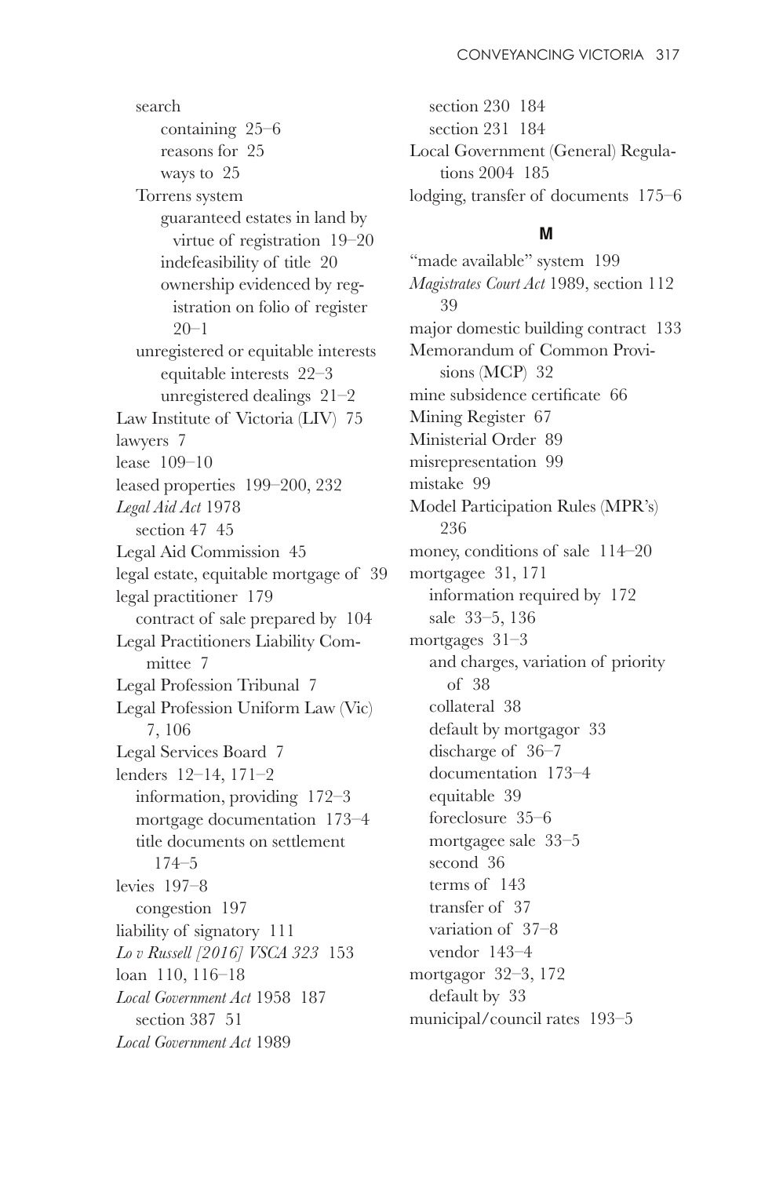search
- containing 25–6
- reasons for 25
- ways to 25

Torrens system
- guaranteed estates in land by virtue of registration 19–20
- indefeasibility of title 20
- ownership evidenced by registration on folio of register 20–1

unregistered or equitable interests
- equitable interests 22–3
- unregistered dealings 21–2

Law Institute of Victoria (LIV) 75
lawyers 7
lease 109–10
leased properties 199–200, 232
*Legal Aid Act* 1978
- section 47 45

Legal Aid Commission 45
legal estate, equitable mortgage of 39
legal practitioner 179
- contract of sale prepared by 104

Legal Practitioners Liability Committee 7
Legal Profession Tribunal 7
Legal Profession Uniform Law (Vic) 7, 106
Legal Services Board 7
lenders 12–14, 171–2
- information, providing 172–3
- mortgage documentation 173–4
- title documents on settlement 174–5

levies 197–8
- congestion 197

liability of signatory 111
*Lo v Russell [2016] VSCA 323* 153
loan 110, 116–18
*Local Government Act* 1958 187
- section 387 51

*Local Government Act* 1989
- section 230 184
- section 231 184

Local Government (General) Regulations 2004 185
lodging, transfer of documents 175–6

## M

"made available" system 199
*Magistrates Court Act* 1989, section 112 39
major domestic building contract 133
Memorandum of Common Provisions (MCP) 32
mine subsidence certificate 66
Mining Register 67
Ministerial Order 89
misrepresentation 99
mistake 99
Model Participation Rules (MPR's) 236
money, conditions of sale 114–20
mortgagee 31, 171
- information required by 172
- sale 33–5, 136

mortgages 31–3
- and charges, variation of priority of 38
- collateral 38
- default by mortgagor 33
- discharge of 36–7
- documentation 173–4
- equitable 39
- foreclosure 35–6
- mortgagee sale 33–5
- second 36
- terms of 143
- transfer of 37
- variation of 37–8
- vendor 143–4

mortgagor 32–3, 172
- default by 33

municipal/council rates 193–5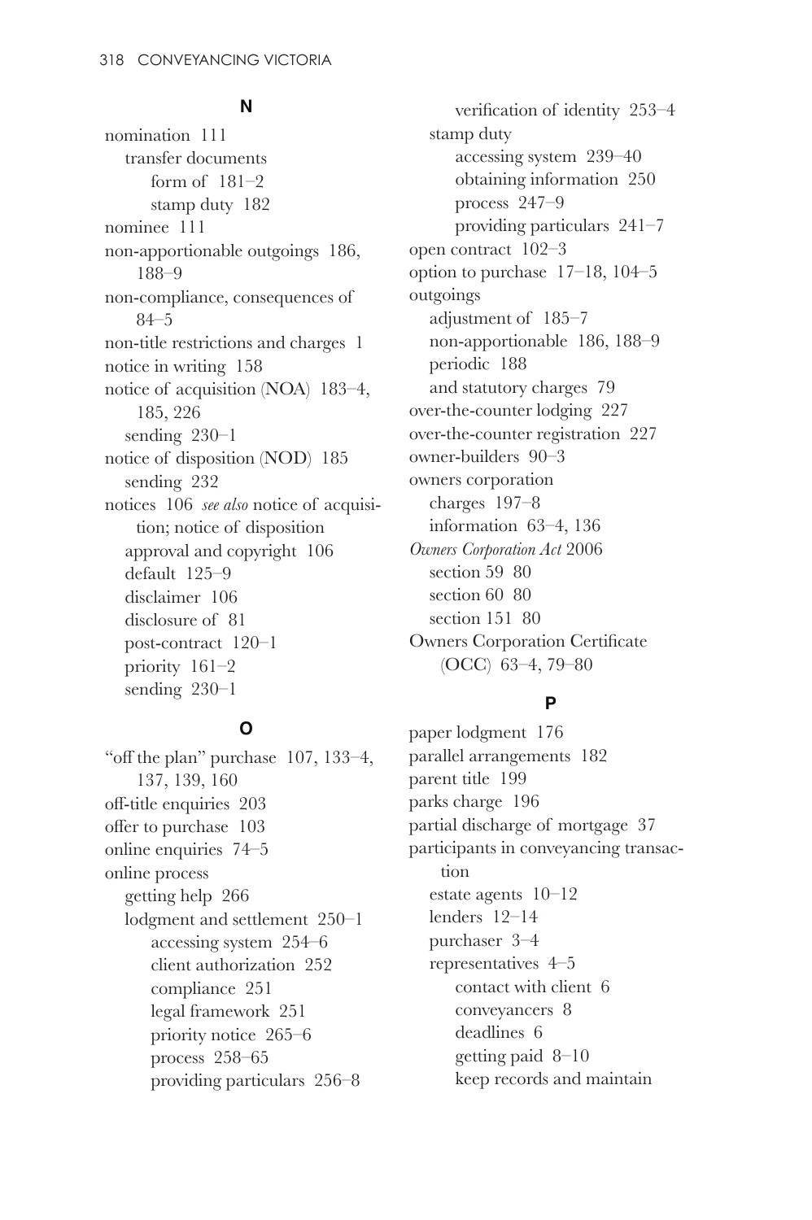## N

- nomination 111
  - transfer documents
    - form of 181–2
    - stamp duty 182
- nominee 111
- non-apportionable outgoings 186, 188–9
- non-compliance, consequences of 84–5
- non-title restrictions and charges 1
- notice in writing 158
- notice of acquisition (NOA) 183–4, 185, 226
  - sending 230–1
- notice of disposition (NOD) 185
  - sending 232
- notices 106 *see also* notice of acquisition; notice of disposition
  - approval and copyright 106
  - default 125–9
  - disclaimer 106
  - disclosure of 81
  - post-contract 120–1
  - priority 161–2
  - sending 230–1

## O

- "off the plan" purchase 107, 133–4, 137, 139, 160
- off-title enquiries 203
- offer to purchase 103
- online enquiries 74–5
- online process
  - getting help 266
  - lodgment and settlement 250–1
    - accessing system 254–6
    - client authorization 252
    - compliance 251
    - legal framework 251
    - priority notice 265–6
    - process 258–65
    - providing particulars 256–8
    - verification of identity 253–4
  - stamp duty
    - accessing system 239–40
    - obtaining information 250
    - process 247–9
    - providing particulars 241–7
- open contract 102–3
- option to purchase 17–18, 104–5
- outgoings
  - adjustment of 185–7
  - non-apportionable 186, 188–9
  - periodic 188
  - and statutory charges 79
- over-the-counter lodging 227
- over-the-counter registration 227
- owner-builders 90–3
- owners corporation
  - charges 197–8
  - information 63–4, 136
- *Owners Corporation Act* 2006
  - section 59 80
  - section 60 80
  - section 151 80
- Owners Corporation Certificate (OCC) 63–4, 79–80

## P

- paper lodgment 176
- parallel arrangements 182
- parent title 199
- parks charge 196
- partial discharge of mortgage 37
- participants in conveyancing transaction
  - estate agents 10–12
  - lenders 12–14
  - purchaser 3–4
  - representatives 4–5
    - contact with client 6
    - conveyancers 8
    - deadlines 6
    - getting paid 8–10
    - keep records and maintain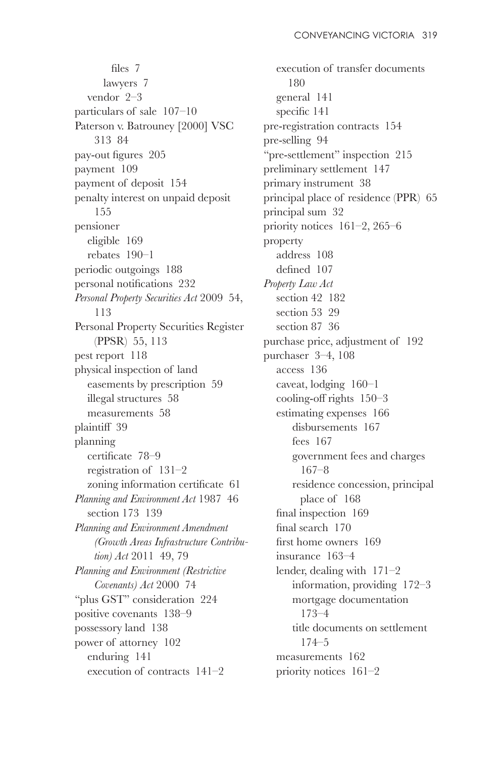files 7
lawyers 7
vendor 2–3
particulars of sale 107–10
Paterson v. Batrouney [2000] VSC 313 84
pay-out figures 205
payment 109
payment of deposit 154
penalty interest on unpaid deposit 155
pensioner
eligible 169
rebates 190–1
periodic outgoings 188
personal notifications 232
*Personal Property Securities Act* 2009 54, 113
Personal Property Securities Register (PPSR) 55, 113
pest report 118
physical inspection of land
easements by prescription 59
illegal structures 58
measurements 58
plaintiff 39
planning
certificate 78–9
registration of 131–2
zoning information certificate 61
*Planning and Environment Act* 1987 46
section 173 139
*Planning and Environment Amendment (Growth Areas Infrastructure Contribution) Act* 2011 49, 79
*Planning and Environment (Restrictive Covenants) Act* 2000 74
"plus GST" consideration 224
positive covenants 138–9
possessory land 138
power of attorney 102
enduring 141
execution of contracts 141–2
execution of transfer documents 180
general 141
specific 141
pre-registration contracts 154
pre-selling 94
"pre-settlement" inspection 215
preliminary settlement 147
primary instrument 38
principal place of residence (PPR) 65
principal sum 32
priority notices 161–2, 265–6
property
address 108
defined 107
*Property Law Act*
section 42 182
section 53 29
section 87 36
purchase price, adjustment of 192
purchaser 3–4, 108
access 136
caveat, lodging 160–1
cooling-off rights 150–3
estimating expenses 166
disbursements 167
fees 167
government fees and charges 167–8
residence concession, principal place of 168
final inspection 169
final search 170
first home owners 169
insurance 163–4
lender, dealing with 171–2
information, providing 172–3
mortgage documentation 173–4
title documents on settlement 174–5
measurements 162
priority notices 161–2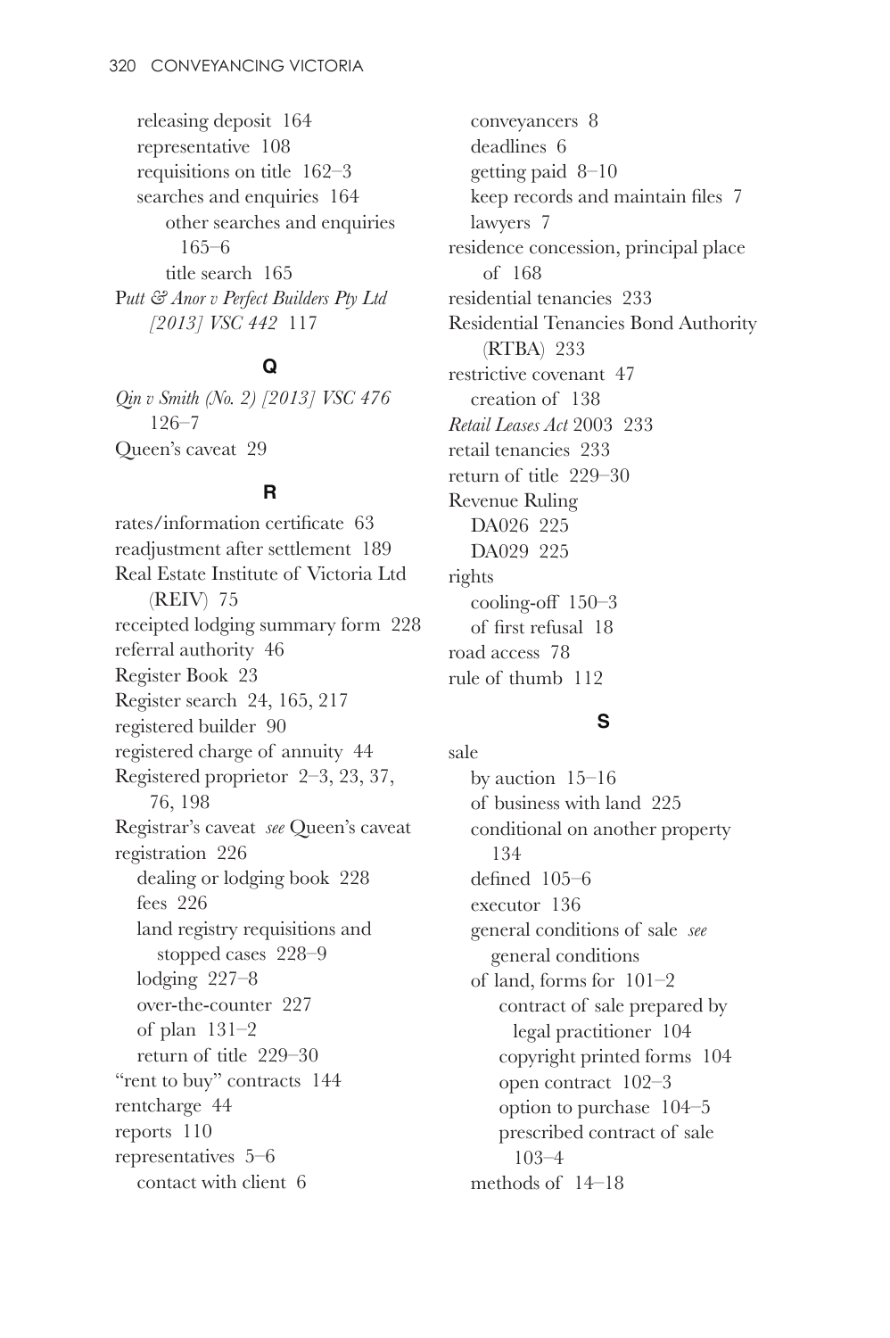releasing deposit 164
representative 108
requisitions on title 162–3
searches and enquiries 164
other searches and enquiries 165–6
title search 165

P*utt & Anor v Perfect Builders Pty Ltd [2013] VSC 442* 117

**Q**

*Qin v Smith (No. 2) [2013] VSC 476* 126–7
Queen's caveat 29

**R**

rates/information certificate 63
readjustment after settlement 189
Real Estate Institute of Victoria Ltd (REIV) 75
receipted lodging summary form 228
referral authority 46
Register Book 23
Register search 24, 165, 217
registered builder 90
registered charge of annuity 44
Registered proprietor 2–3, 23, 37, 76, 198
Registrar's caveat *see* Queen's caveat
registration 226
dealing or lodging book 228
fees 226
land registry requisitions and stopped cases 228–9
lodging 227–8
over-the-counter 227
of plan 131–2
return of title 229–30
"rent to buy" contracts 144
rentcharge 44
reports 110
representatives 5–6
contact with client 6
conveyancers 8
deadlines 6
getting paid 8–10
keep records and maintain files 7
lawyers 7
residence concession, principal place of 168
residential tenancies 233
Residential Tenancies Bond Authority (RTBA) 233
restrictive covenant 47
creation of 138
*Retail Leases Act* 2003 233
retail tenancies 233
return of title 229–30
Revenue Ruling
DA026 225
DA029 225
rights
cooling-off 150–3
of first refusal 18
road access 78
rule of thumb 112

**S**

sale
by auction 15–16
of business with land 225
conditional on another property 134
defined 105–6
executor 136
general conditions of sale *see* general conditions
of land, forms for 101–2
contract of sale prepared by legal practitioner 104
copyright printed forms 104
open contract 102–3
option to purchase 104–5
prescribed contract of sale 103–4
methods of 14–18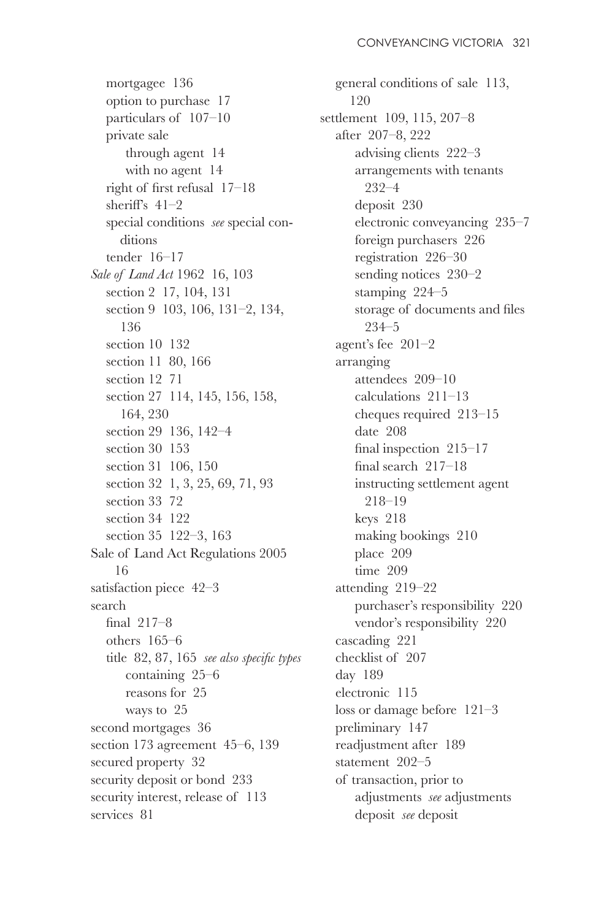mortgagee 136
option to purchase 17
particulars of 107–10
private sale
through agent 14
with no agent 14
right of first refusal 17–18
sheriff's 41–2
special conditions *see* special conditions
tender 16–17

*Sale of Land Act* 1962 16, 103
section 2 17, 104, 131
section 9 103, 106, 131–2, 134, 136
section 10 132
section 11 80, 166
section 12 71
section 27 114, 145, 156, 158, 164, 230
section 29 136, 142–4
section 30 153
section 31 106, 150
section 32 1, 3, 25, 69, 71, 93
section 33 72
section 34 122
section 35 122–3, 163

Sale of Land Act Regulations 2005 16

satisfaction piece 42–3

search
final 217–8
others 165–6
title 82, 87, 165 *see also specific types*
containing 25–6
reasons for 25
ways to 25

second mortgages 36

section 173 agreement 45–6, 139

secured property 32

security deposit or bond 233

security interest, release of 113

services 81

general conditions of sale 113, 120

settlement 109, 115, 207–8
after 207–8, 222
advising clients 222–3
arrangements with tenants 232–4
deposit 230
electronic conveyancing 235–7
foreign purchasers 226
registration 226–30
sending notices 230–2
stamping 224–5
storage of documents and files 234–5
agent's fee 201–2
arranging
attendees 209–10
calculations 211–13
cheques required 213–15
date 208
final inspection 215–17
final search 217–18
instructing settlement agent 218–19
keys 218
making bookings 210
place 209
time 209
attending 219–22
purchaser's responsibility 220
vendor's responsibility 220
cascading 221
checklist of 207
day 189
electronic 115
loss or damage before 121–3
preliminary 147
readjustment after 189
statement 202–5
of transaction, prior to
adjustments *see* adjustments
deposit *see* deposit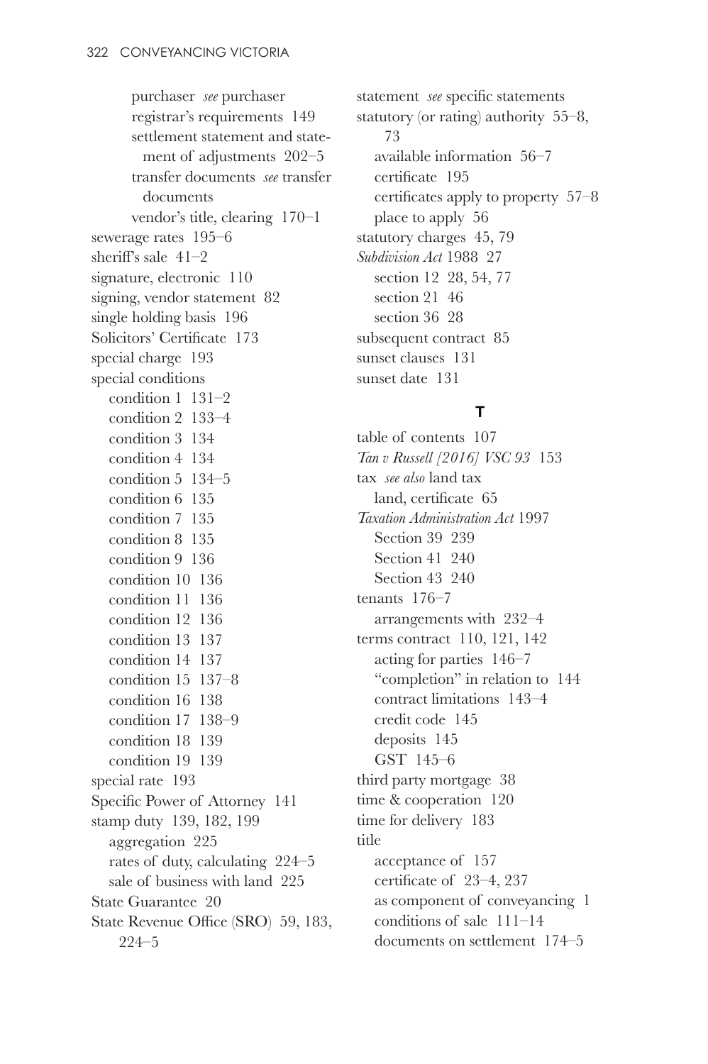purchaser *see* purchaser
registrar's requirements 149
settlement statement and statement of adjustments 202–5
transfer documents *see* transfer documents
vendor's title, clearing 170–1

sewerage rates 195–6
sheriff's sale 41–2
signature, electronic 110
signing, vendor statement 82
single holding basis 196
Solicitors' Certificate 173
special charge 193
special conditions
  condition 1 131–2
  condition 2 133–4
  condition 3 134
  condition 4 134
  condition 5 134–5
  condition 6 135
  condition 7 135
  condition 8 135
  condition 9 136
  condition 10 136
  condition 11 136
  condition 12 136
  condition 13 137
  condition 14 137
  condition 15 137–8
  condition 16 138
  condition 17 138–9
  condition 18 139
  condition 19 139
special rate 193
Specific Power of Attorney 141
stamp duty 139, 182, 199
  aggregation 225
  rates of duty, calculating 224–5
  sale of business with land 225
State Guarantee 20
State Revenue Office (SRO) 59, 183, 224–5
statement *see* specific statements
statutory (or rating) authority 55–8, 73
  available information 56–7
  certificate 195
  certificates apply to property 57–8
  place to apply 56
statutory charges 45, 79
*Subdivision Act* 1988 27
  section 12 28, 54, 77
  section 21 46
  section 36 28
subsequent contract 85
sunset clauses 131
sunset date 131

## T

table of contents 107
*Tan v Russell [2016] VSC 93* 153
tax *see also* land tax
  land, certificate 65
*Taxation Administration Act* 1997
  Section 39 239
  Section 41 240
  Section 43 240
tenants 176–7
  arrangements with 232–4
terms contract 110, 121, 142
  acting for parties 146–7
  "completion" in relation to 144
  contract limitations 143–4
  credit code 145
  deposits 145
  GST 145–6
third party mortgage 38
time & cooperation 120
time for delivery 183
title
  acceptance of 157
  certificate of 23–4, 237
  as component of conveyancing 1
  conditions of sale 111–14
  documents on settlement 174–5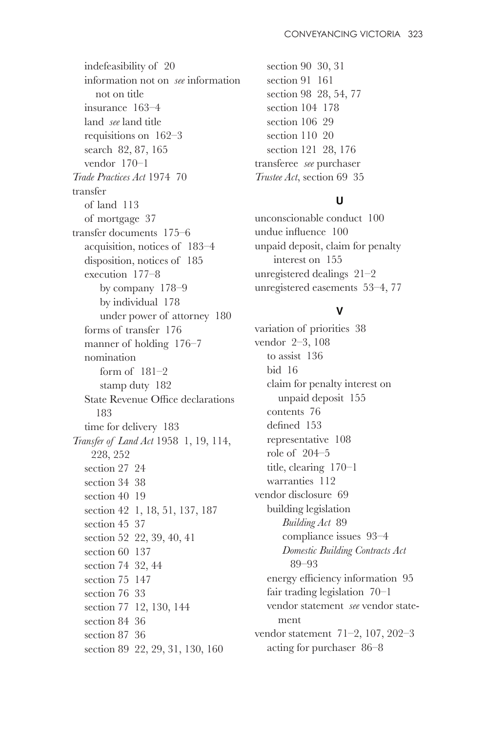indefeasibility of 20
information not on *see* information not on title
insurance 163–4
land *see* land title
requisitions on 162–3
search 82, 87, 165
vendor 170–1

*Trade Practices Act* 1974 70

transfer
of land 113
of mortgage 37

transfer documents 175–6
acquisition, notices of 183–4
disposition, notices of 185
execution 177–8
by company 178–9
by individual 178
under power of attorney 180
forms of transfer 176
manner of holding 176–7
nomination
form of 181–2
stamp duty 182
State Revenue Office declarations 183
time for delivery 183

*Transfer of Land Act* 1958 1, 19, 114, 228, 252
section 27 24
section 34 38
section 40 19
section 42 1, 18, 51, 137, 187
section 45 37
section 52 22, 39, 40, 41
section 60 137
section 74 32, 44
section 75 147
section 76 33
section 77 12, 130, 144
section 84 36
section 87 36
section 89 22, 29, 31, 130, 160
section 90 30, 31
section 91 161
section 98 28, 54, 77
section 104 178
section 106 29
section 110 20
section 121 28, 176

transferee *see* purchaser

*Trustee Act*, section 69 35

## U

unconscionable conduct 100
undue influence 100
unpaid deposit, claim for penalty interest on 155
unregistered dealings 21–2
unregistered easements 53–4, 77

## V

variation of priorities 38

vendor 2–3, 108
to assist 136
bid 16
claim for penalty interest on unpaid deposit 155
contents 76
defined 153
representative 108
role of 204–5
title, clearing 170–1
warranties 112

vendor disclosure 69
building legislation
*Building Act* 89
compliance issues 93–4
*Domestic Building Contracts Act* 89–93
energy efficiency information 95
fair trading legislation 70–1
vendor statement *see* vendor statement

vendor statement 71–2, 107, 202–3
acting for purchaser 86–8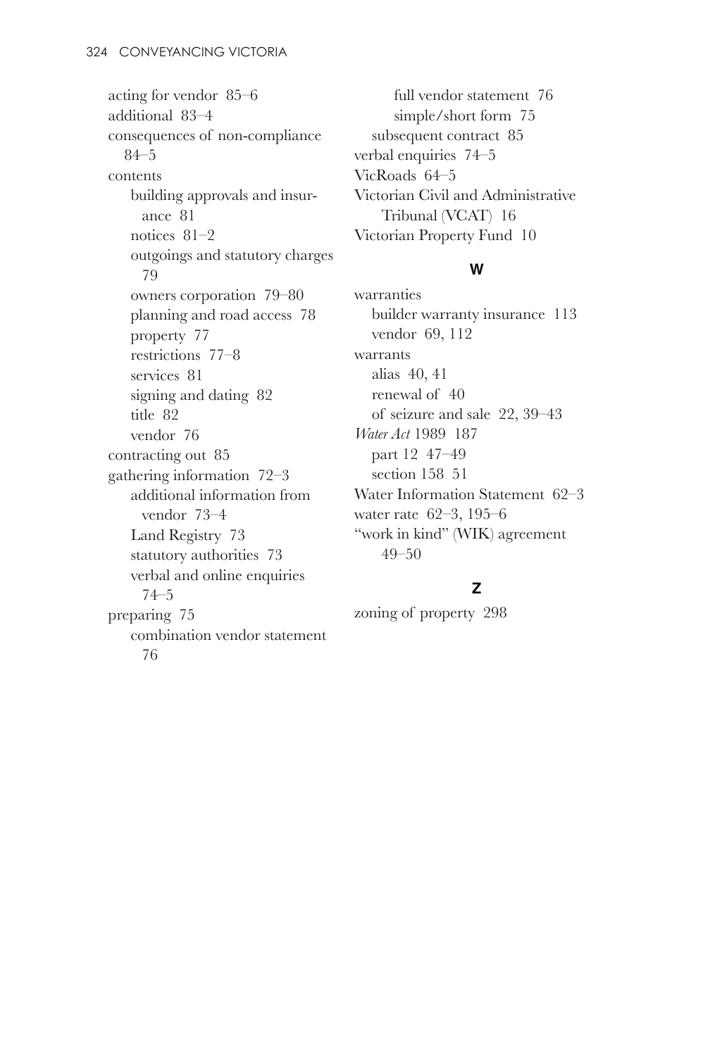acting for vendor 85–6
additional 83–4
consequences of non-compliance 84–5
contents
- building approvals and insurance 81
- notices 81–2
- outgoings and statutory charges 79
- owners corporation 79–80
- planning and road access 78
- property 77
- restrictions 77–8
- services 81
- signing and dating 82
- title 82
- vendor 76

contracting out 85
gathering information 72–3
- additional information from vendor 73–4
- Land Registry 73
- statutory authorities 73
- verbal and online enquiries 74–5

preparing 75
- combination vendor statement 76
- full vendor statement 76
- simple/short form 75

subsequent contract 85
verbal enquiries 74–5
VicRoads 64–5
Victorian Civil and Administrative Tribunal (VCAT) 16
Victorian Property Fund 10

## W

warranties
- builder warranty insurance 113
- vendor 69, 112

warrants
- alias 40, 41
- renewal of 40
- of seizure and sale 22, 39–43

*Water Act* 1989 187
- part 12 47–49
- section 158 51

Water Information Statement 62–3
water rate 62–3, 195–6
"work in kind" (WIK) agreement 49–50

## Z

zoning of property 298